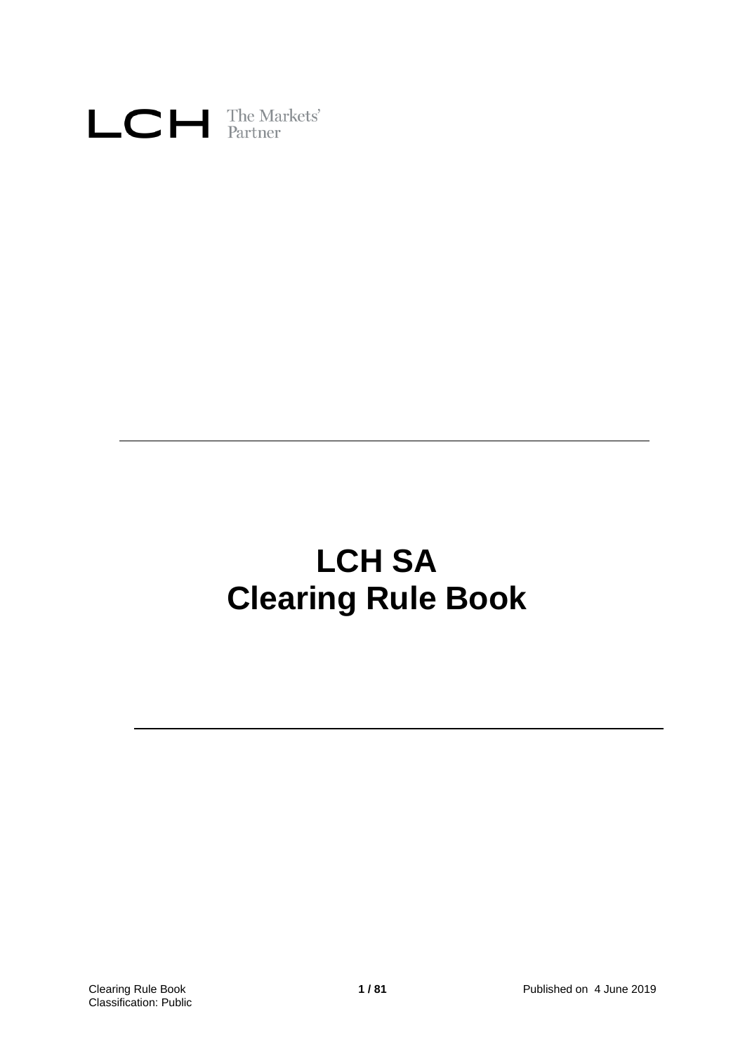LCH The Markets' Partner

# LCH SA
# Clearing Rule Book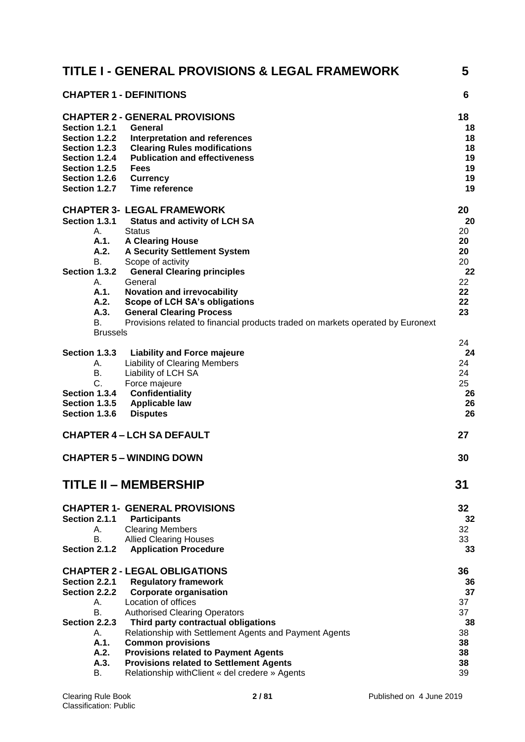| TITLE I - GENERAL PROVISIONS & LEGAL FRAMEWORK | | 5 |
|---|---|---|
| **CHAPTER 1 - DEFINITIONS** | | **6** |
| **CHAPTER 2 - GENERAL PROVISIONS** | | **18** |
| **Section 1.2.1** | **General** | **18** |
| **Section 1.2.2** | **Interpretation and references** | **18** |
| **Section 1.2.3** | **Clearing Rules modifications** | **18** |
| **Section 1.2.4** | **Publication and effectiveness** | **19** |
| **Section 1.2.5** | **Fees** | **19** |
| **Section 1.2.6** | **Currency** | **19** |
| **Section 1.2.7** | **Time reference** | **19** |
| **CHAPTER 3- LEGAL FRAMEWORK** | | **20** |
| **Section 1.3.1** | **Status and activity of LCH SA** | **20** |
| A. | Status | 20 |
| **A.1.** | **A Clearing House** | **20** |
| **A.2.** | **A Security Settlement System** | **20** |
| B. | Scope of activity | 20 |
| **Section 1.3.2** | **General Clearing principles** | **22** |
| A. | General | 22 |
| **A.1.** | **Novation and irrevocability** | **22** |
| **A.2.** | **Scope of LCH SA's obligations** | **22** |
| **A.3.** | **General Clearing Process** | **23** |
| B. | Provisions related to financial products traded on markets operated by Euronext Brussels | 24 |
| **Section 1.3.3** | **Liability and Force majeure** | **24** |
| A. | Liability of Clearing Members | 24 |
| B. | Liability of LCH SA | 24 |
| C. | Force majeure | 25 |
| **Section 1.3.4** | **Confidentiality** | **26** |
| **Section 1.3.5** | **Applicable law** | **26** |
| **Section 1.3.6** | **Disputes** | **26** |
| **CHAPTER 4 – LCH SA DEFAULT** | | **27** |
| **CHAPTER 5 – WINDING DOWN** | | **30** |
| **TITLE II – MEMBERSHIP** | | **31** |
| **CHAPTER 1- GENERAL PROVISIONS** | | **32** |
| **Section 2.1.1** | **Participants** | **32** |
| A. | Clearing Members | 32 |
| B. | Allied Clearing Houses | 33 |
| **Section 2.1.2** | **Application Procedure** | **33** |
| **CHAPTER 2 - LEGAL OBLIGATIONS** | | **36** |
| **Section 2.2.1** | **Regulatory framework** | **36** |
| **Section 2.2.2** | **Corporate organisation** | **37** |
| A. | Location of offices | 37 |
| B. | Authorised Clearing Operators | 37 |
| **Section 2.2.3** | **Third party contractual obligations** | **38** |
| A. | Relationship with Settlement Agents and Payment Agents | 38 |
| **A.1.** | **Common provisions** | **38** |
| **A.2.** | **Provisions related to Payment Agents** | **38** |
| **A.3.** | **Provisions related to Settlement Agents** | **38** |
| B. | Relationship withClient « del credere » Agents | 39 |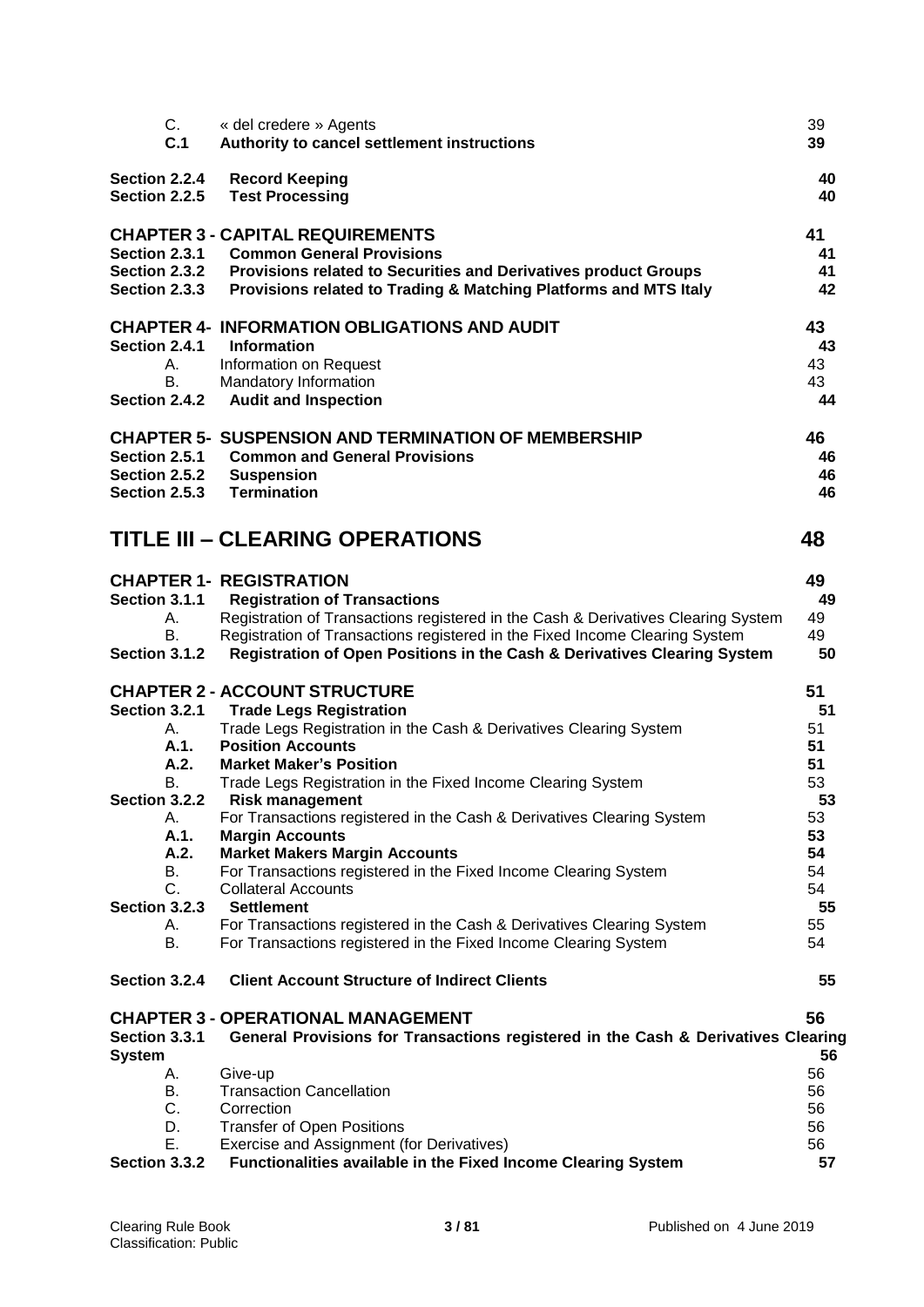| | | |
|---|---|---|
| C. | « del credere » Agents | 39 |
| **C.1** | **Authority to cancel settlement instructions** | **39** |
| **Section 2.2.4** | **Record Keeping** | **40** |
| **Section 2.2.5** | **Test Processing** | **40** |
| **CHAPTER 3 - CAPITAL REQUIREMENTS** | | **41** |
| **Section 2.3.1** | **Common General Provisions** | **41** |
| **Section 2.3.2** | **Provisions related to Securities and Derivatives product Groups** | **41** |
| **Section 2.3.3** | **Provisions related to Trading & Matching Platforms and MTS Italy** | **42** |
| **CHAPTER 4- INFORMATION OBLIGATIONS AND AUDIT** | | **43** |
| **Section 2.4.1** | **Information** | **43** |
| A. | Information on Request | 43 |
| B. | Mandatory Information | 43 |
| **Section 2.4.2** | **Audit and Inspection** | **44** |
| **CHAPTER 5- SUSPENSION AND TERMINATION OF MEMBERSHIP** | | **46** |
| **Section 2.5.1** | **Common and General Provisions** | **46** |
| **Section 2.5.2** | **Suspension** | **46** |
| **Section 2.5.3** | **Termination** | **46** |

# TITLE III – CLEARING OPERATIONS — 48

| | | |
|---|---|---|
| **CHAPTER 1- REGISTRATION** | | **49** |
| **Section 3.1.1** | **Registration of Transactions** | **49** |
| A. | Registration of Transactions registered in the Cash & Derivatives Clearing System | 49 |
| B. | Registration of Transactions registered in the Fixed Income Clearing System | 49 |
| **Section 3.1.2** | **Registration of Open Positions in the Cash & Derivatives Clearing System** | **50** |
| **CHAPTER 2 - ACCOUNT STRUCTURE** | | **51** |
| **Section 3.2.1** | **Trade Legs Registration** | **51** |
| A. | Trade Legs Registration in the Cash & Derivatives Clearing System | 51 |
| **A.1.** | **Position Accounts** | **51** |
| **A.2.** | **Market Maker's Position** | **51** |
| B. | Trade Legs Registration in the Fixed Income Clearing System | 53 |
| **Section 3.2.2** | **Risk management** | **53** |
| A. | For Transactions registered in the Cash & Derivatives Clearing System | 53 |
| **A.1.** | **Margin Accounts** | **53** |
| **A.2.** | **Market Makers Margin Accounts** | **54** |
| B. | For Transactions registered in the Fixed Income Clearing System | 54 |
| C. | Collateral Accounts | 54 |
| **Section 3.2.3** | **Settlement** | **55** |
| A. | For Transactions registered in the Cash & Derivatives Clearing System | 55 |
| B. | For Transactions registered in the Fixed Income Clearing System | 54 |
| **Section 3.2.4** | **Client Account Structure of Indirect Clients** | **55** |
| **CHAPTER 3 - OPERATIONAL MANAGEMENT** | | **56** |
| **Section 3.3.1** | **General Provisions for Transactions registered in the Cash & Derivatives Clearing System** | **56** |
| A. | Give-up | 56 |
| B. | Transaction Cancellation | 56 |
| C. | Correction | 56 |
| D. | Transfer of Open Positions | 56 |
| E. | Exercise and Assignment (for Derivatives) | 56 |
| **Section 3.3.2** | **Functionalities available in the Fixed Income Clearing System** | **57** |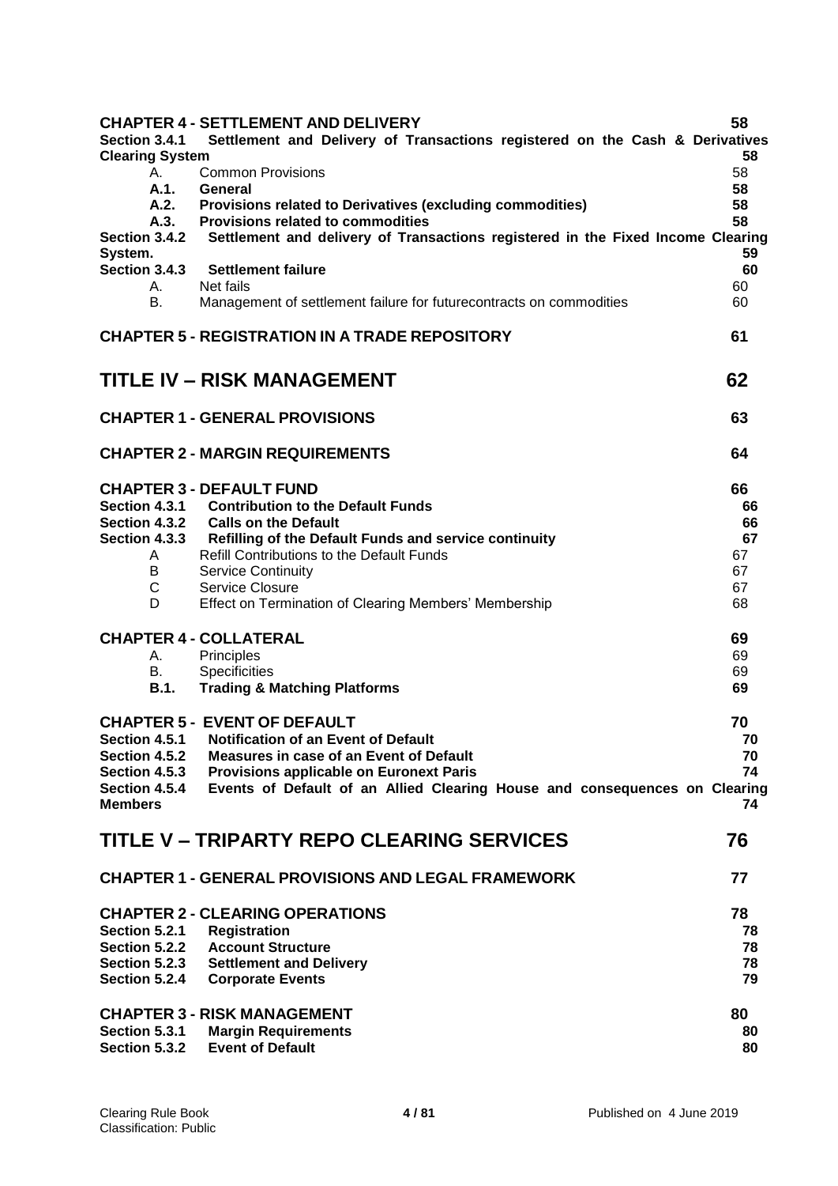**CHAPTER 4 - SETTLEMENT AND DELIVERY** 58

**Section 3.4.1 Settlement and Delivery of Transactions registered on the Cash & Derivatives Clearing System** 58

A. Common Provisions 58

**A.1. General** 58

**A.2. Provisions related to Derivatives (excluding commodities)** 58

**A.3. Provisions related to commodities** 58

**Section 3.4.2 Settlement and delivery of Transactions registered in the Fixed Income Clearing System.** 59

**Section 3.4.3 Settlement failure** 60

A. Net fails 60

B. Management of settlement failure for futurecontracts on commodities 60

**CHAPTER 5 - REGISTRATION IN A TRADE REPOSITORY** 61

# TITLE IV – RISK MANAGEMENT 62

**CHAPTER 1 - GENERAL PROVISIONS** 63

**CHAPTER 2 - MARGIN REQUIREMENTS** 64

**CHAPTER 3 - DEFAULT FUND** 66

**Section 4.3.1 Contribution to the Default Funds** 66

**Section 4.3.2 Calls on the Default** 66

**Section 4.3.3 Refilling of the Default Funds and service continuity** 67

A Refill Contributions to the Default Funds 67

B Service Continuity 67

C Service Closure 67

D Effect on Termination of Clearing Members' Membership 68

**CHAPTER 4 - COLLATERAL** 69

A. Principles 69

B. Specificities 69

**B.1. Trading & Matching Platforms** 69

**CHAPTER 5 - EVENT OF DEFAULT** 70

**Section 4.5.1 Notification of an Event of Default** 70

**Section 4.5.2 Measures in case of an Event of Default** 70

**Section 4.5.3 Provisions applicable on Euronext Paris** 74

**Section 4.5.4 Events of Default of an Allied Clearing House and consequences on Clearing Members** 74

# TITLE V – TRIPARTY REPO CLEARING SERVICES 76

**CHAPTER 1 - GENERAL PROVISIONS AND LEGAL FRAMEWORK** 77

**CHAPTER 2 - CLEARING OPERATIONS** 78

**Section 5.2.1 Registration** 78

**Section 5.2.2 Account Structure** 78

**Section 5.2.3 Settlement and Delivery** 78

**Section 5.2.4 Corporate Events** 79

**CHAPTER 3 - RISK MANAGEMENT** 80

**Section 5.3.1 Margin Requirements** 80

**Section 5.3.2 Event of Default** 80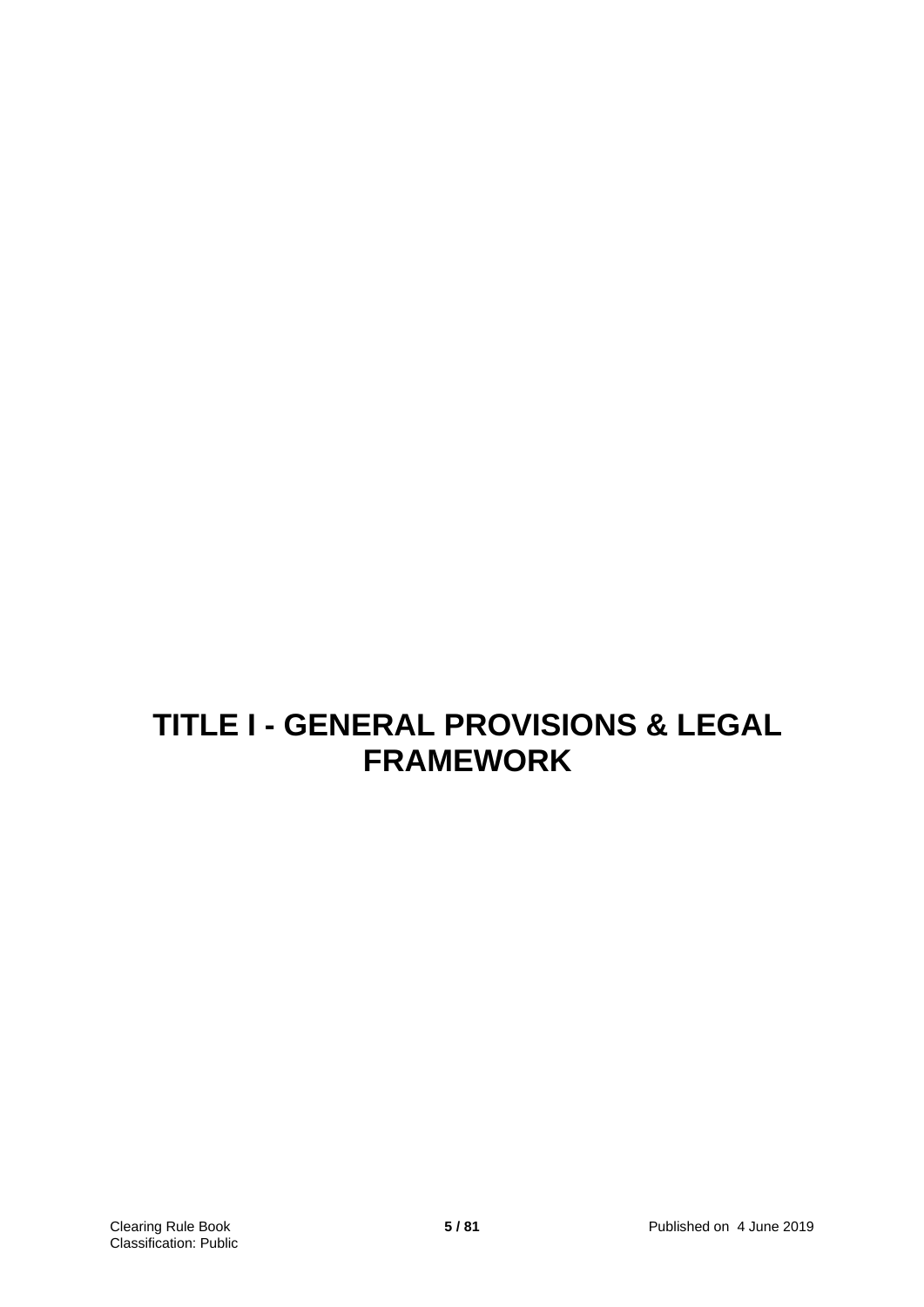# TITLE I - GENERAL PROVISIONS & LEGAL FRAMEWORK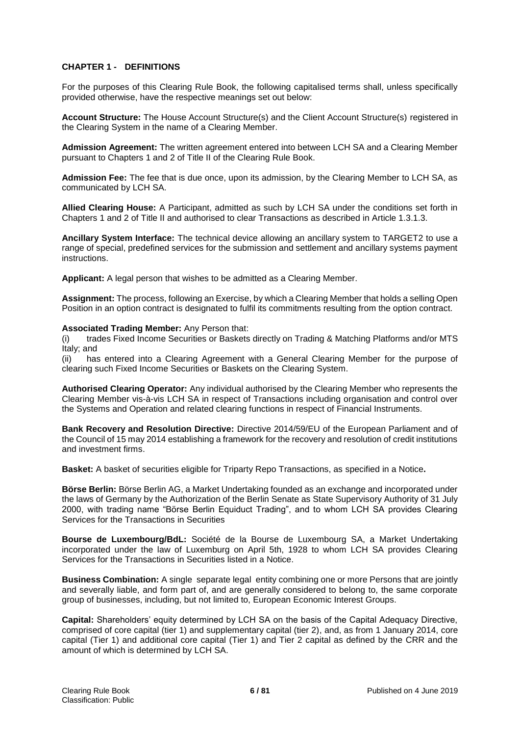## CHAPTER 1 - DEFINITIONS

For the purposes of this Clearing Rule Book, the following capitalised terms shall, unless specifically provided otherwise, have the respective meanings set out below:

**Account Structure:** The House Account Structure(s) and the Client Account Structure(s) registered in the Clearing System in the name of a Clearing Member.

**Admission Agreement:** The written agreement entered into between LCH SA and a Clearing Member pursuant to Chapters 1 and 2 of Title II of the Clearing Rule Book.

**Admission Fee:** The fee that is due once, upon its admission, by the Clearing Member to LCH SA, as communicated by LCH SA.

**Allied Clearing House:** A Participant, admitted as such by LCH SA under the conditions set forth in Chapters 1 and 2 of Title II and authorised to clear Transactions as described in Article 1.3.1.3.

**Ancillary System Interface:** The technical device allowing an ancillary system to TARGET2 to use a range of special, predefined services for the submission and settlement and ancillary systems payment instructions.

**Applicant:** A legal person that wishes to be admitted as a Clearing Member.

**Assignment:** The process, following an Exercise, by which a Clearing Member that holds a selling Open Position in an option contract is designated to fulfil its commitments resulting from the option contract.

**Associated Trading Member:** Any Person that:

(i) trades Fixed Income Securities or Baskets directly on Trading & Matching Platforms and/or MTS Italy; and

(ii) has entered into a Clearing Agreement with a General Clearing Member for the purpose of clearing such Fixed Income Securities or Baskets on the Clearing System.

**Authorised Clearing Operator:** Any individual authorised by the Clearing Member who represents the Clearing Member vis-à-vis LCH SA in respect of Transactions including organisation and control over the Systems and Operation and related clearing functions in respect of Financial Instruments.

**Bank Recovery and Resolution Directive:** Directive 2014/59/EU of the European Parliament and of the Council of 15 may 2014 establishing a framework for the recovery and resolution of credit institutions and investment firms.

**Basket:** A basket of securities eligible for Triparty Repo Transactions, as specified in a Notice**.**

**Börse Berlin:** Börse Berlin AG, a Market Undertaking founded as an exchange and incorporated under the laws of Germany by the Authorization of the Berlin Senate as State Supervisory Authority of 31 July 2000, with trading name "Börse Berlin Equiduct Trading", and to whom LCH SA provides Clearing Services for the Transactions in Securities

**Bourse de Luxembourg/BdL:** Société de la Bourse de Luxembourg SA, a Market Undertaking incorporated under the law of Luxemburg on April 5th, 1928 to whom LCH SA provides Clearing Services for the Transactions in Securities listed in a Notice.

**Business Combination:** A single separate legal entity combining one or more Persons that are jointly and severally liable, and form part of, and are generally considered to belong to, the same corporate group of businesses, including, but not limited to, European Economic Interest Groups.

**Capital:** Shareholders' equity determined by LCH SA on the basis of the Capital Adequacy Directive, comprised of core capital (tier 1) and supplementary capital (tier 2), and, as from 1 January 2014, core capital (Tier 1) and additional core capital (Tier 1) and Tier 2 capital as defined by the CRR and the amount of which is determined by LCH SA.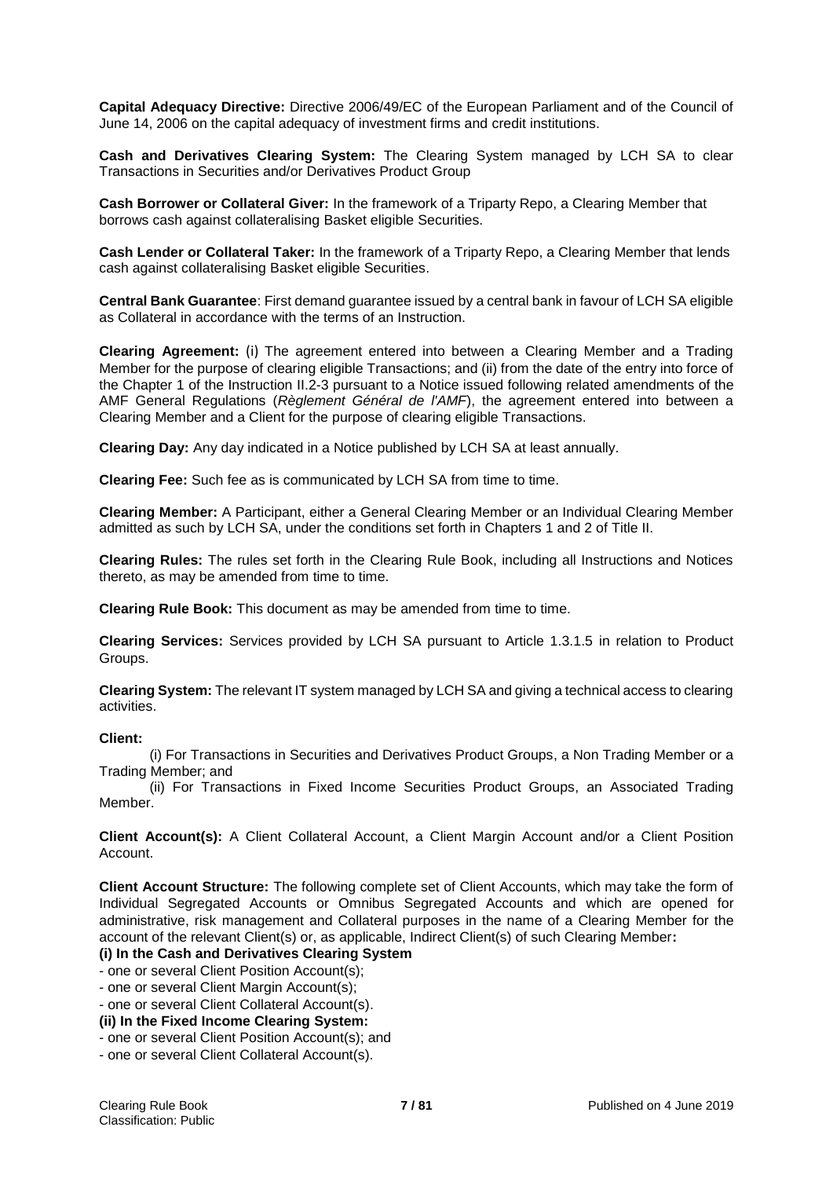**Capital Adequacy Directive:** Directive 2006/49/EC of the European Parliament and of the Council of June 14, 2006 on the capital adequacy of investment firms and credit institutions.

**Cash and Derivatives Clearing System:** The Clearing System managed by LCH SA to clear Transactions in Securities and/or Derivatives Product Group

**Cash Borrower or Collateral Giver:** In the framework of a Triparty Repo, a Clearing Member that borrows cash against collateralising Basket eligible Securities.

**Cash Lender or Collateral Taker:** In the framework of a Triparty Repo, a Clearing Member that lends cash against collateralising Basket eligible Securities.

**Central Bank Guarantee**: First demand guarantee issued by a central bank in favour of LCH SA eligible as Collateral in accordance with the terms of an Instruction.

**Clearing Agreement:** (i) The agreement entered into between a Clearing Member and a Trading Member for the purpose of clearing eligible Transactions; and (ii) from the date of the entry into force of the Chapter 1 of the Instruction II.2-3 pursuant to a Notice issued following related amendments of the AMF General Regulations (*Règlement Général de l'AMF*), the agreement entered into between a Clearing Member and a Client for the purpose of clearing eligible Transactions.

**Clearing Day:** Any day indicated in a Notice published by LCH SA at least annually.

**Clearing Fee:** Such fee as is communicated by LCH SA from time to time.

**Clearing Member:** A Participant, either a General Clearing Member or an Individual Clearing Member admitted as such by LCH SA, under the conditions set forth in Chapters 1 and 2 of Title II.

**Clearing Rules:** The rules set forth in the Clearing Rule Book, including all Instructions and Notices thereto, as may be amended from time to time.

**Clearing Rule Book:** This document as may be amended from time to time.

**Clearing Services:** Services provided by LCH SA pursuant to Article 1.3.1.5 in relation to Product Groups.

**Clearing System:** The relevant IT system managed by LCH SA and giving a technical access to clearing activities.

**Client:**

(i) For Transactions in Securities and Derivatives Product Groups, a Non Trading Member or a Trading Member; and

(ii) For Transactions in Fixed Income Securities Product Groups, an Associated Trading Member.

**Client Account(s):** A Client Collateral Account, a Client Margin Account and/or a Client Position Account.

**Client Account Structure:** The following complete set of Client Accounts, which may take the form of Individual Segregated Accounts or Omnibus Segregated Accounts and which are opened for administrative, risk management and Collateral purposes in the name of a Clearing Member for the account of the relevant Client(s) or, as applicable, Indirect Client(s) of such Clearing Member**:**

**(i) In the Cash and Derivatives Clearing System**

- one or several Client Position Account(s);
- one or several Client Margin Account(s);
- one or several Client Collateral Account(s).

**(ii) In the Fixed Income Clearing System:**

- one or several Client Position Account(s); and
- one or several Client Collateral Account(s).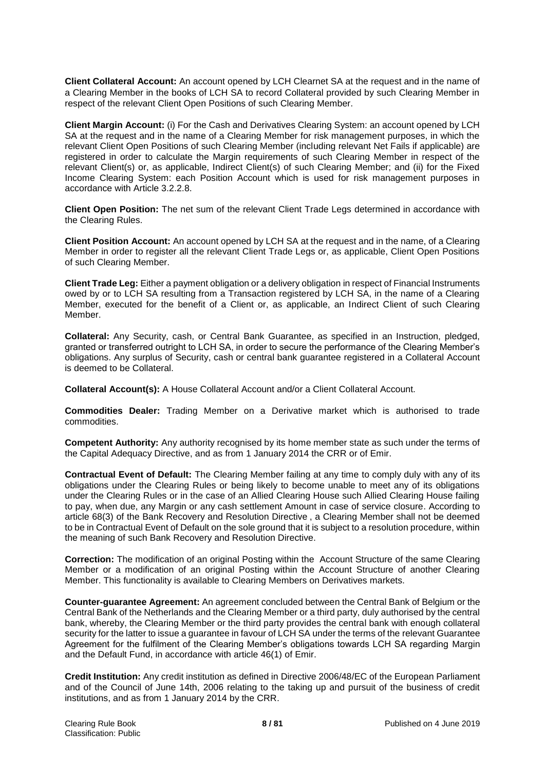**Client Collateral Account:** An account opened by LCH Clearnet SA at the request and in the name of a Clearing Member in the books of LCH SA to record Collateral provided by such Clearing Member in respect of the relevant Client Open Positions of such Clearing Member.

**Client Margin Account:** (i) For the Cash and Derivatives Clearing System: an account opened by LCH SA at the request and in the name of a Clearing Member for risk management purposes, in which the relevant Client Open Positions of such Clearing Member (including relevant Net Fails if applicable) are registered in order to calculate the Margin requirements of such Clearing Member in respect of the relevant Client(s) or, as applicable, Indirect Client(s) of such Clearing Member; and (ii) for the Fixed Income Clearing System: each Position Account which is used for risk management purposes in accordance with Article 3.2.2.8.

**Client Open Position:** The net sum of the relevant Client Trade Legs determined in accordance with the Clearing Rules.

**Client Position Account:** An account opened by LCH SA at the request and in the name, of a Clearing Member in order to register all the relevant Client Trade Legs or, as applicable, Client Open Positions of such Clearing Member.

**Client Trade Leg:** Either a payment obligation or a delivery obligation in respect of Financial Instruments owed by or to LCH SA resulting from a Transaction registered by LCH SA, in the name of a Clearing Member, executed for the benefit of a Client or, as applicable, an Indirect Client of such Clearing Member.

**Collateral:** Any Security, cash, or Central Bank Guarantee, as specified in an Instruction, pledged, granted or transferred outright to LCH SA, in order to secure the performance of the Clearing Member's obligations. Any surplus of Security, cash or central bank guarantee registered in a Collateral Account is deemed to be Collateral.

**Collateral Account(s):** A House Collateral Account and/or a Client Collateral Account.

**Commodities Dealer:** Trading Member on a Derivative market which is authorised to trade commodities.

**Competent Authority:** Any authority recognised by its home member state as such under the terms of the Capital Adequacy Directive, and as from 1 January 2014 the CRR or of Emir.

**Contractual Event of Default:** The Clearing Member failing at any time to comply duly with any of its obligations under the Clearing Rules or being likely to become unable to meet any of its obligations under the Clearing Rules or in the case of an Allied Clearing House such Allied Clearing House failing to pay, when due, any Margin or any cash settlement Amount in case of service closure. According to article 68(3) of the Bank Recovery and Resolution Directive , a Clearing Member shall not be deemed to be in Contractual Event of Default on the sole ground that it is subject to a resolution procedure, within the meaning of such Bank Recovery and Resolution Directive.

**Correction:** The modification of an original Posting within the Account Structure of the same Clearing Member or a modification of an original Posting within the Account Structure of another Clearing Member. This functionality is available to Clearing Members on Derivatives markets.

**Counter-guarantee Agreement:** An agreement concluded between the Central Bank of Belgium or the Central Bank of the Netherlands and the Clearing Member or a third party, duly authorised by the central bank, whereby, the Clearing Member or the third party provides the central bank with enough collateral security for the latter to issue a guarantee in favour of LCH SA under the terms of the relevant Guarantee Agreement for the fulfilment of the Clearing Member's obligations towards LCH SA regarding Margin and the Default Fund, in accordance with article 46(1) of Emir.

**Credit Institution:** Any credit institution as defined in Directive 2006/48/EC of the European Parliament and of the Council of June 14th, 2006 relating to the taking up and pursuit of the business of credit institutions, and as from 1 January 2014 by the CRR.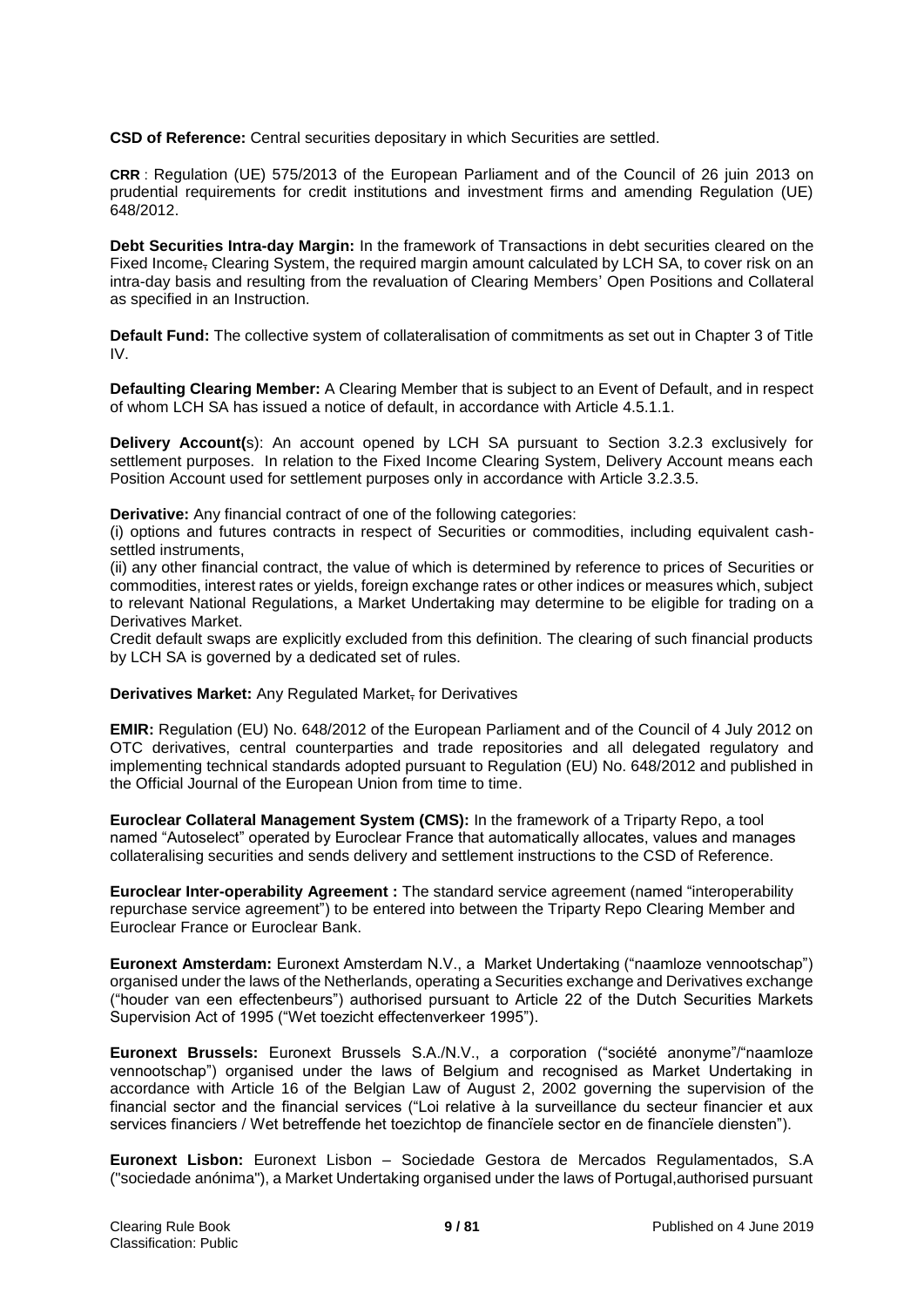**CSD of Reference:** Central securities depositary in which Securities are settled.

**CRR** : Regulation (UE) 575/2013 of the European Parliament and of the Council of 26 juin 2013 on prudential requirements for credit institutions and investment firms and amending Regulation (UE) 648/2012.

**Debt Securities Intra-day Margin:** In the framework of Transactions in debt securities cleared on the Fixed Income, Clearing System, the required margin amount calculated by LCH SA, to cover risk on an intra-day basis and resulting from the revaluation of Clearing Members' Open Positions and Collateral as specified in an Instruction.

**Default Fund:** The collective system of collateralisation of commitments as set out in Chapter 3 of Title IV.

**Defaulting Clearing Member:** A Clearing Member that is subject to an Event of Default, and in respect of whom LCH SA has issued a notice of default, in accordance with Article 4.5.1.1.

**Delivery Account(s)**: An account opened by LCH SA pursuant to Section 3.2.3 exclusively for settlement purposes. In relation to the Fixed Income Clearing System, Delivery Account means each Position Account used for settlement purposes only in accordance with Article 3.2.3.5.

**Derivative:** Any financial contract of one of the following categories:
(i) options and futures contracts in respect of Securities or commodities, including equivalent cash-settled instruments,
(ii) any other financial contract, the value of which is determined by reference to prices of Securities or commodities, interest rates or yields, foreign exchange rates or other indices or measures which, subject to relevant National Regulations, a Market Undertaking may determine to be eligible for trading on a Derivatives Market.
Credit default swaps are explicitly excluded from this definition. The clearing of such financial products by LCH SA is governed by a dedicated set of rules.

**Derivatives Market:** Any Regulated Market, for Derivatives

**EMIR:** Regulation (EU) No. 648/2012 of the European Parliament and of the Council of 4 July 2012 on OTC derivatives, central counterparties and trade repositories and all delegated regulatory and implementing technical standards adopted pursuant to Regulation (EU) No. 648/2012 and published in the Official Journal of the European Union from time to time.

**Euroclear Collateral Management System (CMS):** In the framework of a Triparty Repo, a tool named "Autoselect" operated by Euroclear France that automatically allocates, values and manages collateralising securities and sends delivery and settlement instructions to the CSD of Reference.

**Euroclear Inter-operability Agreement :** The standard service agreement (named "interoperability repurchase service agreement") to be entered into between the Triparty Repo Clearing Member and Euroclear France or Euroclear Bank.

**Euronext Amsterdam:** Euronext Amsterdam N.V., a Market Undertaking ("naamloze vennootschap") organised under the laws of the Netherlands, operating a Securities exchange and Derivatives exchange ("houder van een effectenbeurs") authorised pursuant to Article 22 of the Dutch Securities Markets Supervision Act of 1995 ("Wet toezicht effectenverkeer 1995").

**Euronext Brussels:** Euronext Brussels S.A./N.V., a corporation ("société anonyme"/"naamloze vennootschap") organised under the laws of Belgium and recognised as Market Undertaking in accordance with Article 16 of the Belgian Law of August 2, 2002 governing the supervision of the financial sector and the financial services ("Loi relative à la surveillance du secteur financier et aux services financiers / Wet betreffende het toezichtop de financïele sector en de financïele diensten").

**Euronext Lisbon:** Euronext Lisbon – Sociedade Gestora de Mercados Regulamentados, S.A ("sociedade anónima"), a Market Undertaking organised under the laws of Portugal,authorised pursuant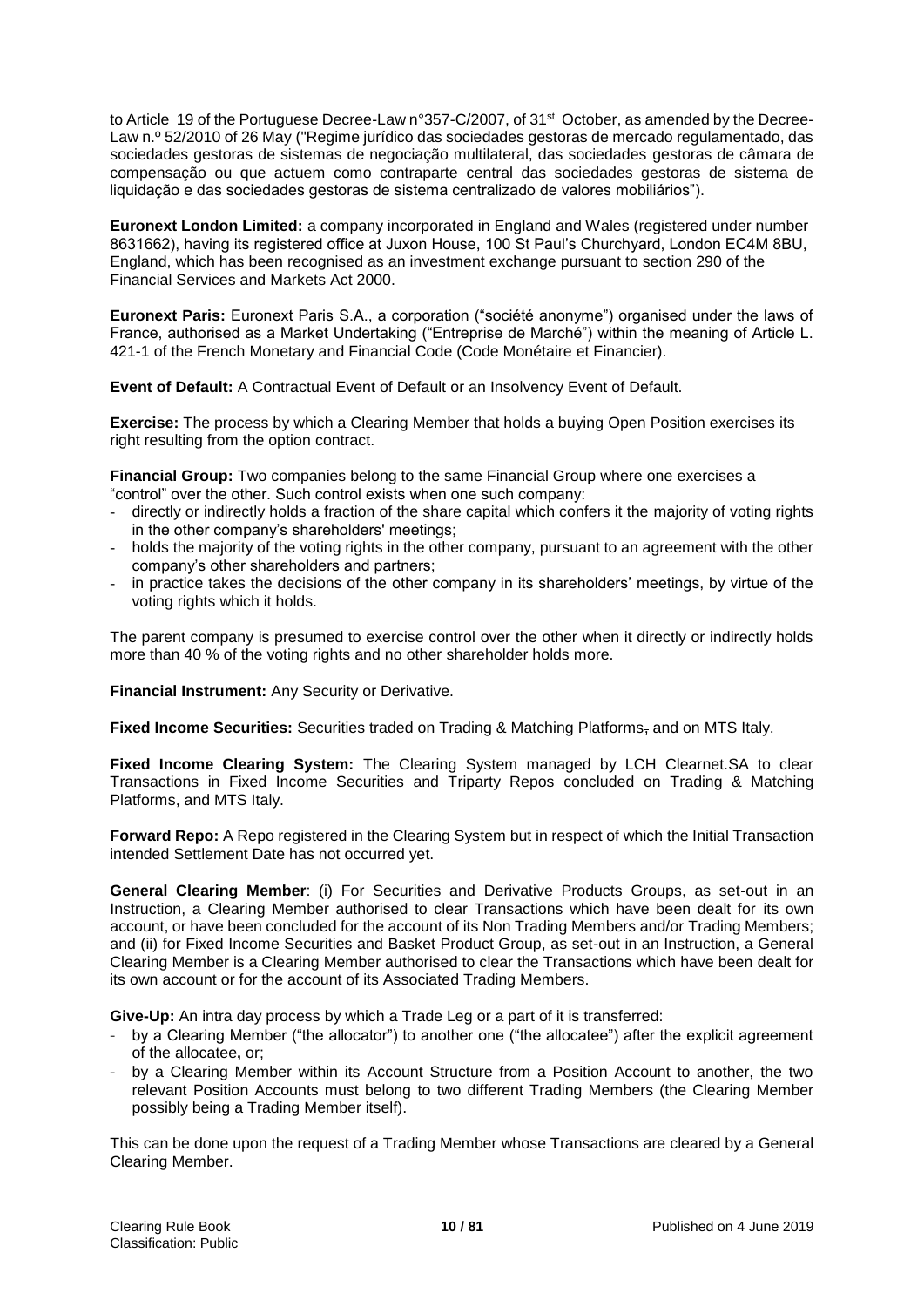to Article 19 of the Portuguese Decree-Law n°357-C/2007, of 31st October, as amended by the Decree-Law n.º 52/2010 of 26 May ("Regime jurídico das sociedades gestoras de mercado regulamentado, das sociedades gestoras de sistemas de negociação multilateral, das sociedades gestoras de câmara de compensação ou que actuem como contraparte central das sociedades gestoras de sistema de liquidação e das sociedades gestoras de sistema centralizado de valores mobiliários").

**Euronext London Limited:** a company incorporated in England and Wales (registered under number 8631662), having its registered office at Juxon House, 100 St Paul's Churchyard, London EC4M 8BU, England, which has been recognised as an investment exchange pursuant to section 290 of the Financial Services and Markets Act 2000.

**Euronext Paris:** Euronext Paris S.A., a corporation ("société anonyme") organised under the laws of France, authorised as a Market Undertaking ("Entreprise de Marché") within the meaning of Article L. 421-1 of the French Monetary and Financial Code (Code Monétaire et Financier).

**Event of Default:** A Contractual Event of Default or an Insolvency Event of Default.

**Exercise:** The process by which a Clearing Member that holds a buying Open Position exercises its right resulting from the option contract.

**Financial Group:** Two companies belong to the same Financial Group where one exercises a "control" over the other. Such control exists when one such company:

- directly or indirectly holds a fraction of the share capital which confers it the majority of voting rights in the other company's shareholders' meetings;
- holds the majority of the voting rights in the other company, pursuant to an agreement with the other company's other shareholders and partners;
- in practice takes the decisions of the other company in its shareholders' meetings, by virtue of the voting rights which it holds.

The parent company is presumed to exercise control over the other when it directly or indirectly holds more than 40 % of the voting rights and no other shareholder holds more.

**Financial Instrument:** Any Security or Derivative.

**Fixed Income Securities:** Securities traded on Trading & Matching Platforms, and on MTS Italy.

**Fixed Income Clearing System:** The Clearing System managed by LCH Clearnet.SA to clear Transactions in Fixed Income Securities and Triparty Repos concluded on Trading & Matching Platforms, and MTS Italy.

**Forward Repo:** A Repo registered in the Clearing System but in respect of which the Initial Transaction intended Settlement Date has not occurred yet.

**General Clearing Member**: (i) For Securities and Derivative Products Groups, as set-out in an Instruction, a Clearing Member authorised to clear Transactions which have been dealt for its own account, or have been concluded for the account of its Non Trading Members and/or Trading Members; and (ii) for Fixed Income Securities and Basket Product Group, as set-out in an Instruction, a General Clearing Member is a Clearing Member authorised to clear the Transactions which have been dealt for its own account or for the account of its Associated Trading Members.

**Give-Up:** An intra day process by which a Trade Leg or a part of it is transferred:

- by a Clearing Member ("the allocator") to another one ("the allocatee") after the explicit agreement of the allocatee**,** or;
- by a Clearing Member within its Account Structure from a Position Account to another, the two relevant Position Accounts must belong to two different Trading Members (the Clearing Member possibly being a Trading Member itself).

This can be done upon the request of a Trading Member whose Transactions are cleared by a General Clearing Member.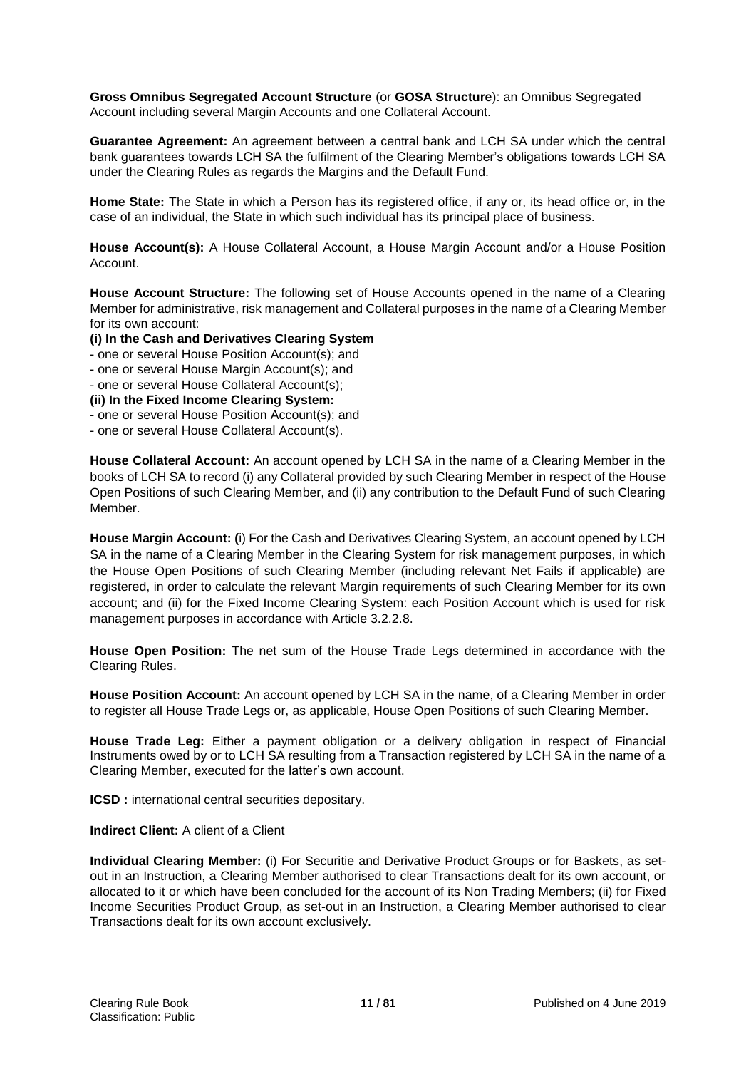**Gross Omnibus Segregated Account Structure** (or **GOSA Structure**): an Omnibus Segregated Account including several Margin Accounts and one Collateral Account.

**Guarantee Agreement:** An agreement between a central bank and LCH SA under which the central bank guarantees towards LCH SA the fulfilment of the Clearing Member's obligations towards LCH SA under the Clearing Rules as regards the Margins and the Default Fund.

**Home State:** The State in which a Person has its registered office, if any or, its head office or, in the case of an individual, the State in which such individual has its principal place of business.

**House Account(s):** A House Collateral Account, a House Margin Account and/or a House Position Account.

**House Account Structure:** The following set of House Accounts opened in the name of a Clearing Member for administrative, risk management and Collateral purposes in the name of a Clearing Member for its own account:

**(i) In the Cash and Derivatives Clearing System**

- one or several House Position Account(s); and
- one or several House Margin Account(s); and
- one or several House Collateral Account(s);

**(ii) In the Fixed Income Clearing System:**

- one or several House Position Account(s); and
- one or several House Collateral Account(s).

**House Collateral Account:** An account opened by LCH SA in the name of a Clearing Member in the books of LCH SA to record (i) any Collateral provided by such Clearing Member in respect of the House Open Positions of such Clearing Member, and (ii) any contribution to the Default Fund of such Clearing Member.

**House Margin Account: (**i) For the Cash and Derivatives Clearing System, an account opened by LCH SA in the name of a Clearing Member in the Clearing System for risk management purposes, in which the House Open Positions of such Clearing Member (including relevant Net Fails if applicable) are registered, in order to calculate the relevant Margin requirements of such Clearing Member for its own account; and (ii) for the Fixed Income Clearing System: each Position Account which is used for risk management purposes in accordance with Article 3.2.2.8.

**House Open Position:** The net sum of the House Trade Legs determined in accordance with the Clearing Rules.

**House Position Account:** An account opened by LCH SA in the name, of a Clearing Member in order to register all House Trade Legs or, as applicable, House Open Positions of such Clearing Member.

**House Trade Leg:** Either a payment obligation or a delivery obligation in respect of Financial Instruments owed by or to LCH SA resulting from a Transaction registered by LCH SA in the name of a Clearing Member, executed for the latter's own account.

**ICSD :** international central securities depositary.

**Indirect Client:** A client of a Client

**Individual Clearing Member:** (i) For Securitie and Derivative Product Groups or for Baskets, as set-out in an Instruction, a Clearing Member authorised to clear Transactions dealt for its own account, or allocated to it or which have been concluded for the account of its Non Trading Members; (ii) for Fixed Income Securities Product Group, as set-out in an Instruction, a Clearing Member authorised to clear Transactions dealt for its own account exclusively.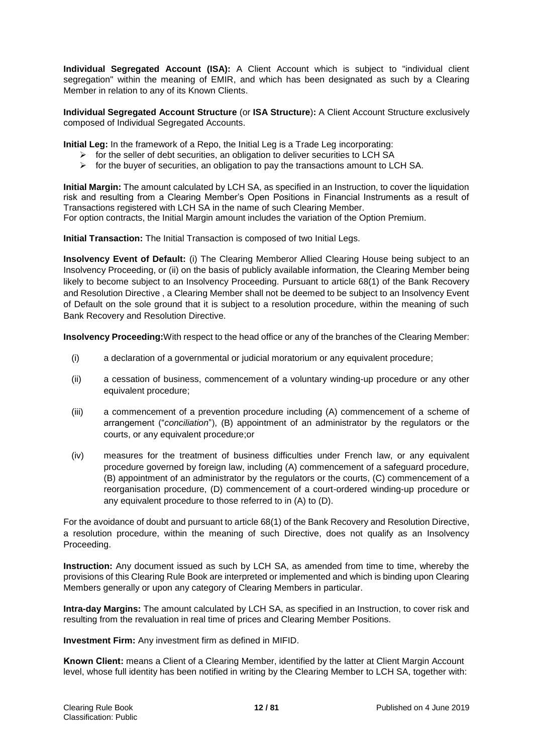**Individual Segregated Account (ISA):** A Client Account which is subject to "individual client segregation" within the meaning of EMIR, and which has been designated as such a Clearing Member in relation to any of its Known Clients.

**Individual Segregated Account Structure** (or **ISA Structure**)**:** A Client Account Structure exclusively composed of Individual Segregated Accounts.

**Initial Leg:** In the framework of a Repo, the Initial Leg is a Trade Leg incorporating:

- for the seller of debt securities, an obligation to deliver securities to LCH SA
- for the buyer of securities, an obligation to pay the transactions amount to LCH SA.

**Initial Margin:** The amount calculated by LCH SA, as specified in an Instruction, to cover the liquidation risk and resulting from a Clearing Member's Open Positions in Financial Instruments as a result of Transactions registered with LCH SA in the name of such Clearing Member.
For option contracts, the Initial Margin amount includes the variation of the Option Premium.

**Initial Transaction:** The Initial Transaction is composed of two Initial Legs.

**Insolvency Event of Default:** (i) The Clearing Memberor Allied Clearing House being subject to an Insolvency Proceeding, or (ii) on the basis of publicly available information, the Clearing Member being likely to become subject to an Insolvency Proceeding. Pursuant to article 68(1) of the Bank Recovery and Resolution Directive , a Clearing Member shall not be deemed to be subject to an Insolvency Event of Default on the sole ground that it is subject to a resolution procedure, within the meaning of such Bank Recovery and Resolution Directive.

**Insolvency Proceeding:**With respect to the head office or any of the branches of the Clearing Member:

(i) a declaration of a governmental or judicial moratorium or any equivalent procedure;

(ii) a cessation of business, commencement of a voluntary winding-up procedure or any other equivalent procedure;

(iii) a commencement of a prevention procedure including (A) commencement of a scheme of arrangement ("*conciliation*"), (B) appointment of an administrator by the regulators or the courts, or any equivalent procedure;or

(iv) measures for the treatment of business difficulties under French law, or any equivalent procedure governed by foreign law, including (A) commencement of a safeguard procedure, (B) appointment of an administrator by the regulators or the courts, (C) commencement of a reorganisation procedure, (D) commencement of a court-ordered winding-up procedure or any equivalent procedure to those referred to in (A) to (D).

For the avoidance of doubt and pursuant to article 68(1) of the Bank Recovery and Resolution Directive, a resolution procedure, within the meaning of such Directive, does not qualify as an Insolvency Proceeding.

**Instruction:** Any document issued as such by LCH SA, as amended from time to time, whereby the provisions of this Clearing Rule Book are interpreted or implemented and which is binding upon Clearing Members generally or upon any category of Clearing Members in particular.

**Intra-day Margins:** The amount calculated by LCH SA, as specified in an Instruction, to cover risk and resulting from the revaluation in real time of prices and Clearing Member Positions.

**Investment Firm:** Any investment firm as defined in MIFID.

**Known Client:** means a Client of a Clearing Member, identified by the latter at Client Margin Account level, whose full identity has been notified in writing by the Clearing Member to LCH SA, together with: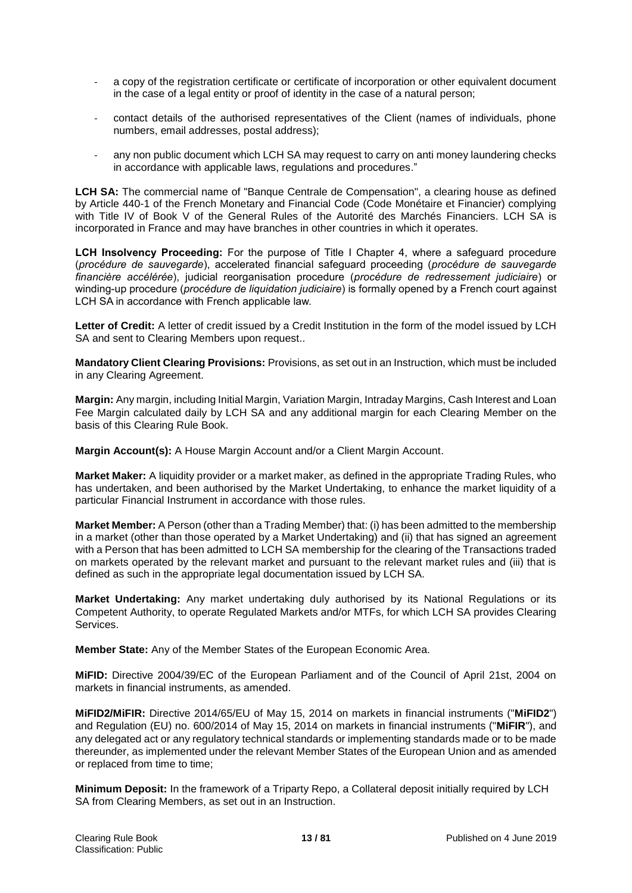- a copy of the registration certificate or certificate of incorporation or other equivalent document in the case of a legal entity or proof of identity in the case of a natural person;

- contact details of the authorised representatives of the Client (names of individuals, phone numbers, email addresses, postal address);

- any non public document which LCH SA may request to carry on anti money laundering checks in accordance with applicable laws, regulations and procedures."

**LCH SA:** The commercial name of "Banque Centrale de Compensation", a clearing house as defined by Article 440-1 of the French Monetary and Financial Code (Code Monétaire et Financier) complying with Title IV of Book V of the General Rules of the Autorité des Marchés Financiers. LCH SA is incorporated in France and may have branches in other countries in which it operates.

**LCH Insolvency Proceeding:** For the purpose of Title I Chapter 4, where a safeguard procedure (*procédure de sauvegarde*), accelerated financial safeguard proceeding (*procédure de sauvegarde financière accélérée*), judicial reorganisation procedure (*procédure de redressement judiciaire*) or winding-up procedure (*procédure de liquidation judiciaire*) is formally opened by a French court against LCH SA in accordance with French applicable law.

**Letter of Credit:** A letter of credit issued by a Credit Institution in the form of the model issued by LCH SA and sent to Clearing Members upon request..

**Mandatory Client Clearing Provisions:** Provisions, as set out in an Instruction, which must be included in any Clearing Agreement.

**Margin:** Any margin, including Initial Margin, Variation Margin, Intraday Margins, Cash Interest and Loan Fee Margin calculated daily by LCH SA and any additional margin for each Clearing Member on the basis of this Clearing Rule Book.

**Margin Account(s):** A House Margin Account and/or a Client Margin Account.

**Market Maker:** A liquidity provider or a market maker, as defined in the appropriate Trading Rules, who has undertaken, and been authorised by the Market Undertaking, to enhance the market liquidity of a particular Financial Instrument in accordance with those rules.

**Market Member:** A Person (other than a Trading Member) that: (i) has been admitted to the membership in a market (other than those operated by a Market Undertaking) and (ii) that has signed an agreement with a Person that has been admitted to LCH SA membership for the clearing of the Transactions traded on markets operated by the relevant market and pursuant to the relevant market rules and (iii) that is defined as such in the appropriate legal documentation issued by LCH SA.

**Market Undertaking:** Any market undertaking duly authorised by its National Regulations or its Competent Authority, to operate Regulated Markets and/or MTFs, for which LCH SA provides Clearing Services.

**Member State:** Any of the Member States of the European Economic Area.

**MiFID:** Directive 2004/39/EC of the European Parliament and of the Council of April 21st, 2004 on markets in financial instruments, as amended.

**MiFID2/MiFIR:** Directive 2014/65/EU of May 15, 2014 on markets in financial instruments ("**MiFID2**") and Regulation (EU) no. 600/2014 of May 15, 2014 on markets in financial instruments ("**MiFIR**"), and any delegated act or any regulatory technical standards or implementing standards made or to be made thereunder, as implemented under the relevant Member States of the European Union and as amended or replaced from time to time;

**Minimum Deposit:** In the framework of a Triparty Repo, a Collateral deposit initially required by LCH SA from Clearing Members, as set out in an Instruction.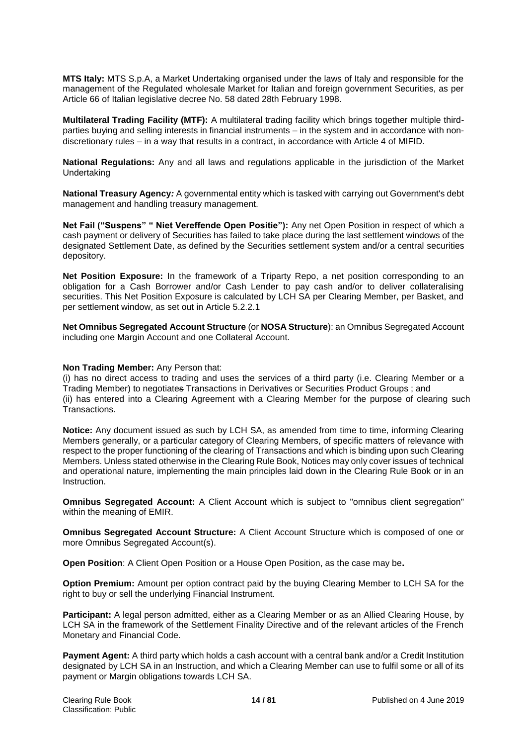**MTS Italy:** MTS S.p.A, a Market Undertaking organised under the laws of Italy and responsible for the management of the Regulated wholesale Market for Italian and foreign government Securities, as per Article 66 of Italian legislative decree No. 58 dated 28th February 1998.

**Multilateral Trading Facility (MTF):** A multilateral trading facility which brings together multiple third-parties buying and selling interests in financial instruments – in the system and in accordance with non-discretionary rules – in a way that results in a contract, in accordance with Article 4 of MIFID.

**National Regulations:** Any and all laws and regulations applicable in the jurisdiction of the Market Undertaking

**National Treasury Agency***:* A governmental entity which is tasked with carrying out Government's debt management and handling treasury management.

**Net Fail ("Suspens" " Niet Vereffende Open Positie"):** Any net Open Position in respect of which a cash payment or delivery of Securities has failed to take place during the last settlement windows of the designated Settlement Date, as defined by the Securities settlement system and/or a central securities depository.

**Net Position Exposure:** In the framework of a Triparty Repo, a net position corresponding to an obligation for a Cash Borrower and/or Cash Lender to pay cash and/or to deliver collateralising securities. This Net Position Exposure is calculated by LCH SA per Clearing Member, per Basket, and per settlement window, as set out in Article 5.2.2.1

**Net Omnibus Segregated Account Structure** (or **NOSA Structure**): an Omnibus Segregated Account including one Margin Account and one Collateral Account.

**Non Trading Member:** Any Person that:
(i) has no direct access to trading and uses the services of a third party (i.e. Clearing Member or a Trading Member) to negotiates Transactions in Derivatives or Securities Product Groups ; and
(ii) has entered into a Clearing Agreement with a Clearing Member for the purpose of clearing such Transactions.

**Notice:** Any document issued as such by LCH SA, as amended from time to time, informing Clearing Members generally, or a particular category of Clearing Members, of specific matters of relevance with respect to the proper functioning of the clearing of Transactions and which is binding upon such Clearing Members. Unless stated otherwise in the Clearing Rule Book, Notices may only cover issues of technical and operational nature, implementing the main principles laid down in the Clearing Rule Book or in an Instruction.

**Omnibus Segregated Account:** A Client Account which is subject to "omnibus client segregation" within the meaning of EMIR.

**Omnibus Segregated Account Structure:** A Client Account Structure which is composed of one or more Omnibus Segregated Account(s).

**Open Position**: A Client Open Position or a House Open Position, as the case may be**.**

**Option Premium:** Amount per option contract paid by the buying Clearing Member to LCH SA for the right to buy or sell the underlying Financial Instrument.

**Participant:** A legal person admitted, either as a Clearing Member or as an Allied Clearing House, by LCH SA in the framework of the Settlement Finality Directive and of the relevant articles of the French Monetary and Financial Code.

**Payment Agent:** A third party which holds a cash account with a central bank and/or a Credit Institution designated by LCH SA in an Instruction, and which a Clearing Member can use to fulfil some or all of its payment or Margin obligations towards LCH SA.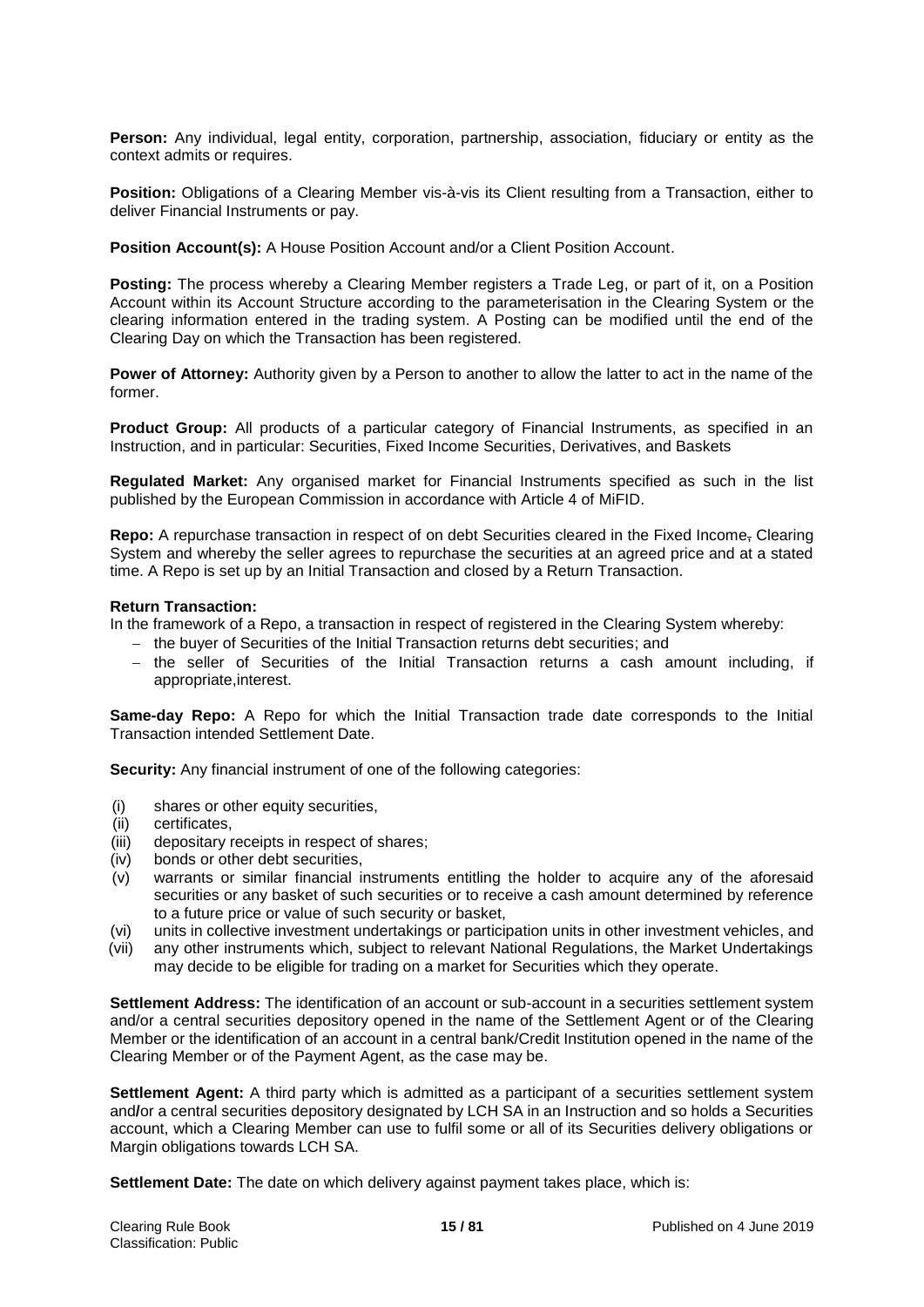**Person:** Any individual, legal entity, corporation, partnership, association, fiduciary or entity as the context admits or requires.

**Position:** Obligations of a Clearing Member vis-à-vis its Client resulting from a Transaction, either to deliver Financial Instruments or pay.

**Position Account(s):** A House Position Account and/or a Client Position Account.

**Posting:** The process whereby a Clearing Member registers a Trade Leg, or part of it, on a Position Account within its Account Structure according to the parameterisation in the Clearing System or the clearing information entered in the trading system. A Posting can be modified until the end of the Clearing Day on which the Transaction has been registered.

**Power of Attorney:** Authority given by a Person to another to allow the latter to act in the name of the former.

**Product Group:** All products of a particular category of Financial Instruments, as specified in an Instruction, and in particular: Securities, Fixed Income Securities, Derivatives, and Baskets

**Regulated Market:** Any organised market for Financial Instruments specified as such in the list published by the European Commission in accordance with Article 4 of MiFID.

**Repo:** A repurchase transaction in respect of on debt Securities cleared in the Fixed Income, Clearing System and whereby the seller agrees to repurchase the securities at an agreed price and at a stated time. A Repo is set up by an Initial Transaction and closed by a Return Transaction.

**Return Transaction:**

In the framework of a Repo, a transaction in respect of registered in the Clearing System whereby:

- the buyer of Securities of the Initial Transaction returns debt securities; and
- the seller of Securities of the Initial Transaction returns a cash amount including, if appropriate,interest.

**Same-day Repo:** A Repo for which the Initial Transaction trade date corresponds to the Initial Transaction intended Settlement Date.

**Security:** Any financial instrument of one of the following categories:

(i) shares or other equity securities,
(ii) certificates,
(iii) depositary receipts in respect of shares;
(iv) bonds or other debt securities,
(v) warrants or similar financial instruments entitling the holder to acquire any of the aforesaid securities or any basket of such securities or to receive a cash amount determined by reference to a future price or value of such security or basket,
(vi) units in collective investment undertakings or participation units in other investment vehicles, and
(vii) any other instruments which, subject to relevant National Regulations, the Market Undertakings may decide to be eligible for trading on a market for Securities which they operate.

**Settlement Address:** The identification of an account or sub-account in a securities settlement system and/or a central securities depository opened in the name of the Settlement Agent or of the Clearing Member or the identification of an account in a central bank/Credit Institution opened in the name of the Clearing Member or of the Payment Agent, as the case may be.

**Settlement Agent:** A third party which is admitted as a participant of a securities settlement system and/or a central securities depository designated by LCH SA in an Instruction and so holds a Securities account, which a Clearing Member can use to fulfil some or all of its Securities delivery obligations or Margin obligations towards LCH SA.

**Settlement Date:** The date on which delivery against payment takes place, which is: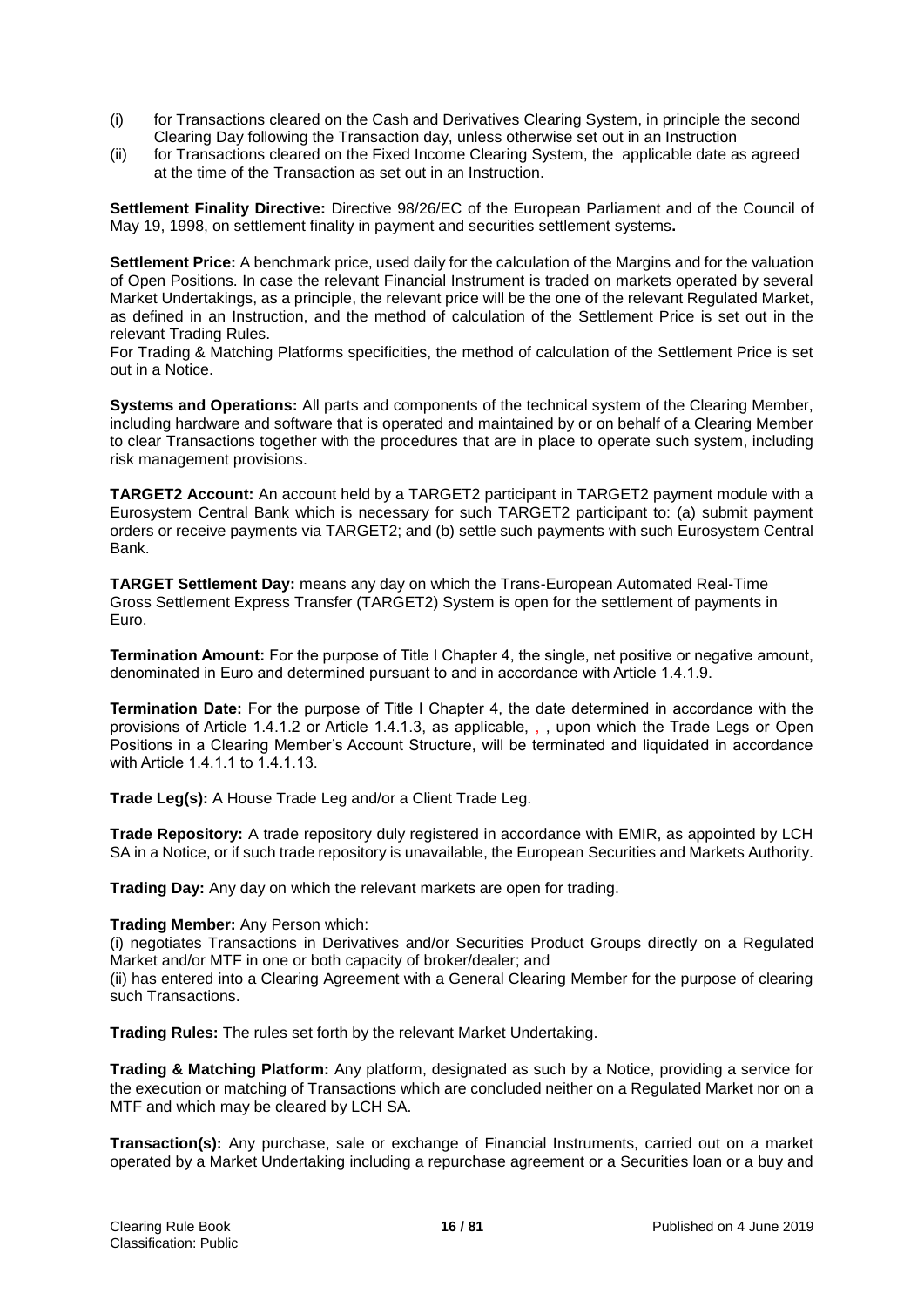(i) for Transactions cleared on the Cash and Derivatives Clearing System, in principle the second Clearing Day following the Transaction day, unless otherwise set out in an Instruction

(ii) for Transactions cleared on the Fixed Income Clearing System, the applicable date as agreed at the time of the Transaction as set out in an Instruction.

**Settlement Finality Directive:** Directive 98/26/EC of the European Parliament and of the Council of May 19, 1998, on settlement finality in payment and securities settlement systems**.**

**Settlement Price:** A benchmark price, used daily for the calculation of the Margins and for the valuation of Open Positions. In case the relevant Financial Instrument is traded on markets operated by several Market Undertakings, as a principle, the relevant price will be the one of the relevant Regulated Market, as defined in an Instruction, and the method of calculation of the Settlement Price is set out in the relevant Trading Rules.

For Trading & Matching Platforms specificities, the method of calculation of the Settlement Price is set out in a Notice.

**Systems and Operations:** All parts and components of the technical system of the Clearing Member, including hardware and software that is operated and maintained by or on behalf of a Clearing Member to clear Transactions together with the procedures that are in place to operate such system, including risk management provisions.

**TARGET2 Account:** An account held by a TARGET2 participant in TARGET2 payment module with a Eurosystem Central Bank which is necessary for such TARGET2 participant to: (a) submit payment orders or receive payments via TARGET2; and (b) settle such payments with such Eurosystem Central Bank.

**TARGET Settlement Day:** means any day on which the Trans-European Automated Real-Time Gross Settlement Express Transfer (TARGET2) System is open for the settlement of payments in Euro.

**Termination Amount:** For the purpose of Title I Chapter 4, the single, net positive or negative amount, denominated in Euro and determined pursuant to and in accordance with Article 1.4.1.9.

**Termination Date:** For the purpose of Title I Chapter 4, the date determined in accordance with the provisions of Article 1.4.1.2 or Article 1.4.1.3, as applicable, , , upon which the Trade Legs or Open Positions in a Clearing Member's Account Structure, will be terminated and liquidated in accordance with Article 1.4.1.1 to 1.4.1.13.

**Trade Leg(s):** A House Trade Leg and/or a Client Trade Leg.

**Trade Repository:** A trade repository duly registered in accordance with EMIR, as appointed by LCH SA in a Notice, or if such trade repository is unavailable, the European Securities and Markets Authority.

**Trading Day:** Any day on which the relevant markets are open for trading.

**Trading Member:** Any Person which:

(i) negotiates Transactions in Derivatives and/or Securities Product Groups directly on a Regulated Market and/or MTF in one or both capacity of broker/dealer; and

(ii) has entered into a Clearing Agreement with a General Clearing Member for the purpose of clearing such Transactions.

**Trading Rules:** The rules set forth by the relevant Market Undertaking.

**Trading & Matching Platform:** Any platform, designated as such by a Notice, providing a service for the execution or matching of Transactions which are concluded neither on a Regulated Market nor on a MTF and which may be cleared by LCH SA.

**Transaction(s):** Any purchase, sale or exchange of Financial Instruments, carried out on a market operated by a Market Undertaking including a repurchase agreement or a Securities loan or a buy and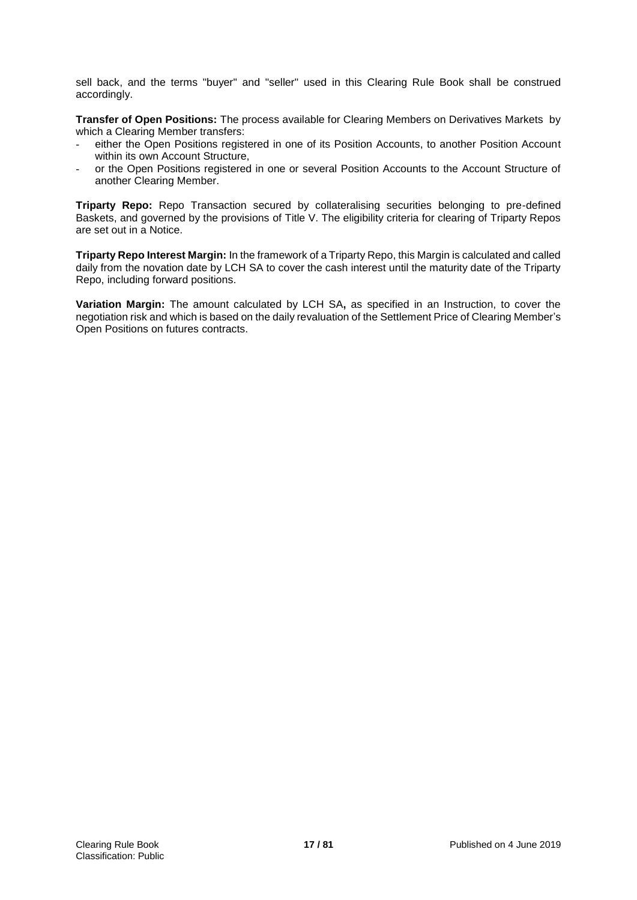sell back, and the terms "buyer" and "seller" used in this Clearing Rule Book shall be construed accordingly.

**Transfer of Open Positions:** The process available for Clearing Members on Derivatives Markets by which a Clearing Member transfers:

- either the Open Positions registered in one of its Position Accounts, to another Position Account within its own Account Structure,
- or the Open Positions registered in one or several Position Accounts to the Account Structure of another Clearing Member.

**Triparty Repo:** Repo Transaction secured by collateralising securities belonging to pre-defined Baskets, and governed by the provisions of Title V. The eligibility criteria for clearing of Triparty Repos are set out in a Notice.

**Triparty Repo Interest Margin:** In the framework of a Triparty Repo, this Margin is calculated and called daily from the novation date by LCH SA to cover the cash interest until the maturity date of the Triparty Repo, including forward positions.

**Variation Margin:** The amount calculated by LCH SA**,** as specified in an Instruction, to cover the negotiation risk and which is based on the daily revaluation of the Settlement Price of Clearing Member's Open Positions on futures contracts.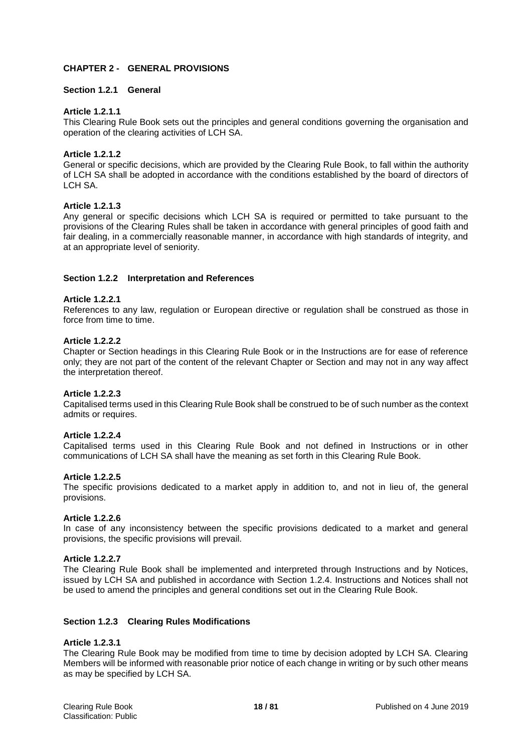## CHAPTER 2 - GENERAL PROVISIONS

### Section 1.2.1 General

**Article 1.2.1.1**
This Clearing Rule Book sets out the principles and general conditions governing the organisation and operation of the clearing activities of LCH SA.

**Article 1.2.1.2**
General or specific decisions, which are provided by the Clearing Rule Book, to fall within the authority of LCH SA shall be adopted in accordance with the conditions established by the board of directors of LCH SA.

**Article 1.2.1.3**
Any general or specific decisions which LCH SA is required or permitted to take pursuant to the provisions of the Clearing Rules shall be taken in accordance with general principles of good faith and fair dealing, in a commercially reasonable manner, in accordance with high standards of integrity, and at an appropriate level of seniority.

### Section 1.2.2 Interpretation and References

**Article 1.2.2.1**
References to any law, regulation or European directive or regulation shall be construed as those in force from time to time.

**Article 1.2.2.2**
Chapter or Section headings in this Clearing Rule Book or in the Instructions are for ease of reference only; they are not part of the content of the relevant Chapter or Section and may not in any way affect the interpretation thereof.

**Article 1.2.2.3**
Capitalised terms used in this Clearing Rule Book shall be construed to be of such number as the context admits or requires.

**Article 1.2.2.4**
Capitalised terms used in this Clearing Rule Book and not defined in Instructions or in other communications of LCH SA shall have the meaning as set forth in this Clearing Rule Book.

**Article 1.2.2.5**
The specific provisions dedicated to a market apply in addition to, and not in lieu of, the general provisions.

**Article 1.2.2.6**
In case of any inconsistency between the specific provisions dedicated to a market and general provisions, the specific provisions will prevail.

**Article 1.2.2.7**
The Clearing Rule Book shall be implemented and interpreted through Instructions and by Notices, issued by LCH SA and published in accordance with Section 1.2.4. Instructions and Notices shall not be used to amend the principles and general conditions set out in the Clearing Rule Book.

### Section 1.2.3 Clearing Rules Modifications

**Article 1.2.3.1**
The Clearing Rule Book may be modified from time to time by decision adopted by LCH SA. Clearing Members will be informed with reasonable prior notice of each change in writing or by such other means as may be specified by LCH SA.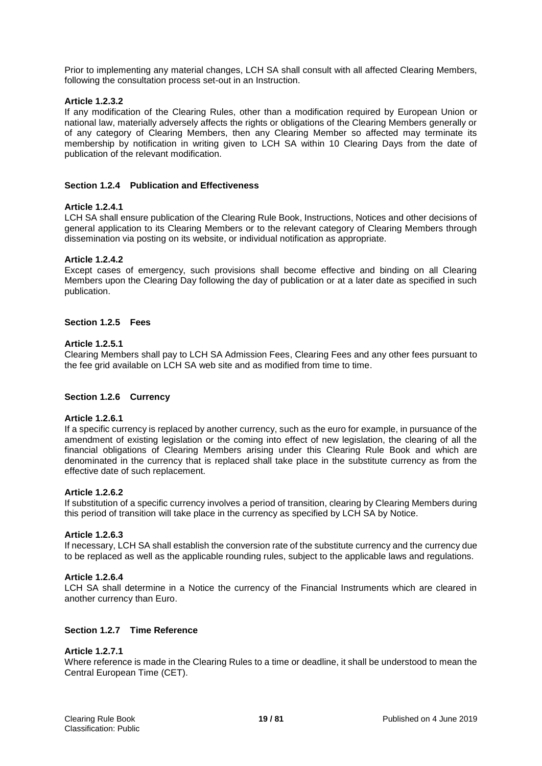Prior to implementing any material changes, LCH SA shall consult with all affected Clearing Members, following the consultation process set-out in an Instruction.

**Article 1.2.3.2**

If any modification of the Clearing Rules, other than a modification required by European Union or national law, materially adversely affects the rights or obligations of the Clearing Members generally or of any category of Clearing Members, then any Clearing Member so affected may terminate its membership by notification in writing given to LCH SA within 10 Clearing Days from the date of publication of the relevant modification.

### Section 1.2.4 Publication and Effectiveness

**Article 1.2.4.1**

LCH SA shall ensure publication of the Clearing Rule Book, Instructions, Notices and other decisions of general application to its Clearing Members or to the relevant category of Clearing Members through dissemination via posting on its website, or individual notification as appropriate.

**Article 1.2.4.2**

Except cases of emergency, such provisions shall become effective and binding on all Clearing Members upon the Clearing Day following the day of publication or at a later date as specified in such publication.

### Section 1.2.5 Fees

**Article 1.2.5.1**

Clearing Members shall pay to LCH SA Admission Fees, Clearing Fees and any other fees pursuant to the fee grid available on LCH SA web site and as modified from time to time.

### Section 1.2.6 Currency

**Article 1.2.6.1**

If a specific currency is replaced by another currency, such as the euro for example, in pursuance of the amendment of existing legislation or the coming into effect of new legislation, the clearing of all the financial obligations of Clearing Members arising under this Clearing Rule Book and which are denominated in the currency that is replaced shall take place in the substitute currency as from the effective date of such replacement.

**Article 1.2.6.2**

If substitution of a specific currency involves a period of transition, clearing by Clearing Members during this period of transition will take place in the currency as specified by LCH SA by Notice.

**Article 1.2.6.3**

If necessary, LCH SA shall establish the conversion rate of the substitute currency and the currency due to be replaced as well as the applicable rounding rules, subject to the applicable laws and regulations.

**Article 1.2.6.4**

LCH SA shall determine in a Notice the currency of the Financial Instruments which are cleared in another currency than Euro.

### Section 1.2.7 Time Reference

**Article 1.2.7.1**

Where reference is made in the Clearing Rules to a time or deadline, it shall be understood to mean the Central European Time (CET).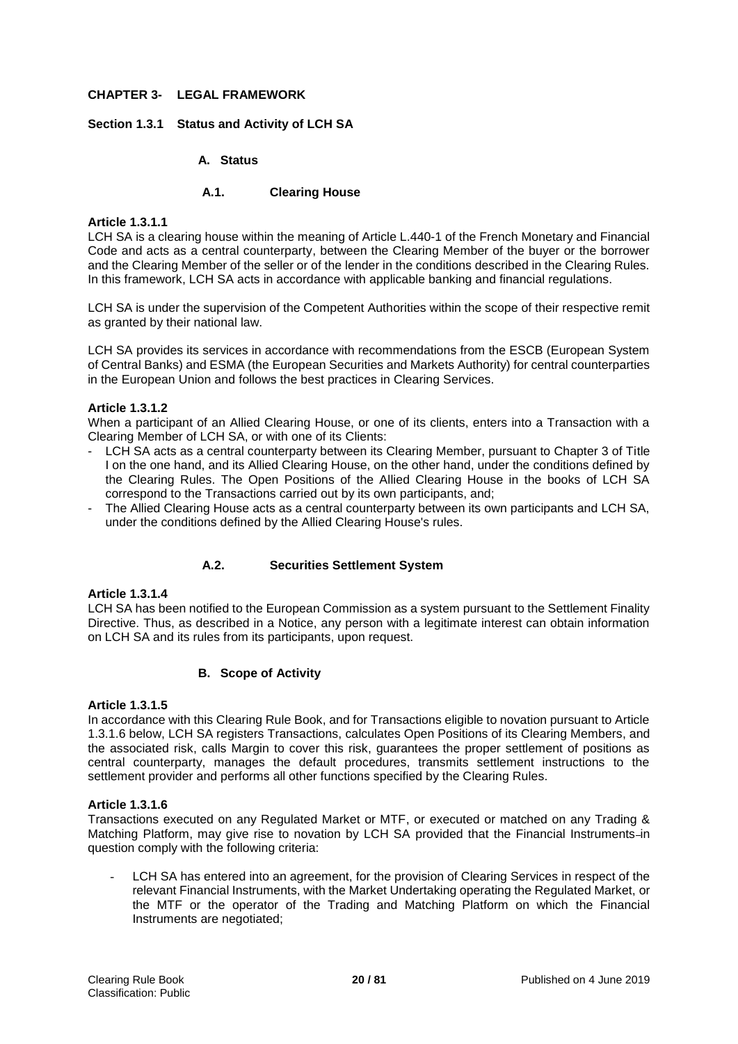## CHAPTER 3- LEGAL FRAMEWORK

### Section 1.3.1 Status and Activity of LCH SA

#### A. Status

##### A.1. Clearing House

**Article 1.3.1.1**

LCH SA is a clearing house within the meaning of Article L.440-1 of the French Monetary and Financial Code and acts as a central counterparty, between the Clearing Member of the buyer or the borrower and the Clearing Member of the seller or of the lender in the conditions described in the Clearing Rules. In this framework, LCH SA acts in accordance with applicable banking and financial regulations.

LCH SA is under the supervision of the Competent Authorities within the scope of their respective remit as granted by their national law.

LCH SA provides its services in accordance with recommendations from the ESCB (European System of Central Banks) and ESMA (the European Securities and Markets Authority) for central counterparties in the European Union and follows the best practices in Clearing Services.

**Article 1.3.1.2**

When a participant of an Allied Clearing House, or one of its clients, enters into a Transaction with a Clearing Member of LCH SA, or with one of its Clients:

- LCH SA acts as a central counterparty between its Clearing Member, pursuant to Chapter 3 of Title I on the one hand, and its Allied Clearing House, on the other hand, under the conditions defined by the Clearing Rules. The Open Positions of the Allied Clearing House in the books of LCH SA correspond to the Transactions carried out by its own participants, and;
- The Allied Clearing House acts as a central counterparty between its own participants and LCH SA, under the conditions defined by the Allied Clearing House's rules.

##### A.2. Securities Settlement System

**Article 1.3.1.4**

LCH SA has been notified to the European Commission as a system pursuant to the Settlement Finality Directive. Thus, as described in a Notice, any person with a legitimate interest can obtain information on LCH SA and its rules from its participants, upon request.

#### B. Scope of Activity

**Article 1.3.1.5**

In accordance with this Clearing Rule Book, and for Transactions eligible to novation pursuant to Article 1.3.1.6 below, LCH SA registers Transactions, calculates Open Positions of its Clearing Members, and the associated risk, calls Margin to cover this risk, guarantees the proper settlement of positions as central counterparty, manages the default procedures, transmits settlement instructions to the settlement provider and performs all other functions specified by the Clearing Rules.

**Article 1.3.1.6**

Transactions executed on any Regulated Market or MTF, or executed or matched on any Trading & Matching Platform, may give rise to novation by LCH SA provided that the Financial Instruments in question comply with the following criteria:

- LCH SA has entered into an agreement, for the provision of Clearing Services in respect of the relevant Financial Instruments, with the Market Undertaking operating the Regulated Market, or the MTF or the operator of the Trading and Matching Platform on which the Financial Instruments are negotiated;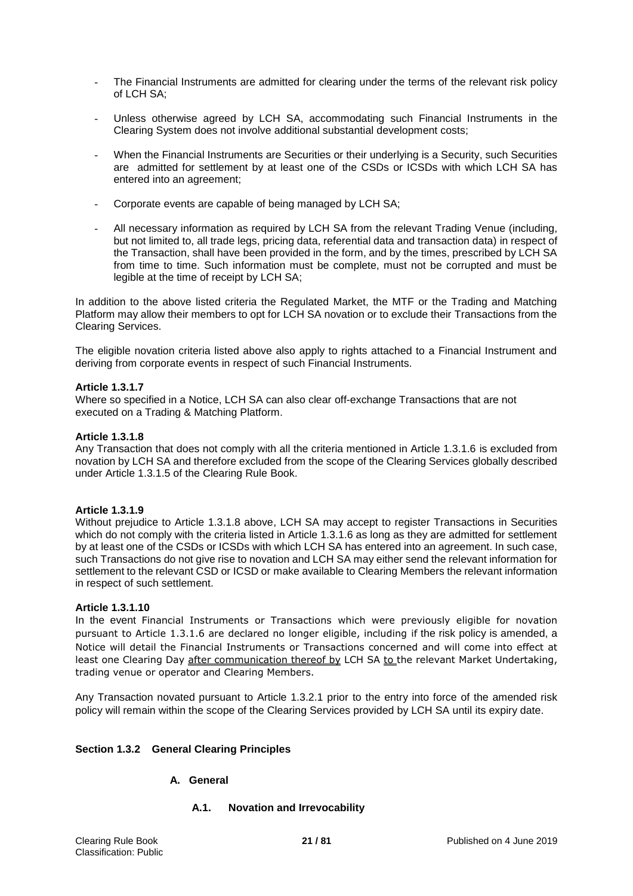- The Financial Instruments are admitted for clearing under the terms of the relevant risk policy of LCH SA;
- Unless otherwise agreed by LCH SA, accommodating such Financial Instruments in the Clearing System does not involve additional substantial development costs;
- When the Financial Instruments are Securities or their underlying is a Security, such Securities are admitted for settlement by at least one of the CSDs or ICSDs with which LCH SA has entered into an agreement;
- Corporate events are capable of being managed by LCH SA;
- All necessary information as required by LCH SA from the relevant Trading Venue (including, but not limited to, all trade legs, pricing data, referential data and transaction data) in respect of the Transaction, shall have been provided in the form, and by the times, prescribed by LCH SA from time to time. Such information must be complete, must not be corrupted and must be legible at the time of receipt by LCH SA;

In addition to the above listed criteria the Regulated Market, the MTF or the Trading and Matching Platform may allow their members to opt for LCH SA novation or to exclude their Transactions from the Clearing Services.

The eligible novation criteria listed above also apply to rights attached to a Financial Instrument and deriving from corporate events in respect of such Financial Instruments.

**Article 1.3.1.7**
Where so specified in a Notice, LCH SA can also clear off-exchange Transactions that are not executed on a Trading & Matching Platform.

**Article 1.3.1.8**
Any Transaction that does not comply with all the criteria mentioned in Article 1.3.1.6 is excluded from novation by LCH SA and therefore excluded from the scope of the Clearing Services globally described under Article 1.3.1.5 of the Clearing Rule Book.

**Article 1.3.1.9**
Without prejudice to Article 1.3.1.8 above, LCH SA may accept to register Transactions in Securities which do not comply with the criteria listed in Article 1.3.1.6 as long as they are admitted for settlement by at least one of the CSDs or ICSDs with which LCH SA has entered into an agreement. In such case, such Transactions do not give rise to novation and LCH SA may either send the relevant information for settlement to the relevant CSD or ICSD or make available to Clearing Members the relevant information in respect of such settlement.

**Article 1.3.1.10**
In the event Financial Instruments or Transactions which were previously eligible for novation pursuant to Article 1.3.1.6 are declared no longer eligible, including if the risk policy is amended, a Notice will detail the Financial Instruments or Transactions concerned and will come into effect at least one Clearing Day after communication thereof by LCH SA to the relevant Market Undertaking, trading venue or operator and Clearing Members.

Any Transaction novated pursuant to Article 1.3.2.1 prior to the entry into force of the amended risk policy will remain within the scope of the Clearing Services provided by LCH SA until its expiry date.

### Section 1.3.2 General Clearing Principles

#### A. General

##### A.1. Novation and Irrevocability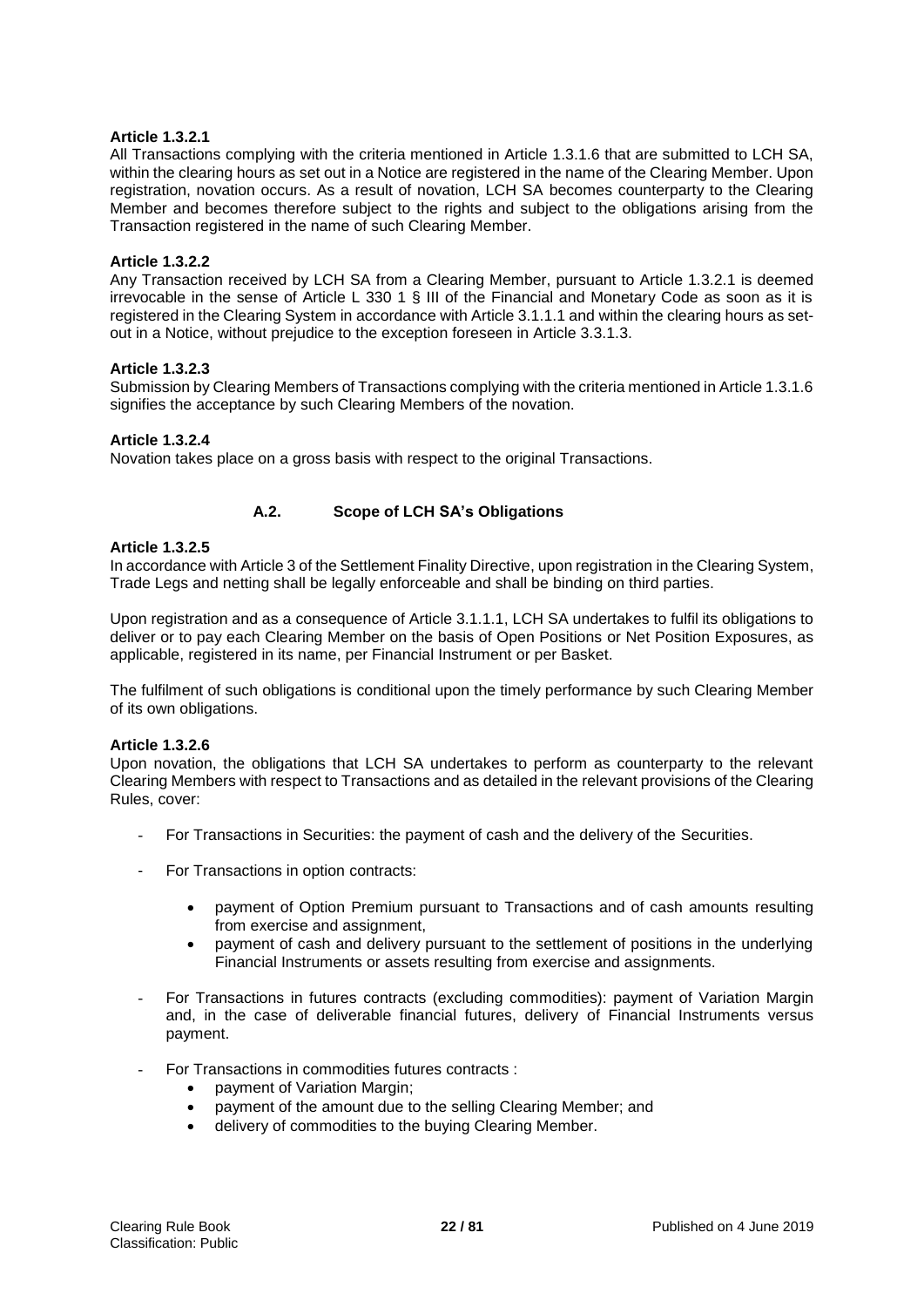**Article 1.3.2.1**

All Transactions complying with the criteria mentioned in Article 1.3.1.6 that are submitted to LCH SA, within the clearing hours as set out in a Notice are registered in the name of the Clearing Member. Upon registration, novation occurs. As a result of novation, LCH SA becomes counterparty to the Clearing Member and becomes therefore subject to the rights and subject to the obligations arising from the Transaction registered in the name of such Clearing Member.

**Article 1.3.2.2**

Any Transaction received by LCH SA from a Clearing Member, pursuant to Article 1.3.2.1 is deemed irrevocable in the sense of Article L 330 1 § III of the Financial and Monetary Code as soon as it is registered in the Clearing System in accordance with Article 3.1.1.1 and within the clearing hours as set-out in a Notice, without prejudice to the exception foreseen in Article 3.3.1.3.

**Article 1.3.2.3**

Submission by Clearing Members of Transactions complying with the criteria mentioned in Article 1.3.1.6 signifies the acceptance by such Clearing Members of the novation.

**Article 1.3.2.4**

Novation takes place on a gross basis with respect to the original Transactions.

### A.2. Scope of LCH SA's Obligations

**Article 1.3.2.5**

In accordance with Article 3 of the Settlement Finality Directive, upon registration in the Clearing System, Trade Legs and netting shall be legally enforceable and shall be binding on third parties.

Upon registration and as a consequence of Article 3.1.1.1, LCH SA undertakes to fulfil its obligations to deliver or to pay each Clearing Member on the basis of Open Positions or Net Position Exposures, as applicable, registered in its name, per Financial Instrument or per Basket.

The fulfilment of such obligations is conditional upon the timely performance by such Clearing Member of its own obligations.

**Article 1.3.2.6**

Upon novation, the obligations that LCH SA undertakes to perform as counterparty to the relevant Clearing Members with respect to Transactions and as detailed in the relevant provisions of the Clearing Rules, cover:

- For Transactions in Securities: the payment of cash and the delivery of the Securities.
- For Transactions in option contracts:
  - payment of Option Premium pursuant to Transactions and of cash amounts resulting from exercise and assignment,
  - payment of cash and delivery pursuant to the settlement of positions in the underlying Financial Instruments or assets resulting from exercise and assignments.
- For Transactions in futures contracts (excluding commodities): payment of Variation Margin and, in the case of deliverable financial futures, delivery of Financial Instruments versus payment.
- For Transactions in commodities futures contracts :
  - payment of Variation Margin;
  - payment of the amount due to the selling Clearing Member; and
  - delivery of commodities to the buying Clearing Member.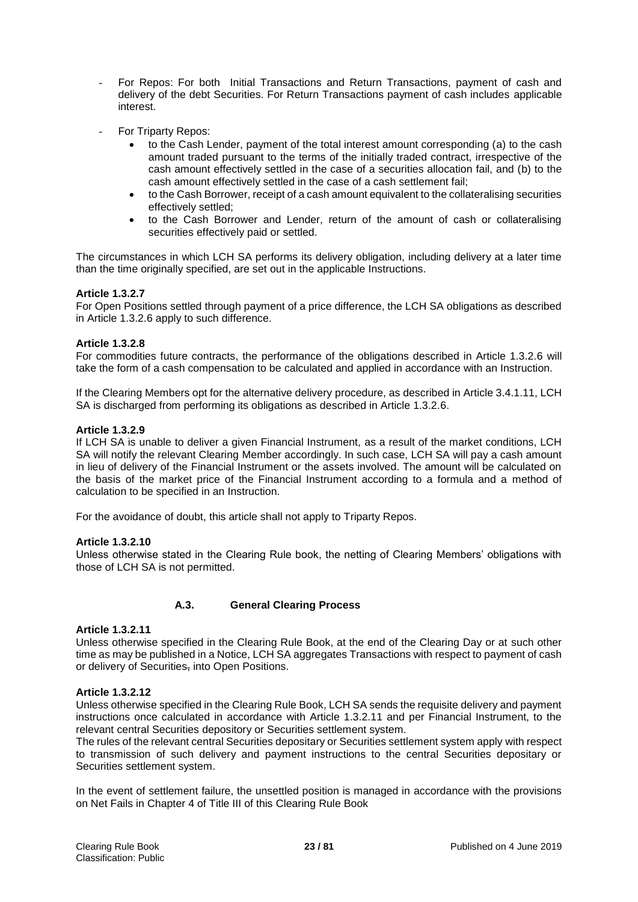- For Repos: For both Initial Transactions and Return Transactions, payment of cash and delivery of the debt Securities. For Return Transactions payment of cash includes applicable interest.

- For Triparty Repos:
  - to the Cash Lender, payment of the total interest amount corresponding (a) to the cash amount traded pursuant to the terms of the initially traded contract, irrespective of the cash amount effectively settled in the case of a securities allocation fail, and (b) to the cash amount effectively settled in the case of a cash settlement fail;
  - to the Cash Borrower, receipt of a cash amount equivalent to the collateralising securities effectively settled;
  - to the Cash Borrower and Lender, return of the amount of cash or collateralising securities effectively paid or settled.

The circumstances in which LCH SA performs its delivery obligation, including delivery at a later time than the time originally specified, are set out in the applicable Instructions.

**Article 1.3.2.7**

For Open Positions settled through payment of a price difference, the LCH SA obligations as described in Article 1.3.2.6 apply to such difference.

**Article 1.3.2.8**

For commodities future contracts, the performance of the obligations described in Article 1.3.2.6 will take the form of a cash compensation to be calculated and applied in accordance with an Instruction.

If the Clearing Members opt for the alternative delivery procedure, as described in Article 3.4.1.11, LCH SA is discharged from performing its obligations as described in Article 1.3.2.6.

**Article 1.3.2.9**

If LCH SA is unable to deliver a given Financial Instrument, as a result of the market conditions, LCH SA will notify the relevant Clearing Member accordingly. In such case, LCH SA will pay a cash amount in lieu of delivery of the Financial Instrument or the assets involved. The amount will be calculated on the basis of the market price of the Financial Instrument according to a formula and a method of calculation to be specified in an Instruction.

For the avoidance of doubt, this article shall not apply to Triparty Repos.

**Article 1.3.2.10**

Unless otherwise stated in the Clearing Rule book, the netting of Clearing Members' obligations with those of LCH SA is not permitted.

### A.3. General Clearing Process

**Article 1.3.2.11**

Unless otherwise specified in the Clearing Rule Book, at the end of the Clearing Day or at such other time as may be published in a Notice, LCH SA aggregates Transactions with respect to payment of cash or delivery of Securities, into Open Positions.

**Article 1.3.2.12**

Unless otherwise specified in the Clearing Rule Book, LCH SA sends the requisite delivery and payment instructions once calculated in accordance with Article 1.3.2.11 and per Financial Instrument, to the relevant central Securities depository or Securities settlement system.

The rules of the relevant central Securities depositary or Securities settlement system apply with respect to transmission of such delivery and payment instructions to the central Securities depositary or Securities settlement system.

In the event of settlement failure, the unsettled position is managed in accordance with the provisions on Net Fails in Chapter 4 of Title III of this Clearing Rule Book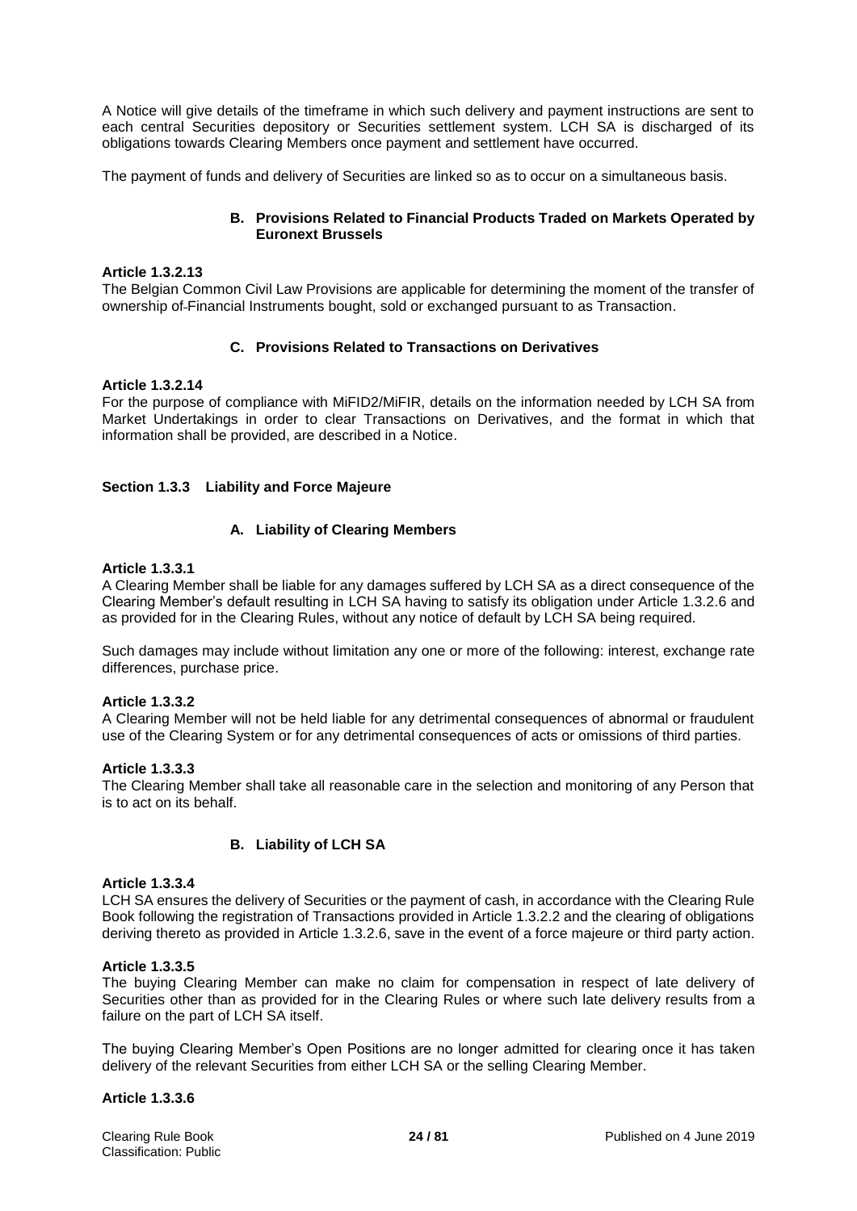A Notice will give details of the timeframe in which such delivery and payment instructions are sent to each central Securities depository or Securities settlement system. LCH SA is discharged of its obligations towards Clearing Members once payment and settlement have occurred.

The payment of funds and delivery of Securities are linked so as to occur on a simultaneous basis.

#### B. Provisions Related to Financial Products Traded on Markets Operated by Euronext Brussels

**Article 1.3.2.13**

The Belgian Common Civil Law Provisions are applicable for determining the moment of the transfer of ownership of Financial Instruments bought, sold or exchanged pursuant to as Transaction.

#### C. Provisions Related to Transactions on Derivatives

**Article 1.3.2.14**

For the purpose of compliance with MiFID2/MiFIR, details on the information needed by LCH SA from Market Undertakings in order to clear Transactions on Derivatives, and the format in which that information shall be provided, are described in a Notice.

### Section 1.3.3 Liability and Force Majeure

#### A. Liability of Clearing Members

**Article 1.3.3.1**

A Clearing Member shall be liable for any damages suffered by LCH SA as a direct consequence of the Clearing Member's default resulting in LCH SA having to satisfy its obligation under Article 1.3.2.6 and as provided for in the Clearing Rules, without any notice of default by LCH SA being required.

Such damages may include without limitation any one or more of the following: interest, exchange rate differences, purchase price.

**Article 1.3.3.2**

A Clearing Member will not be held liable for any detrimental consequences of abnormal or fraudulent use of the Clearing System or for any detrimental consequences of acts or omissions of third parties.

**Article 1.3.3.3**

The Clearing Member shall take all reasonable care in the selection and monitoring of any Person that is to act on its behalf.

#### B. Liability of LCH SA

**Article 1.3.3.4**

LCH SA ensures the delivery of Securities or the payment of cash, in accordance with the Clearing Rule Book following the registration of Transactions provided in Article 1.3.2.2 and the clearing of obligations deriving thereto as provided in Article 1.3.2.6, save in the event of a force majeure or third party action.

**Article 1.3.3.5**

The buying Clearing Member can make no claim for compensation in respect of late delivery of Securities other than as provided for in the Clearing Rules or where such late delivery results from a failure on the part of LCH SA itself.

The buying Clearing Member's Open Positions are no longer admitted for clearing once it has taken delivery of the relevant Securities from either LCH SA or the selling Clearing Member.

**Article 1.3.3.6**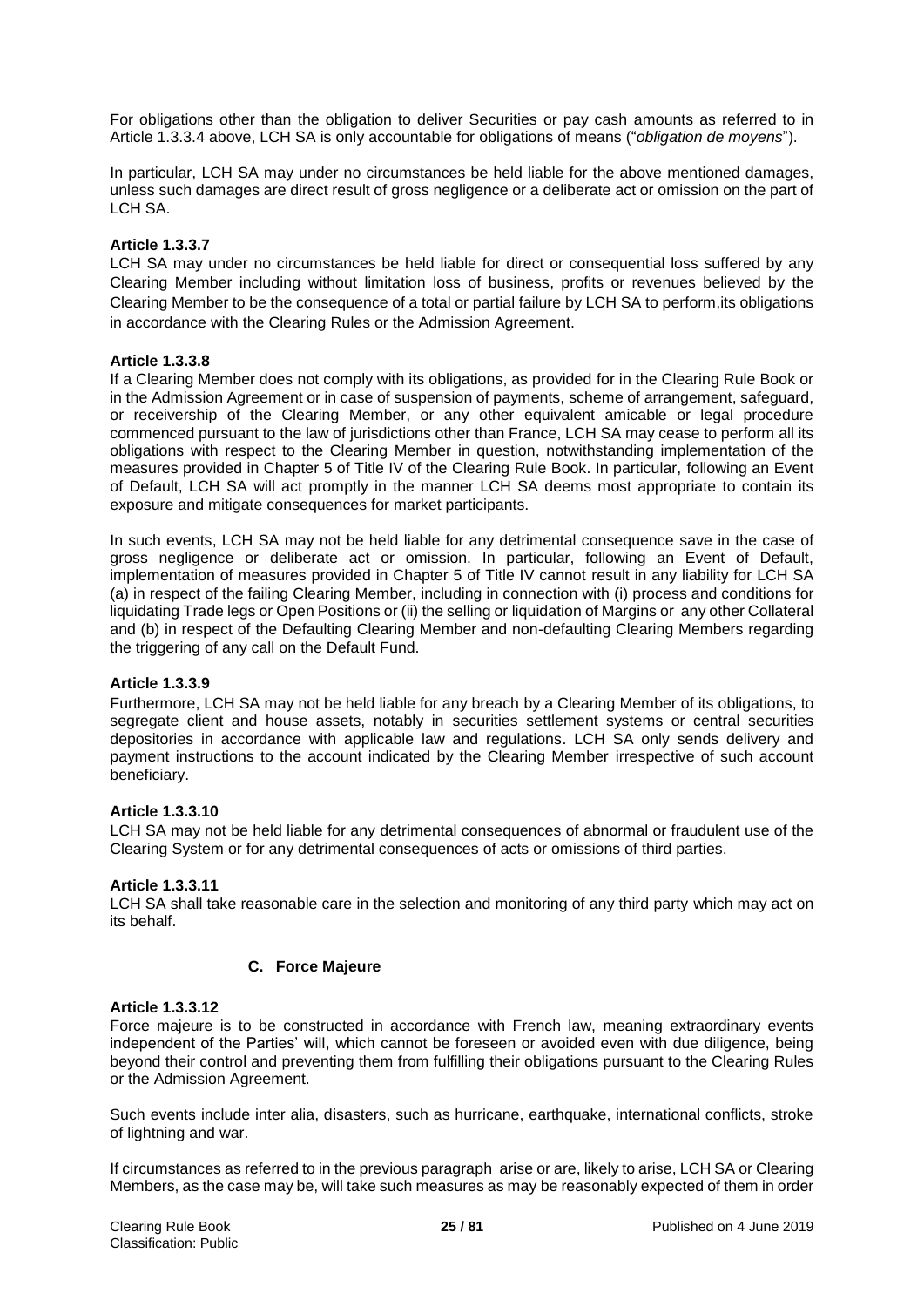For obligations other than the obligation to deliver Securities or pay cash amounts as referred to in Article 1.3.3.4 above, LCH SA is only accountable for obligations of means ("*obligation de moyens*").

In particular, LCH SA may under no circumstances be held liable for the above mentioned damages, unless such damages are direct result of gross negligence or a deliberate act or omission on the part of LCH SA.

**Article 1.3.3.7**

LCH SA may under no circumstances be held liable for direct or consequential loss suffered by any Clearing Member including without limitation loss of business, profits or revenues believed by the Clearing Member to be the consequence of a total or partial failure by LCH SA to perform,its obligations in accordance with the Clearing Rules or the Admission Agreement.

**Article 1.3.3.8**

If a Clearing Member does not comply with its obligations, as provided for in the Clearing Rule Book or in the Admission Agreement or in case of suspension of payments, scheme of arrangement, safeguard, or receivership of the Clearing Member, or any other equivalent amicable or legal procedure commenced pursuant to the law of jurisdictions other than France, LCH SA may cease to perform all its obligations with respect to the Clearing Member in question, notwithstanding implementation of the measures provided in Chapter 5 of Title IV of the Clearing Rule Book. In particular, following an Event of Default, LCH SA will act promptly in the manner LCH SA deems most appropriate to contain its exposure and mitigate consequences for market participants.

In such events, LCH SA may not be held liable for any detrimental consequence save in the case of gross negligence or deliberate act or omission. In particular, following an Event of Default, implementation of measures provided in Chapter 5 of Title IV cannot result in any liability for LCH SA (a) in respect of the failing Clearing Member, including in connection with (i) process and conditions for liquidating Trade legs or Open Positions or (ii) the selling or liquidation of Margins or any other Collateral and (b) in respect of the Defaulting Clearing Member and non-defaulting Clearing Members regarding the triggering of any call on the Default Fund.

**Article 1.3.3.9**

Furthermore, LCH SA may not be held liable for any breach by a Clearing Member of its obligations, to segregate client and house assets, notably in securities settlement systems or central securities depositories in accordance with applicable law and regulations. LCH SA only sends delivery and payment instructions to the account indicated by the Clearing Member irrespective of such account beneficiary.

**Article 1.3.3.10**

LCH SA may not be held liable for any detrimental consequences of abnormal or fraudulent use of the Clearing System or for any detrimental consequences of acts or omissions of third parties.

**Article 1.3.3.11**

LCH SA shall take reasonable care in the selection and monitoring of any third party which may act on its behalf.

### C. Force Majeure

**Article 1.3.3.12**

Force majeure is to be constructed in accordance with French law, meaning extraordinary events independent of the Parties' will, which cannot be foreseen or avoided even with due diligence, being beyond their control and preventing them from fulfilling their obligations pursuant to the Clearing Rules or the Admission Agreement.

Such events include inter alia, disasters, such as hurricane, earthquake, international conflicts, stroke of lightning and war.

If circumstances as referred to in the previous paragraph arise or are, likely to arise, LCH SA or Clearing Members, as the case may be, will take such measures as may be reasonably expected of them in order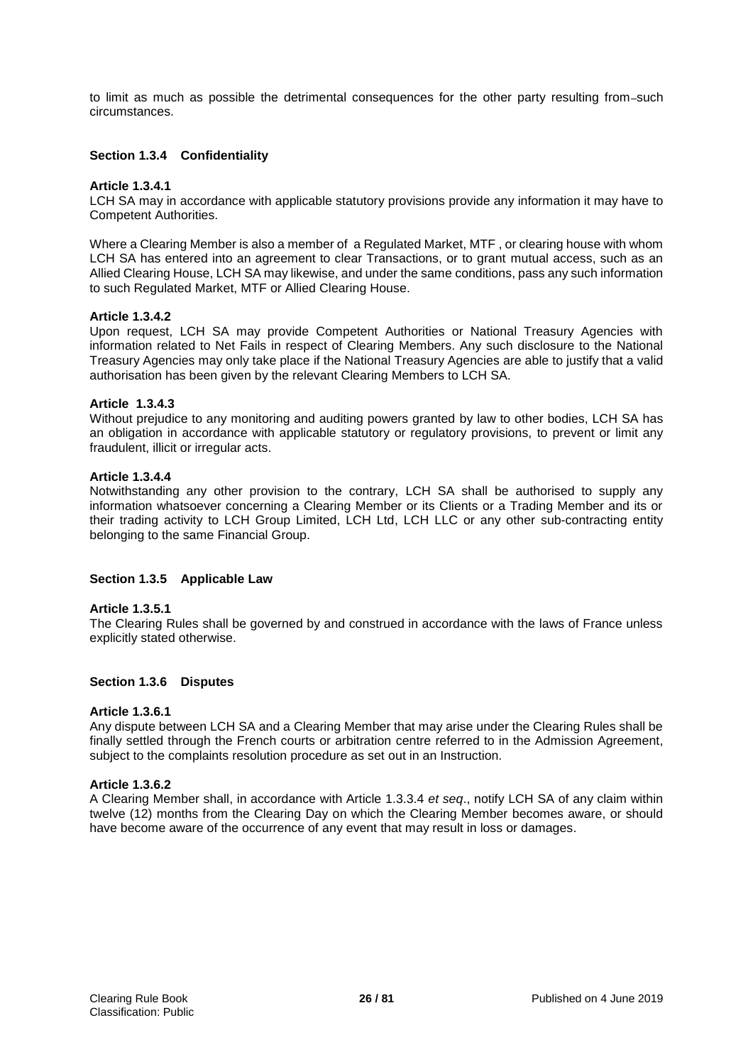to limit as much as possible the detrimental consequences for the other party resulting from such circumstances.

### Section 1.3.4 Confidentiality

#### Article 1.3.4.1

LCH SA may in accordance with applicable statutory provisions provide any information it may have to Competent Authorities.

Where a Clearing Member is also a member of a Regulated Market, MTF , or clearing house with whom LCH SA has entered into an agreement to clear Transactions, or to grant mutual access, such as an Allied Clearing House, LCH SA may likewise, and under the same conditions, pass any such information to such Regulated Market, MTF or Allied Clearing House.

#### Article 1.3.4.2

Upon request, LCH SA may provide Competent Authorities or National Treasury Agencies with information related to Net Fails in respect of Clearing Members. Any such disclosure to the National Treasury Agencies may only take place if the National Treasury Agencies are able to justify that a valid authorisation has been given by the relevant Clearing Members to LCH SA.

#### Article 1.3.4.3

Without prejudice to any monitoring and auditing powers granted by law to other bodies, LCH SA has an obligation in accordance with applicable statutory or regulatory provisions, to prevent or limit any fraudulent, illicit or irregular acts.

#### Article 1.3.4.4

Notwithstanding any other provision to the contrary, LCH SA shall be authorised to supply any information whatsoever concerning a Clearing Member or its Clients or a Trading Member and its or their trading activity to LCH Group Limited, LCH Ltd, LCH LLC or any other sub-contracting entity belonging to the same Financial Group.

### Section 1.3.5 Applicable Law

#### Article 1.3.5.1

The Clearing Rules shall be governed by and construed in accordance with the laws of France unless explicitly stated otherwise.

### Section 1.3.6 Disputes

#### Article 1.3.6.1

Any dispute between LCH SA and a Clearing Member that may arise under the Clearing Rules shall be finally settled through the French courts or arbitration centre referred to in the Admission Agreement, subject to the complaints resolution procedure as set out in an Instruction.

#### Article 1.3.6.2

A Clearing Member shall, in accordance with Article 1.3.3.4 *et seq*., notify LCH SA of any claim within twelve (12) months from the Clearing Day on which the Clearing Member becomes aware, or should have become aware of the occurrence of any event that may result in loss or damages.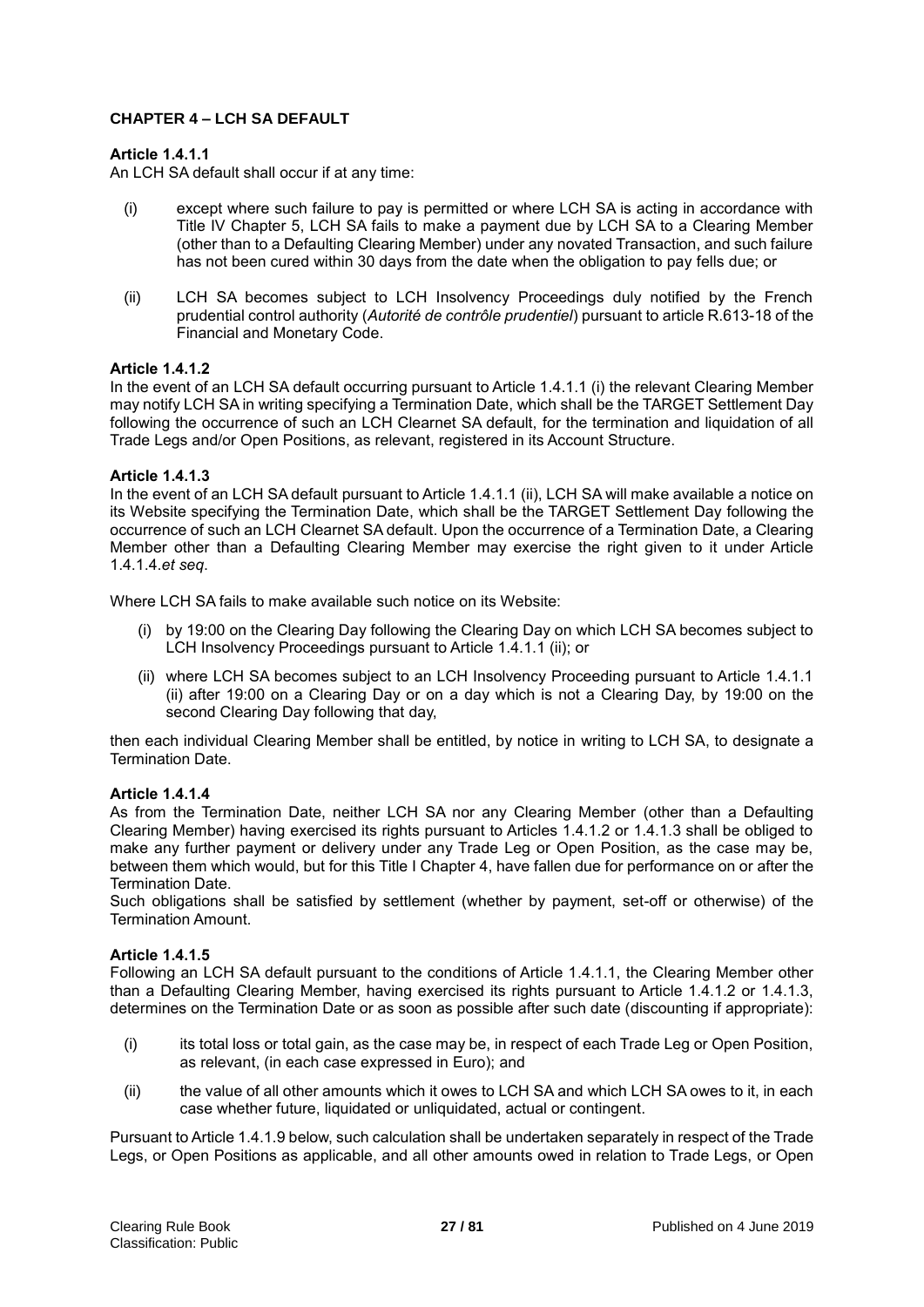## CHAPTER 4 – LCH SA DEFAULT

**Article 1.4.1.1**
An LCH SA default shall occur if at any time:

(i) except where such failure to pay is permitted or where LCH SA is acting in accordance with Title IV Chapter 5, LCH SA fails to make a payment due by LCH SA to a Clearing Member (other than to a Defaulting Clearing Member) under any novated Transaction, and such failure has not been cured within 30 days from the date when the obligation to pay fells due; or

(ii) LCH SA becomes subject to LCH Insolvency Proceedings duly notified by the French prudential control authority (*Autorité de contrôle prudentiel*) pursuant to article R.613-18 of the Financial and Monetary Code.

**Article 1.4.1.2**
In the event of an LCH SA default occurring pursuant to Article 1.4.1.1 (i) the relevant Clearing Member may notify LCH SA in writing specifying a Termination Date, which shall be the TARGET Settlement Day following the occurrence of such an LCH Clearnet SA default, for the termination and liquidation of all Trade Legs and/or Open Positions, as relevant, registered in its Account Structure.

**Article 1.4.1.3**
In the event of an LCH SA default pursuant to Article 1.4.1.1 (ii), LCH SA will make available a notice on its Website specifying the Termination Date, which shall be the TARGET Settlement Day following the occurrence of such an LCH Clearnet SA default. Upon the occurrence of a Termination Date, a Clearing Member other than a Defaulting Clearing Member may exercise the right given to it under Article 1.4.1.4.*et seq*.

Where LCH SA fails to make available such notice on its Website:

(i) by 19:00 on the Clearing Day following the Clearing Day on which LCH SA becomes subject to LCH Insolvency Proceedings pursuant to Article 1.4.1.1 (ii); or

(ii) where LCH SA becomes subject to an LCH Insolvency Proceeding pursuant to Article 1.4.1.1 (ii) after 19:00 on a Clearing Day or on a day which is not a Clearing Day, by 19:00 on the second Clearing Day following that day,

then each individual Clearing Member shall be entitled, by notice in writing to LCH SA, to designate a Termination Date.

**Article 1.4.1.4**
As from the Termination Date, neither LCH SA nor any Clearing Member (other than a Defaulting Clearing Member) having exercised its rights pursuant to Articles 1.4.1.2 or 1.4.1.3 shall be obliged to make any further payment or delivery under any Trade Leg or Open Position, as the case may be, between them which would, but for this Title I Chapter 4, have fallen due for performance on or after the Termination Date.
Such obligations shall be satisfied by settlement (whether by payment, set-off or otherwise) of the Termination Amount.

**Article 1.4.1.5**
Following an LCH SA default pursuant to the conditions of Article 1.4.1.1, the Clearing Member other than a Defaulting Clearing Member, having exercised its rights pursuant to Article 1.4.1.2 or 1.4.1.3, determines on the Termination Date or as soon as possible after such date (discounting if appropriate):

(i) its total loss or total gain, as the case may be, in respect of each Trade Leg or Open Position, as relevant, (in each case expressed in Euro); and

(ii) the value of all other amounts which it owes to LCH SA and which LCH SA owes to it, in each case whether future, liquidated or unliquidated, actual or contingent.

Pursuant to Article 1.4.1.9 below, such calculation shall be undertaken separately in respect of the Trade Legs, or Open Positions as applicable, and all other amounts owed in relation to Trade Legs, or Open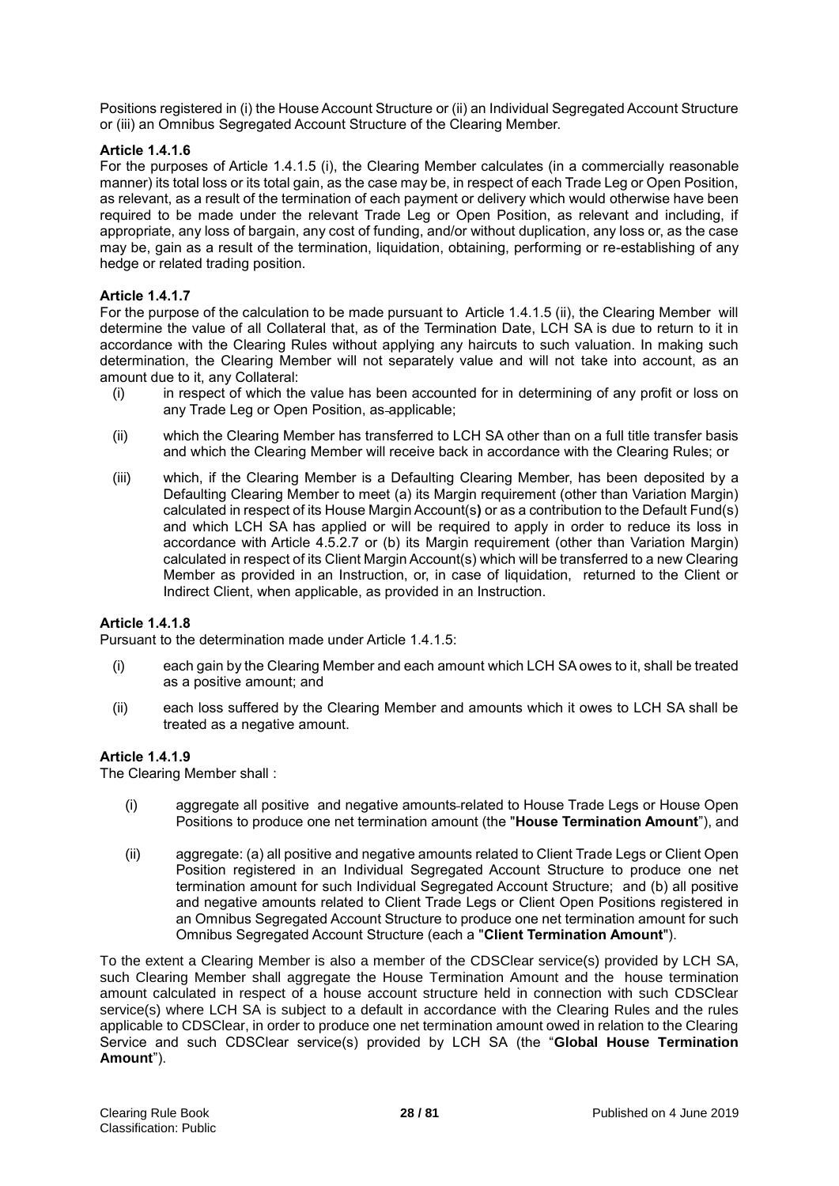Positions registered in (i) the House Account Structure or (ii) an Individual Segregated Account Structure or (iii) an Omnibus Segregated Account Structure of the Clearing Member.

**Article 1.4.1.6**

For the purposes of Article 1.4.1.5 (i), the Clearing Member calculates (in a commercially reasonable manner) its total loss or its total gain, as the case may be, in respect of each Trade Leg or Open Position, as relevant, as a result of the termination of each payment or delivery which would otherwise have been required to be made under the relevant Trade Leg or Open Position, as relevant and including, if appropriate, any loss of bargain, any cost of funding, and/or without duplication, any loss or, as the case may be, gain as a result of the termination, liquidation, obtaining, performing or re-establishing of any hedge or related trading position.

**Article 1.4.1.7**

For the purpose of the calculation to be made pursuant to Article 1.4.1.5 (ii), the Clearing Member will determine the value of all Collateral that, as of the Termination Date, LCH SA is due to return to it in accordance with the Clearing Rules without applying any haircuts to such valuation. In making such determination, the Clearing Member will not separately value and will not take into account, as an amount due to it, any Collateral:

- (i) in respect of which the value has been accounted for in determining of any profit or loss on any Trade Leg or Open Position, as applicable;
- (ii) which the Clearing Member has transferred to LCH SA other than on a full title transfer basis and which the Clearing Member will receive back in accordance with the Clearing Rules; or
- (iii) which, if the Clearing Member is a Defaulting Clearing Member, has been deposited by a Defaulting Clearing Member to meet (a) its Margin requirement (other than Variation Margin) calculated in respect of its House Margin Account(s) or as a contribution to the Default Fund(s) and which LCH SA has applied or will be required to apply in order to reduce its loss in accordance with Article 4.5.2.7 or (b) its Margin requirement (other than Variation Margin) calculated in respect of its Client Margin Account(s) which will be transferred to a new Clearing Member as provided in an Instruction, or, in case of liquidation, returned to the Client or Indirect Client, when applicable, as provided in an Instruction.

**Article 1.4.1.8**

Pursuant to the determination made under Article 1.4.1.5:

- (i) each gain by the Clearing Member and each amount which LCH SA owes to it, shall be treated as a positive amount; and
- (ii) each loss suffered by the Clearing Member and amounts which it owes to LCH SA shall be treated as a negative amount.

**Article 1.4.1.9**

The Clearing Member shall :

- (i) aggregate all positive and negative amounts related to House Trade Legs or House Open Positions to produce one net termination amount (the "**House Termination Amount**"), and
- (ii) aggregate: (a) all positive and negative amounts related to Client Trade Legs or Client Open Position registered in an Individual Segregated Account Structure to produce one net termination amount for such Individual Segregated Account Structure; and (b) all positive and negative amounts related to Client Trade Legs or Client Open Positions registered in an Omnibus Segregated Account Structure to produce one net termination amount for such Omnibus Segregated Account Structure (each a "**Client Termination Amount**").

To the extent a Clearing Member is also a member of the CDSClear service(s) provided by LCH SA, such Clearing Member shall aggregate the House Termination Amount and the house termination amount calculated in respect of a house account structure held in connection with such CDSClear service(s) where LCH SA is subject to a default in accordance with the Clearing Rules and the rules applicable to CDSClear, in order to produce one net termination amount owed in relation to the Clearing Service and such CDSClear service(s) provided by LCH SA (the "**Global House Termination Amount**").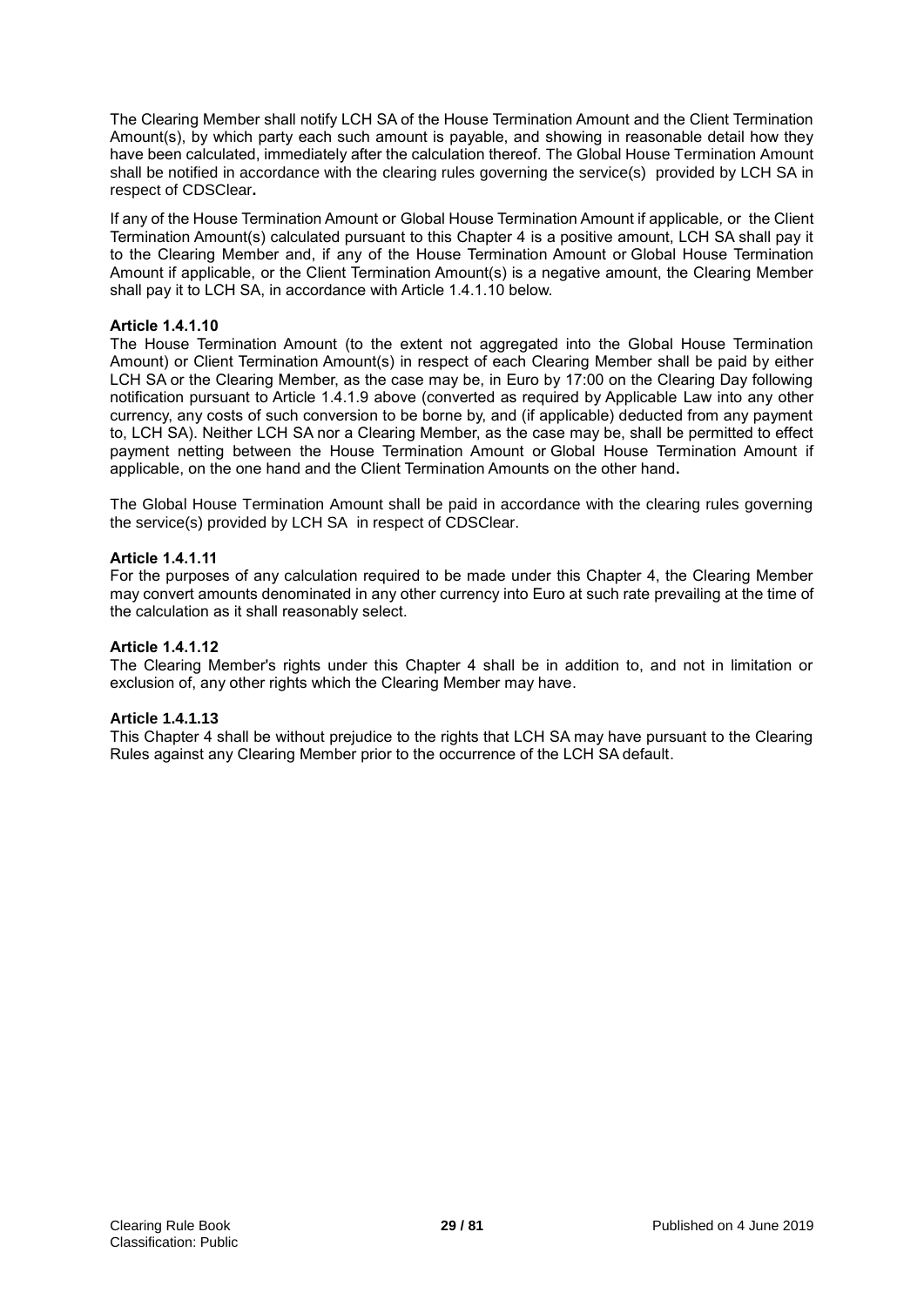The Clearing Member shall notify LCH SA of the House Termination Amount and the Client Termination Amount(s), by which party each such amount is payable, and showing in reasonable detail how they have been calculated, immediately after the calculation thereof. The Global House Termination Amount shall be notified in accordance with the clearing rules governing the service(s) provided by LCH SA in respect of CDSClear**.**

If any of the House Termination Amount or Global House Termination Amount if applicable*,* or the Client Termination Amount(s) calculated pursuant to this Chapter 4 is a positive amount, LCH SA shall pay it to the Clearing Member and, if any of the House Termination Amount or Global House Termination Amount if applicable, or the Client Termination Amount(s) is a negative amount, the Clearing Member shall pay it to LCH SA, in accordance with Article 1.4.1.10 below.

**Article 1.4.1.10**

The House Termination Amount (to the extent not aggregated into the Global House Termination Amount) or Client Termination Amount(s) in respect of each Clearing Member shall be paid by either LCH SA or the Clearing Member, as the case may be, in Euro by 17:00 on the Clearing Day following notification pursuant to Article 1.4.1.9 above (converted as required by Applicable Law into any other currency, any costs of such conversion to be borne by, and (if applicable) deducted from any payment to, LCH SA). Neither LCH SA nor a Clearing Member, as the case may be, shall be permitted to effect payment netting between the House Termination Amount or Global House Termination Amount if applicable, on the one hand and the Client Termination Amounts on the other hand**.**

The Global House Termination Amount shall be paid in accordance with the clearing rules governing the service(s) provided by LCH SA in respect of CDSClear.

**Article 1.4.1.11**

For the purposes of any calculation required to be made under this Chapter 4, the Clearing Member may convert amounts denominated in any other currency into Euro at such rate prevailing at the time of the calculation as it shall reasonably select.

**Article 1.4.1.12**

The Clearing Member's rights under this Chapter 4 shall be in addition to, and not in limitation or exclusion of, any other rights which the Clearing Member may have.

**Article 1.4.1.13**

This Chapter 4 shall be without prejudice to the rights that LCH SA may have pursuant to the Clearing Rules against any Clearing Member prior to the occurrence of the LCH SA default.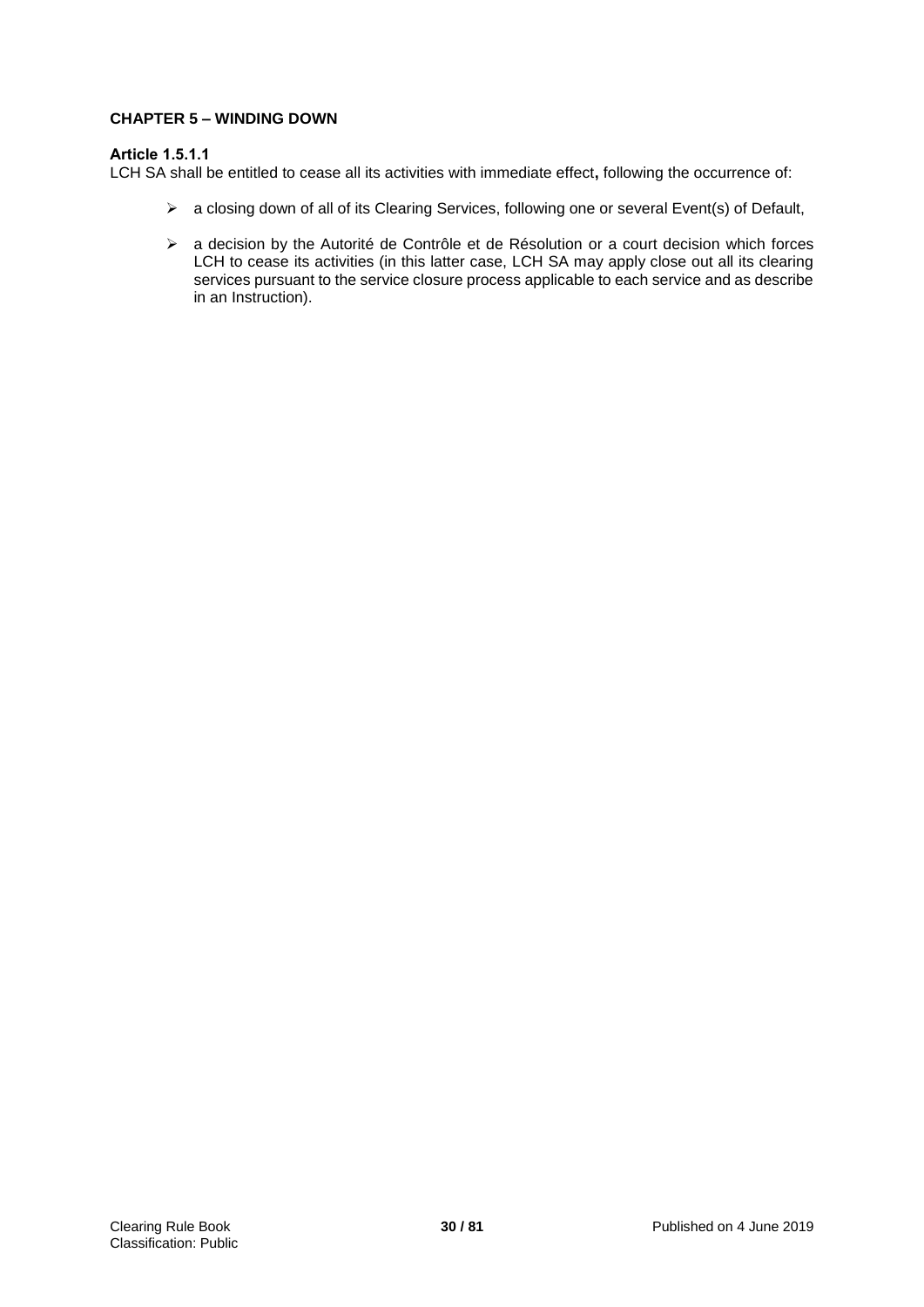### CHAPTER 5 – WINDING DOWN

**Article 1.5.1.1**

LCH SA shall be entitled to cease all its activities with immediate effect**,** following the occurrence of:

- a closing down of all of its Clearing Services, following one or several Event(s) of Default,
- a decision by the Autorité de Contrôle et de Résolution or a court decision which forces LCH to cease its activities (in this latter case, LCH SA may apply close out all its clearing services pursuant to the service closure process applicable to each service and as describe in an Instruction).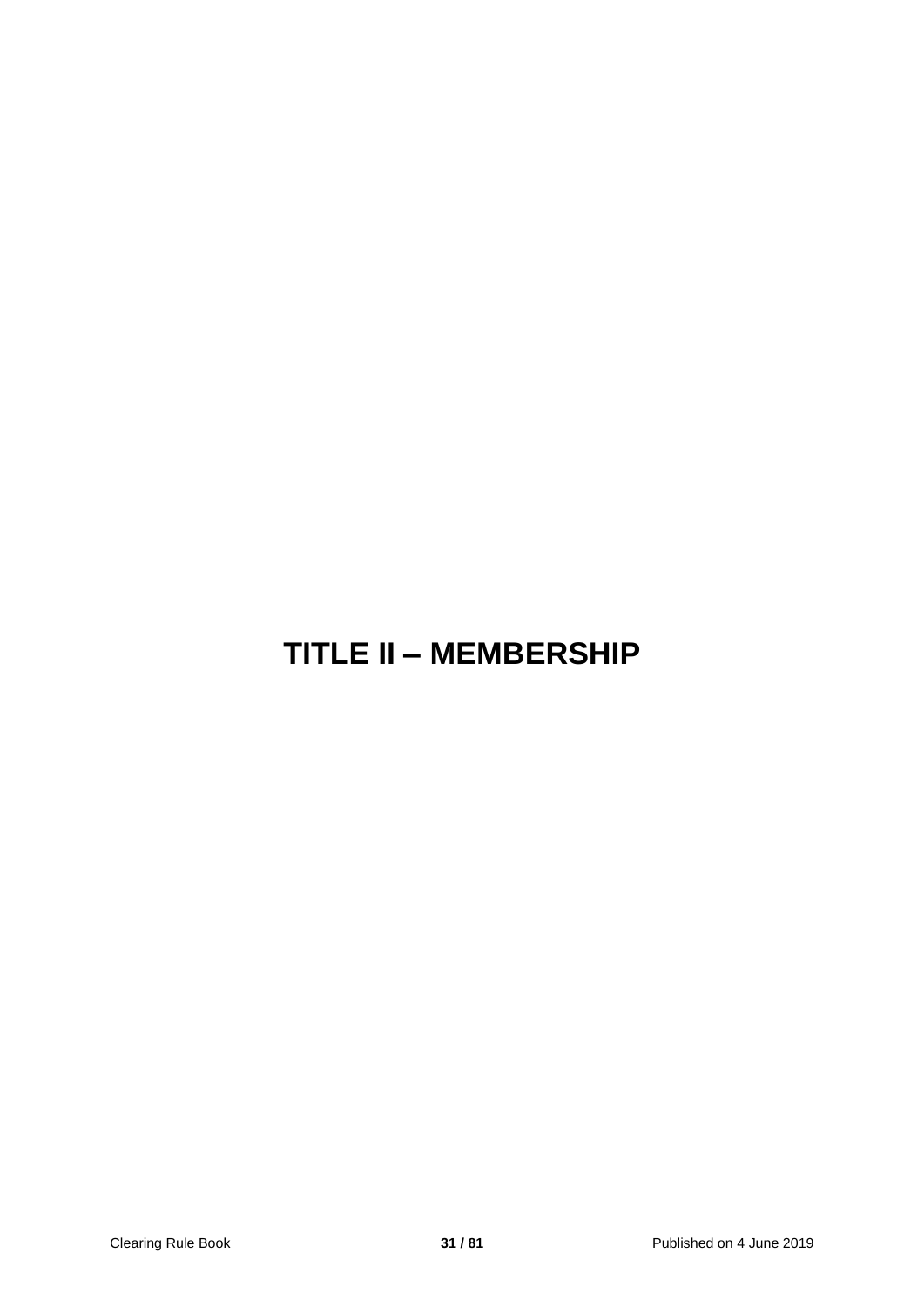# TITLE II – MEMBERSHIP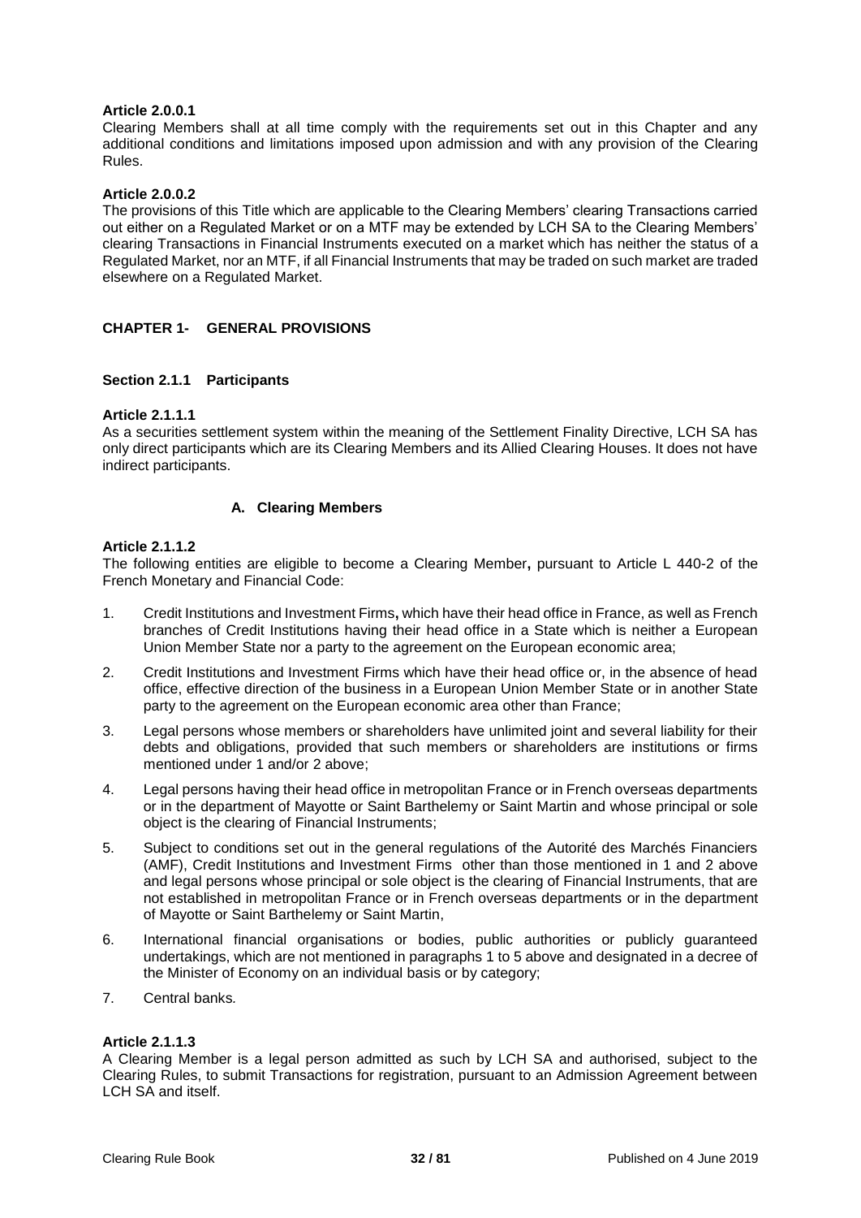**Article 2.0.0.1**
Clearing Members shall at all time comply with the requirements set out in this Chapter and any additional conditions and limitations imposed upon admission and with any provision of the Clearing Rules.

**Article 2.0.0.2**
The provisions of this Title which are applicable to the Clearing Members' clearing Transactions carried out either on a Regulated Market or on a MTF may be extended by LCH SA to the Clearing Members' clearing Transactions in Financial Instruments executed on a market which has neither the status of a Regulated Market, nor an MTF, if all Financial Instruments that may be traded on such market are traded elsewhere on a Regulated Market.

## CHAPTER 1- GENERAL PROVISIONS

### Section 2.1.1 Participants

**Article 2.1.1.1**
As a securities settlement system within the meaning of the Settlement Finality Directive, LCH SA has only direct participants which are its Clearing Members and its Allied Clearing Houses. It does not have indirect participants.

#### A. Clearing Members

**Article 2.1.1.2**
The following entities are eligible to become a Clearing Member**,** pursuant to Article L 440-2 of the French Monetary and Financial Code:

1. Credit Institutions and Investment Firms**,** which have their head office in France, as well as French branches of Credit Institutions having their head office in a State which is neither a European Union Member State nor a party to the agreement on the European economic area;
2. Credit Institutions and Investment Firms which have their head office or, in the absence of head office, effective direction of the business in a European Union Member State or in another State party to the agreement on the European economic area other than France;
3. Legal persons whose members or shareholders have unlimited joint and several liability for their debts and obligations, provided that such members or shareholders are institutions or firms mentioned under 1 and/or 2 above;
4. Legal persons having their head office in metropolitan France or in French overseas departments or in the department of Mayotte or Saint Barthelemy or Saint Martin and whose principal or sole object is the clearing of Financial Instruments;
5. Subject to conditions set out in the general regulations of the Autorité des Marchés Financiers (AMF), Credit Institutions and Investment Firms other than those mentioned in 1 and 2 above and legal persons whose principal or sole object is the clearing of Financial Instruments, that are not established in metropolitan France or in French overseas departments or in the department of Mayotte or Saint Barthelemy or Saint Martin,
6. International financial organisations or bodies, public authorities or publicly guaranteed undertakings, which are not mentioned in paragraphs 1 to 5 above and designated in a decree of the Minister of Economy on an individual basis or by category;
7. Central banks*.*

**Article 2.1.1.3**
A Clearing Member is a legal person admitted as such by LCH SA and authorised, subject to the Clearing Rules, to submit Transactions for registration, pursuant to an Admission Agreement between LCH SA and itself.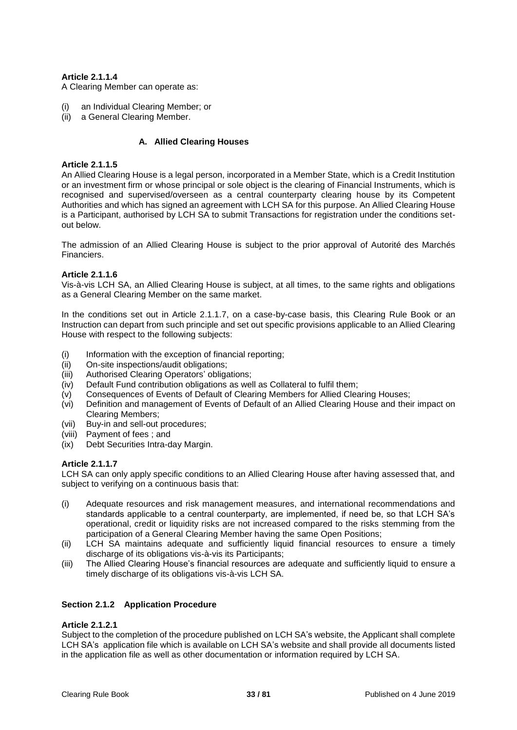**Article 2.1.1.4**

A Clearing Member can operate as:

(i) an Individual Clearing Member; or
(ii) a General Clearing Member.

### A. Allied Clearing Houses

**Article 2.1.1.5**

An Allied Clearing House is a legal person, incorporated in a Member State, which is a Credit Institution or an investment firm or whose principal or sole object is the clearing of Financial Instruments, which is recognised and supervised/overseen as a central counterparty clearing house by its Competent Authorities and which has signed an agreement with LCH SA for this purpose. An Allied Clearing House is a Participant, authorised by LCH SA to submit Transactions for registration under the conditions set-out below.

The admission of an Allied Clearing House is subject to the prior approval of Autorité des Marchés Financiers.

**Article 2.1.1.6**

Vis-à-vis LCH SA, an Allied Clearing House is subject, at all times, to the same rights and obligations as a General Clearing Member on the same market.

In the conditions set out in Article 2.1.1.7, on a case-by-case basis, this Clearing Rule Book or an Instruction can depart from such principle and set out specific provisions applicable to an Allied Clearing House with respect to the following subjects:

(i) Information with the exception of financial reporting;
(ii) On-site inspections/audit obligations;
(iii) Authorised Clearing Operators' obligations;
(iv) Default Fund contribution obligations as well as Collateral to fulfil them;
(v) Consequences of Events of Default of Clearing Members for Allied Clearing Houses;
(vi) Definition and management of Events of Default of an Allied Clearing House and their impact on Clearing Members;
(vii) Buy-in and sell-out procedures;
(viii) Payment of fees ; and
(ix) Debt Securities Intra-day Margin.

**Article 2.1.1.7**

LCH SA can only apply specific conditions to an Allied Clearing House after having assessed that, and subject to verifying on a continuous basis that:

(i) Adequate resources and risk management measures, and international recommendations and standards applicable to a central counterparty, are implemented, if need be, so that LCH SA's operational, credit or liquidity risks are not increased compared to the risks stemming from the participation of a General Clearing Member having the same Open Positions;
(ii) LCH SA maintains adequate and sufficiently liquid financial resources to ensure a timely discharge of its obligations vis-à-vis its Participants;
(iii) The Allied Clearing House's financial resources are adequate and sufficiently liquid to ensure a timely discharge of its obligations vis-à-vis LCH SA.

## Section 2.1.2 Application Procedure

**Article 2.1.2.1**

Subject to the completion of the procedure published on LCH SA's website, the Applicant shall complete LCH SA's application file which is available on LCH SA's website and shall provide all documents listed in the application file as well as other documentation or information required by LCH SA.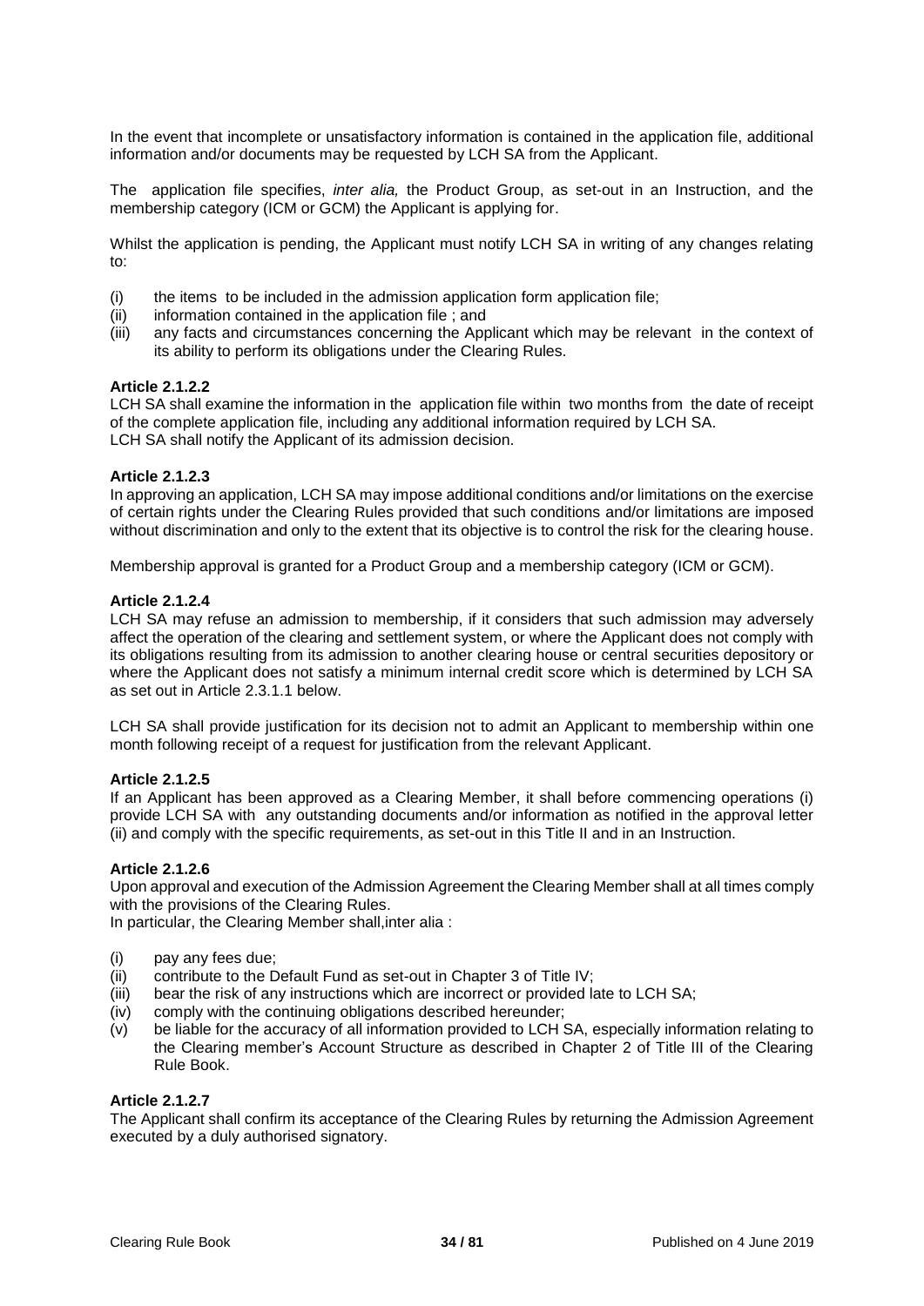In the event that incomplete or unsatisfactory information is contained in the application file, additional information and/or documents may be requested by LCH SA from the Applicant.

The application file specifies, *inter alia,* the Product Group, as set-out in an Instruction, and the membership category (ICM or GCM) the Applicant is applying for.

Whilst the application is pending, the Applicant must notify LCH SA in writing of any changes relating to:

(i) the items to be included in the admission application form application file;
(ii) information contained in the application file ; and
(iii) any facts and circumstances concerning the Applicant which may be relevant in the context of its ability to perform its obligations under the Clearing Rules.

**Article 2.1.2.2**
LCH SA shall examine the information in the application file within two months from the date of receipt of the complete application file, including any additional information required by LCH SA.
LCH SA shall notify the Applicant of its admission decision.

**Article 2.1.2.3**
In approving an application, LCH SA may impose additional conditions and/or limitations on the exercise of certain rights under the Clearing Rules provided that such conditions and/or limitations are imposed without discrimination and only to the extent that its objective is to control the risk for the clearing house.

Membership approval is granted for a Product Group and a membership category (ICM or GCM).

**Article 2.1.2.4**
LCH SA may refuse an admission to membership, if it considers that such admission may adversely affect the operation of the clearing and settlement system, or where the Applicant does not comply with its obligations resulting from its admission to another clearing house or central securities depository or where the Applicant does not satisfy a minimum internal credit score which is determined by LCH SA as set out in Article 2.3.1.1 below.

LCH SA shall provide justification for its decision not to admit an Applicant to membership within one month following receipt of a request for justification from the relevant Applicant.

**Article 2.1.2.5**
If an Applicant has been approved as a Clearing Member, it shall before commencing operations (i) provide LCH SA with any outstanding documents and/or information as notified in the approval letter (ii) and comply with the specific requirements, as set-out in this Title II and in an Instruction.

**Article 2.1.2.6**
Upon approval and execution of the Admission Agreement the Clearing Member shall at all times comply with the provisions of the Clearing Rules.
In particular, the Clearing Member shall,inter alia :

(i) pay any fees due;
(ii) contribute to the Default Fund as set-out in Chapter 3 of Title IV;
(iii) bear the risk of any instructions which are incorrect or provided late to LCH SA;
(iv) comply with the continuing obligations described hereunder;
(v) be liable for the accuracy of all information provided to LCH SA, especially information relating to the Clearing member's Account Structure as described in Chapter 2 of Title III of the Clearing Rule Book.

**Article 2.1.2.7**
The Applicant shall confirm its acceptance of the Clearing Rules by returning the Admission Agreement executed by a duly authorised signatory.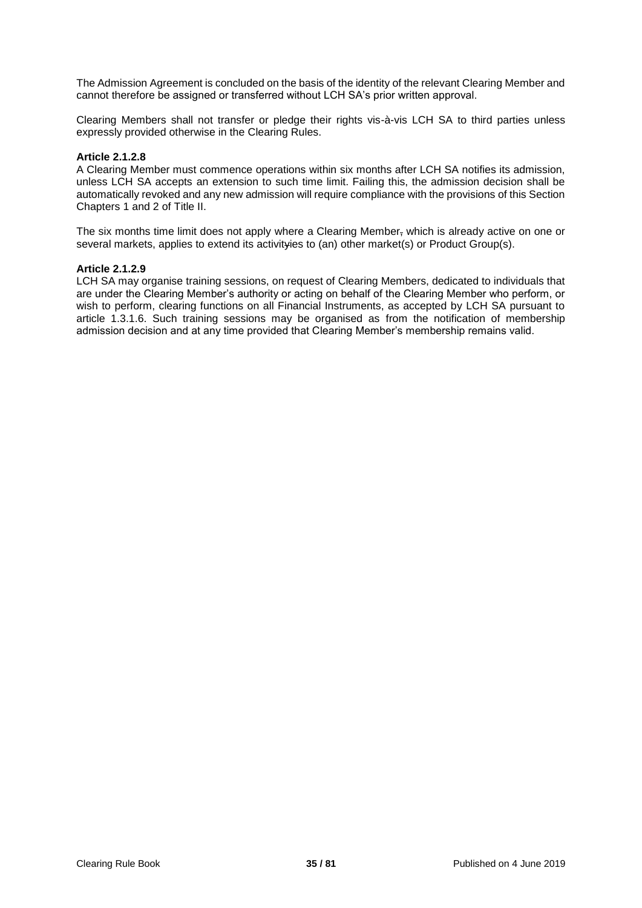The Admission Agreement is concluded on the basis of the identity of the relevant Clearing Member and cannot therefore be assigned or transferred without LCH SA's prior written approval.

Clearing Members shall not transfer or pledge their rights vis-à-vis LCH SA to third parties unless expressly provided otherwise in the Clearing Rules.

**Article 2.1.2.8**

A Clearing Member must commence operations within six months after LCH SA notifies its admission, unless LCH SA accepts an extension to such time limit. Failing this, the admission decision shall be automatically revoked and any new admission will require compliance with the provisions of this Section Chapters 1 and 2 of Title II.

The six months time limit does not apply where a Clearing Member, which is already active on one or several markets, applies to extend its activityies to (an) other market(s) or Product Group(s).

**Article 2.1.2.9**

LCH SA may organise training sessions, on request of Clearing Members, dedicated to individuals that are under the Clearing Member's authority or acting on behalf of the Clearing Member who perform, or wish to perform, clearing functions on all Financial Instruments, as accepted by LCH SA pursuant to article 1.3.1.6. Such training sessions may be organised as from the notification of membership admission decision and at any time provided that Clearing Member's membership remains valid.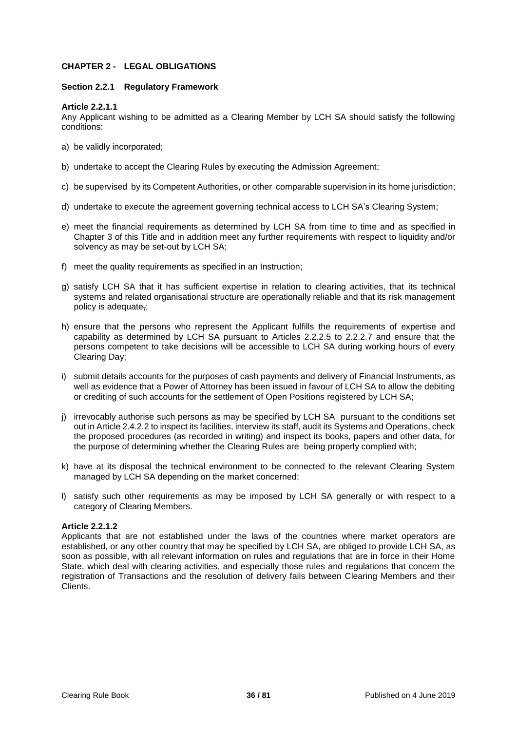## CHAPTER 2 - LEGAL OBLIGATIONS

### Section 2.2.1 Regulatory Framework

#### Article 2.2.1.1

Any Applicant wishing to be admitted as a Clearing Member by LCH SA should satisfy the following conditions:

a) be validly incorporated;

b) undertake to accept the Clearing Rules by executing the Admission Agreement;

c) be supervised by its Competent Authorities, or other comparable supervision in its home jurisdiction;

d) undertake to execute the agreement governing technical access to LCH SA's Clearing System;

e) meet the financial requirements as determined by LCH SA from time to time and as specified in Chapter 3 of this Title and in addition meet any further requirements with respect to liquidity and/or solvency as may be set-out by LCH SA;

f) meet the quality requirements as specified in an Instruction;

g) satisfy LCH SA that it has sufficient expertise in relation to clearing activities, that its technical systems and related organisational structure are operationally reliable and that its risk management policy is adequate,;

h) ensure that the persons who represent the Applicant fulfills the requirements of expertise and capability as determined by LCH SA pursuant to Articles 2.2.2.5 to 2.2.2.7 and ensure that the persons competent to take decisions will be accessible to LCH SA during working hours of every Clearing Day;

i) submit details accounts for the purposes of cash payments and delivery of Financial Instruments, as well as evidence that a Power of Attorney has been issued in favour of LCH SA to allow the debiting or crediting of such accounts for the settlement of Open Positions registered by LCH SA;

j) irrevocably authorise such persons as may be specified by LCH SA pursuant to the conditions set out in Article 2.4.2.2 to inspect its facilities, interview its staff, audit its Systems and Operations, check the proposed procedures (as recorded in writing) and inspect its books, papers and other data, for the purpose of determining whether the Clearing Rules are being properly complied with;

k) have at its disposal the technical environment to be connected to the relevant Clearing System managed by LCH SA depending on the market concerned;

l) satisfy such other requirements as may be imposed by LCH SA generally or with respect to a category of Clearing Members.

#### Article 2.2.1.2

Applicants that are not established under the laws of the countries where market operators are established, or any other country that may be specified by LCH SA, are obliged to provide LCH SA, as soon as possible, with all relevant information on rules and regulations that are in force in their Home State, which deal with clearing activities, and especially those rules and regulations that concern the registration of Transactions and the resolution of delivery fails between Clearing Members and their Clients.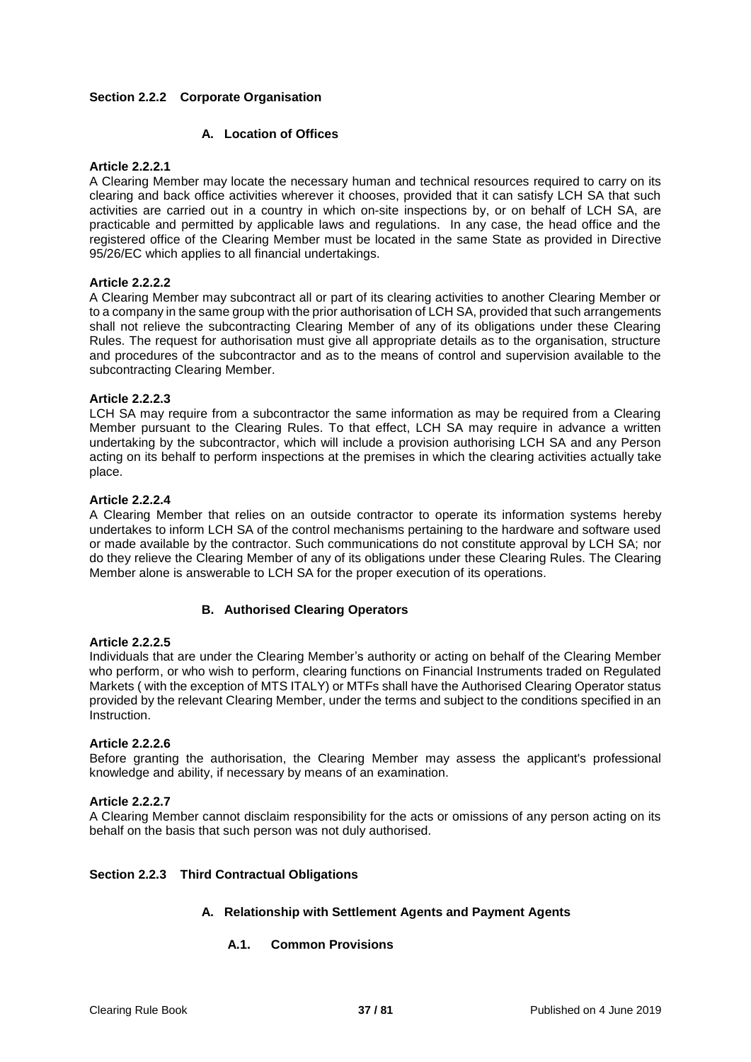### Section 2.2.2 Corporate Organisation

#### A. Location of Offices

**Article 2.2.2.1**

A Clearing Member may locate the necessary human and technical resources required to carry on its clearing and back office activities wherever it chooses, provided that it can satisfy LCH SA that such activities are carried out in a country in which on-site inspections by, or on behalf of LCH SA, are practicable and permitted by applicable laws and regulations. In any case, the head office and the registered office of the Clearing Member must be located in the same State as provided in Directive 95/26/EC which applies to all financial undertakings.

**Article 2.2.2.2**

A Clearing Member may subcontract all or part of its clearing activities to another Clearing Member or to a company in the same group with the prior authorisation of LCH SA, provided that such arrangements shall not relieve the subcontracting Clearing Member of any of its obligations under these Clearing Rules. The request for authorisation must give all appropriate details as to the organisation, structure and procedures of the subcontractor and as to the means of control and supervision available to the subcontracting Clearing Member.

**Article 2.2.2.3**

LCH SA may require from a subcontractor the same information as may be required from a Clearing Member pursuant to the Clearing Rules. To that effect, LCH SA may require in advance a written undertaking by the subcontractor, which will include a provision authorising LCH SA and any Person acting on its behalf to perform inspections at the premises in which the clearing activities actually take place.

**Article 2.2.2.4**

A Clearing Member that relies on an outside contractor to operate its information systems hereby undertakes to inform LCH SA of the control mechanisms pertaining to the hardware and software used or made available by the contractor. Such communications do not constitute approval by LCH SA; nor do they relieve the Clearing Member of any of its obligations under these Clearing Rules. The Clearing Member alone is answerable to LCH SA for the proper execution of its operations.

#### B. Authorised Clearing Operators

**Article 2.2.2.5**

Individuals that are under the Clearing Member's authority or acting on behalf of the Clearing Member who perform, or who wish to perform, clearing functions on Financial Instruments traded on Regulated Markets ( with the exception of MTS ITALY) or MTFs shall have the Authorised Clearing Operator status provided by the relevant Clearing Member, under the terms and subject to the conditions specified in an Instruction.

**Article 2.2.2.6**

Before granting the authorisation, the Clearing Member may assess the applicant's professional knowledge and ability, if necessary by means of an examination.

**Article 2.2.2.7**

A Clearing Member cannot disclaim responsibility for the acts or omissions of any person acting on its behalf on the basis that such person was not duly authorised.

### Section 2.2.3 Third Contractual Obligations

#### A. Relationship with Settlement Agents and Payment Agents

##### A.1. Common Provisions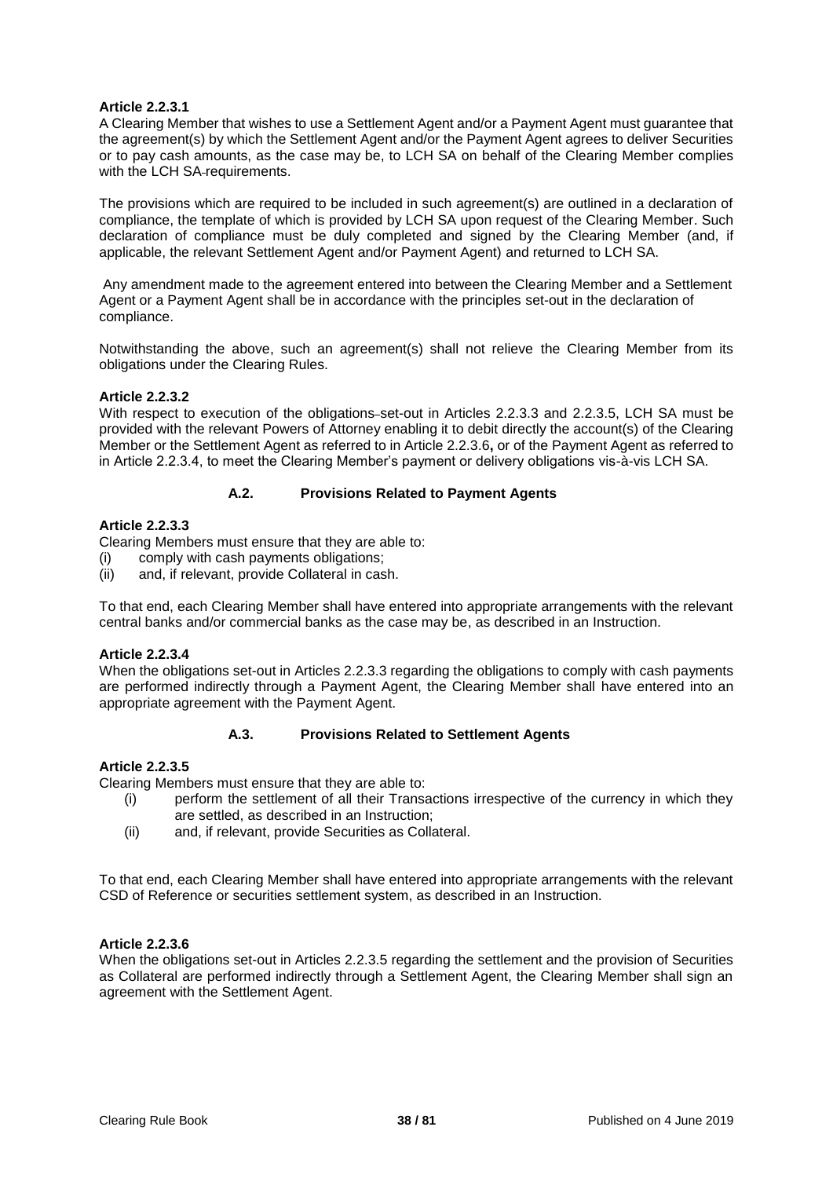**Article 2.2.3.1**

A Clearing Member that wishes to use a Settlement Agent and/or a Payment Agent must guarantee that the agreement(s) by which the Settlement Agent and/or the Payment Agent agrees to deliver Securities or to pay cash amounts, as the case may be, to LCH SA on behalf of the Clearing Member complies with the LCH SA requirements.

The provisions which are required to be included in such agreement(s) are outlined in a declaration of compliance, the template of which is provided by LCH SA upon request of the Clearing Member. Such declaration of compliance must be duly completed and signed by the Clearing Member (and, if applicable, the relevant Settlement Agent and/or Payment Agent) and returned to LCH SA.

Any amendment made to the agreement entered into between the Clearing Member and a Settlement Agent or a Payment Agent shall be in accordance with the principles set-out in the declaration of compliance.

Notwithstanding the above, such an agreement(s) shall not relieve the Clearing Member from its obligations under the Clearing Rules.

**Article 2.2.3.2**

With respect to execution of the obligations set-out in Articles 2.2.3.3 and 2.2.3.5, LCH SA must be provided with the relevant Powers of Attorney enabling it to debit directly the account(s) of the Clearing Member or the Settlement Agent as referred to in Article 2.2.3.6**,** or of the Payment Agent as referred to in Article 2.2.3.4, to meet the Clearing Member's payment or delivery obligations vis-à-vis LCH SA.

### A.2. Provisions Related to Payment Agents

**Article 2.2.3.3**

Clearing Members must ensure that they are able to:

(i) comply with cash payments obligations;
(ii) and, if relevant, provide Collateral in cash.

To that end, each Clearing Member shall have entered into appropriate arrangements with the relevant central banks and/or commercial banks as the case may be, as described in an Instruction.

**Article 2.2.3.4**

When the obligations set-out in Articles 2.2.3.3 regarding the obligations to comply with cash payments are performed indirectly through a Payment Agent, the Clearing Member shall have entered into an appropriate agreement with the Payment Agent.

### A.3. Provisions Related to Settlement Agents

**Article 2.2.3.5**

Clearing Members must ensure that they are able to:

(i) perform the settlement of all their Transactions irrespective of the currency in which they are settled, as described in an Instruction;
(ii) and, if relevant, provide Securities as Collateral.

To that end, each Clearing Member shall have entered into appropriate arrangements with the relevant CSD of Reference or securities settlement system, as described in an Instruction.

**Article 2.2.3.6**

When the obligations set-out in Articles 2.2.3.5 regarding the settlement and the provision of Securities as Collateral are performed indirectly through a Settlement Agent, the Clearing Member shall sign an agreement with the Settlement Agent.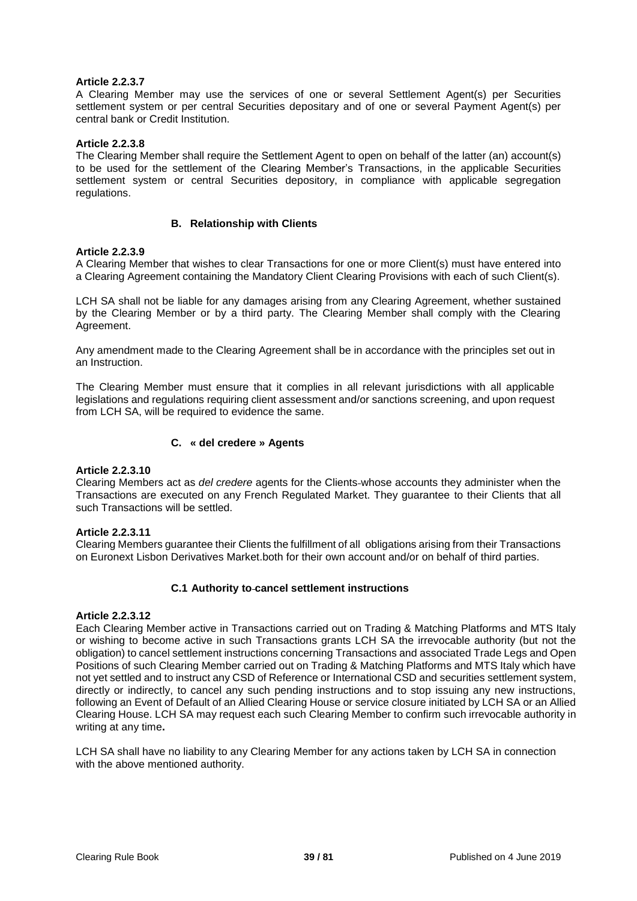**Article 2.2.3.7**

A Clearing Member may use the services of one or several Settlement Agent(s) per Securities settlement system or per central Securities depositary and of one or several Payment Agent(s) per central bank or Credit Institution.

**Article 2.2.3.8**

The Clearing Member shall require the Settlement Agent to open on behalf of the latter (an) account(s) to be used for the settlement of the Clearing Member's Transactions, in the applicable Securities settlement system or central Securities depository, in compliance with applicable segregation regulations.

### B. Relationship with Clients

**Article 2.2.3.9**

A Clearing Member that wishes to clear Transactions for one or more Client(s) must have entered into a Clearing Agreement containing the Mandatory Client Clearing Provisions with each of such Client(s).

LCH SA shall not be liable for any damages arising from any Clearing Agreement, whether sustained by the Clearing Member or by a third party. The Clearing Member shall comply with the Clearing Agreement.

Any amendment made to the Clearing Agreement shall be in accordance with the principles set out in an Instruction.

The Clearing Member must ensure that it complies in all relevant jurisdictions with all applicable legislations and regulations requiring client assessment and/or sanctions screening, and upon request from LCH SA, will be required to evidence the same.

### C. « del credere » Agents

**Article 2.2.3.10**

Clearing Members act as *del credere* agents for the Clients whose accounts they administer when the Transactions are executed on any French Regulated Market. They guarantee to their Clients that all such Transactions will be settled.

**Article 2.2.3.11**

Clearing Members guarantee their Clients the fulfillment of all obligations arising from their Transactions on Euronext Lisbon Derivatives Market.both for their own account and/or on behalf of third parties.

### C.1 Authority to cancel settlement instructions

**Article 2.2.3.12**

Each Clearing Member active in Transactions carried out on Trading & Matching Platforms and MTS Italy or wishing to become active in such Transactions grants LCH SA the irrevocable authority (but not the obligation) to cancel settlement instructions concerning Transactions and associated Trade Legs and Open Positions of such Clearing Member carried out on Trading & Matching Platforms and MTS Italy which have not yet settled and to instruct any CSD of Reference or International CSD and securities settlement system, directly or indirectly, to cancel any such pending instructions and to stop issuing any new instructions, following an Event of Default of an Allied Clearing House or service closure initiated by LCH SA or an Allied Clearing House. LCH SA may request each such Clearing Member to confirm such irrevocable authority in writing at any time**.**

LCH SA shall have no liability to any Clearing Member for any actions taken by LCH SA in connection with the above mentioned authority.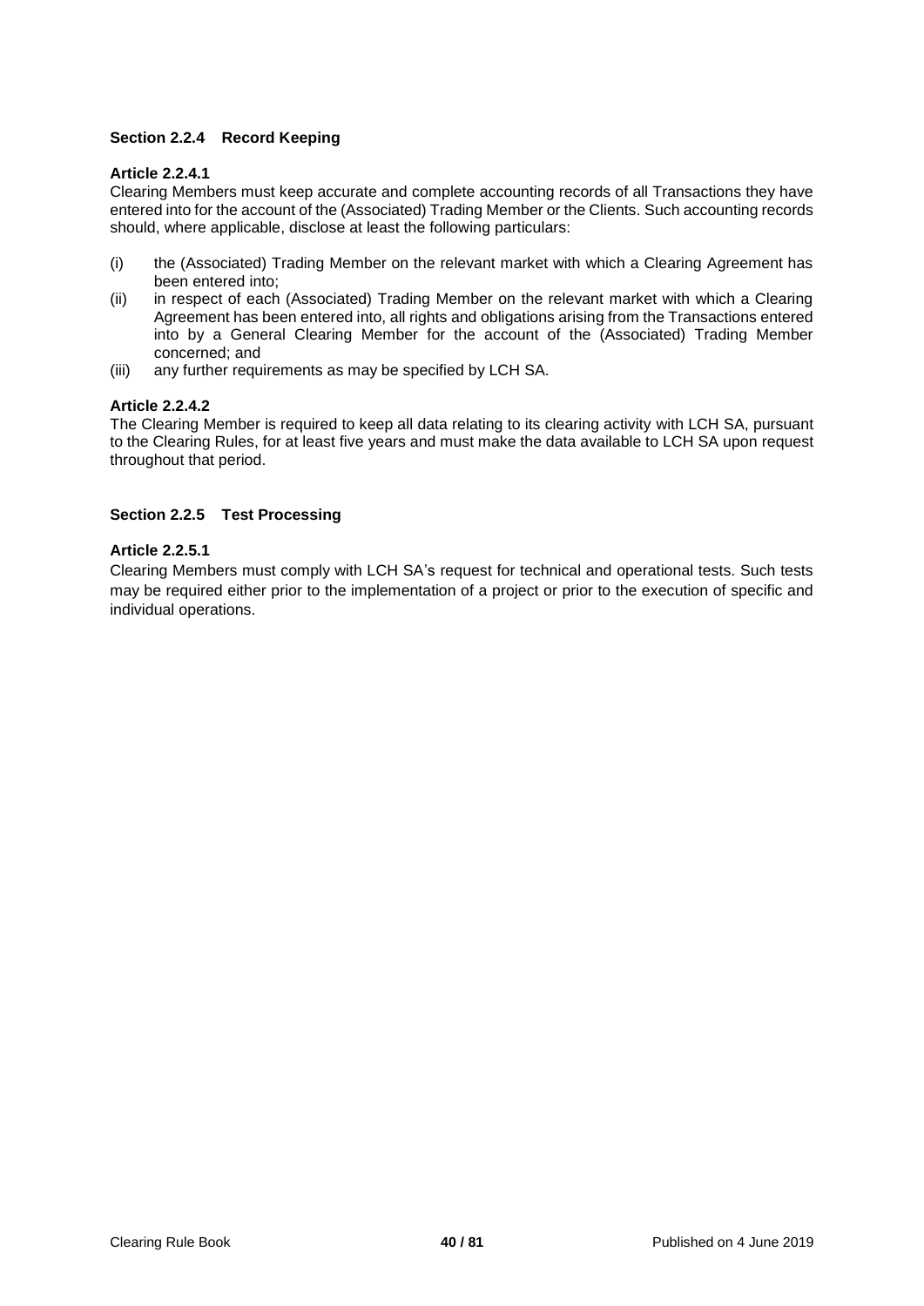### Section 2.2.4 Record Keeping

**Article 2.2.4.1**

Clearing Members must keep accurate and complete accounting records of all Transactions they have entered into for the account of the (Associated) Trading Member or the Clients. Such accounting records should, where applicable, disclose at least the following particulars:

(i) the (Associated) Trading Member on the relevant market with which a Clearing Agreement has been entered into;

(ii) in respect of each (Associated) Trading Member on the relevant market with which a Clearing Agreement has been entered into, all rights and obligations arising from the Transactions entered into by a General Clearing Member for the account of the (Associated) Trading Member concerned; and

(iii) any further requirements as may be specified by LCH SA.

**Article 2.2.4.2**

The Clearing Member is required to keep all data relating to its clearing activity with LCH SA, pursuant to the Clearing Rules, for at least five years and must make the data available to LCH SA upon request throughout that period.

### Section 2.2.5 Test Processing

**Article 2.2.5.1**

Clearing Members must comply with LCH SA's request for technical and operational tests. Such tests may be required either prior to the implementation of a project or prior to the execution of specific and individual operations.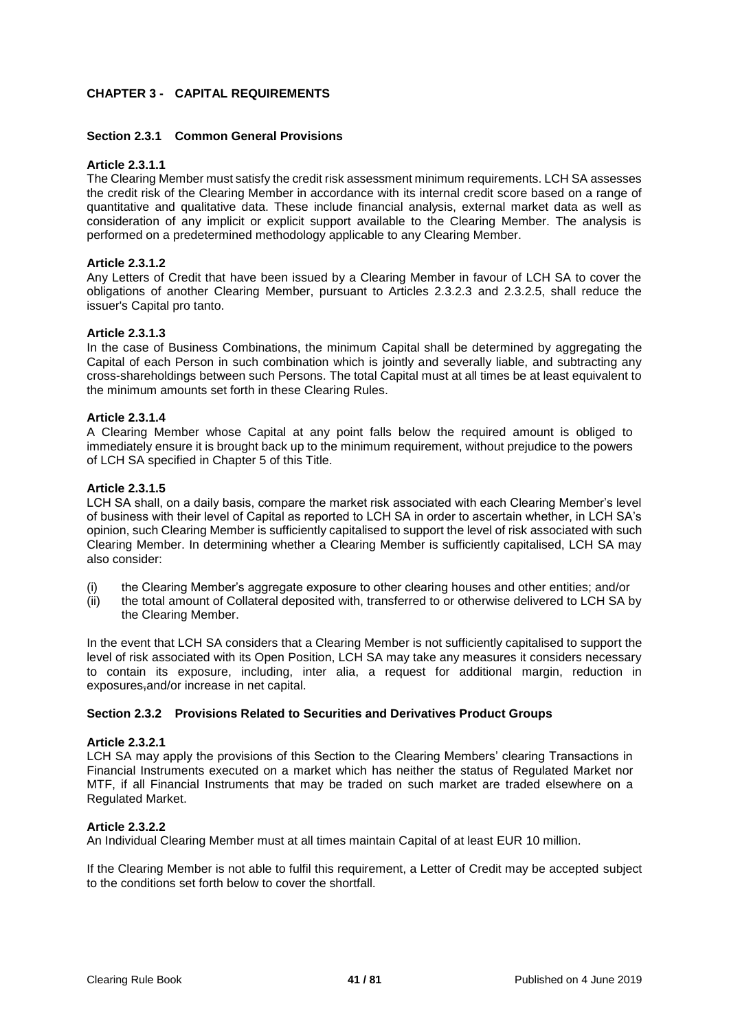# CHAPTER 3 - CAPITAL REQUIREMENTS

## Section 2.3.1 Common General Provisions

### Article 2.3.1.1

The Clearing Member must satisfy the credit risk assessment minimum requirements. LCH SA assesses the credit risk of the Clearing Member in accordance with its internal credit score based on a range of quantitative and qualitative data. These include financial analysis, external market data as well as consideration of any implicit or explicit support available to the Clearing Member. The analysis is performed on a predetermined methodology applicable to any Clearing Member.

### Article 2.3.1.2

Any Letters of Credit that have been issued by a Clearing Member in favour of LCH SA to cover the obligations of another Clearing Member, pursuant to Articles 2.3.2.3 and 2.3.2.5, shall reduce the issuer's Capital pro tanto.

### Article 2.3.1.3

In the case of Business Combinations, the minimum Capital shall be determined by aggregating the Capital of each Person in such combination which is jointly and severally liable, and subtracting any cross-shareholdings between such Persons. The total Capital must at all times be at least equivalent to the minimum amounts set forth in these Clearing Rules.

### Article 2.3.1.4

A Clearing Member whose Capital at any point falls below the required amount is obliged to immediately ensure it is brought back up to the minimum requirement, without prejudice to the powers of LCH SA specified in Chapter 5 of this Title.

### Article 2.3.1.5

LCH SA shall, on a daily basis, compare the market risk associated with each Clearing Member's level of business with their level of Capital as reported to LCH SA in order to ascertain whether, in LCH SA's opinion, such Clearing Member is sufficiently capitalised to support the level of risk associated with such Clearing Member. In determining whether a Clearing Member is sufficiently capitalised, LCH SA may also consider:

(i) the Clearing Member's aggregate exposure to other clearing houses and other entities; and/or

(ii) the total amount of Collateral deposited with, transferred to or otherwise delivered to LCH SA by the Clearing Member.

In the event that LCH SA considers that a Clearing Member is not sufficiently capitalised to support the level of risk associated with its Open Position, LCH SA may take any measures it considers necessary to contain its exposure, including, inter alia, a request for additional margin, reduction in exposures,and/or increase in net capital.

## Section 2.3.2 Provisions Related to Securities and Derivatives Product Groups

### Article 2.3.2.1

LCH SA may apply the provisions of this Section to the Clearing Members' clearing Transactions in Financial Instruments executed on a market which has neither the status of Regulated Market nor MTF, if all Financial Instruments that may be traded on such market are traded elsewhere on a Regulated Market.

### Article 2.3.2.2

An Individual Clearing Member must at all times maintain Capital of at least EUR 10 million.

If the Clearing Member is not able to fulfil this requirement, a Letter of Credit may be accepted subject to the conditions set forth below to cover the shortfall.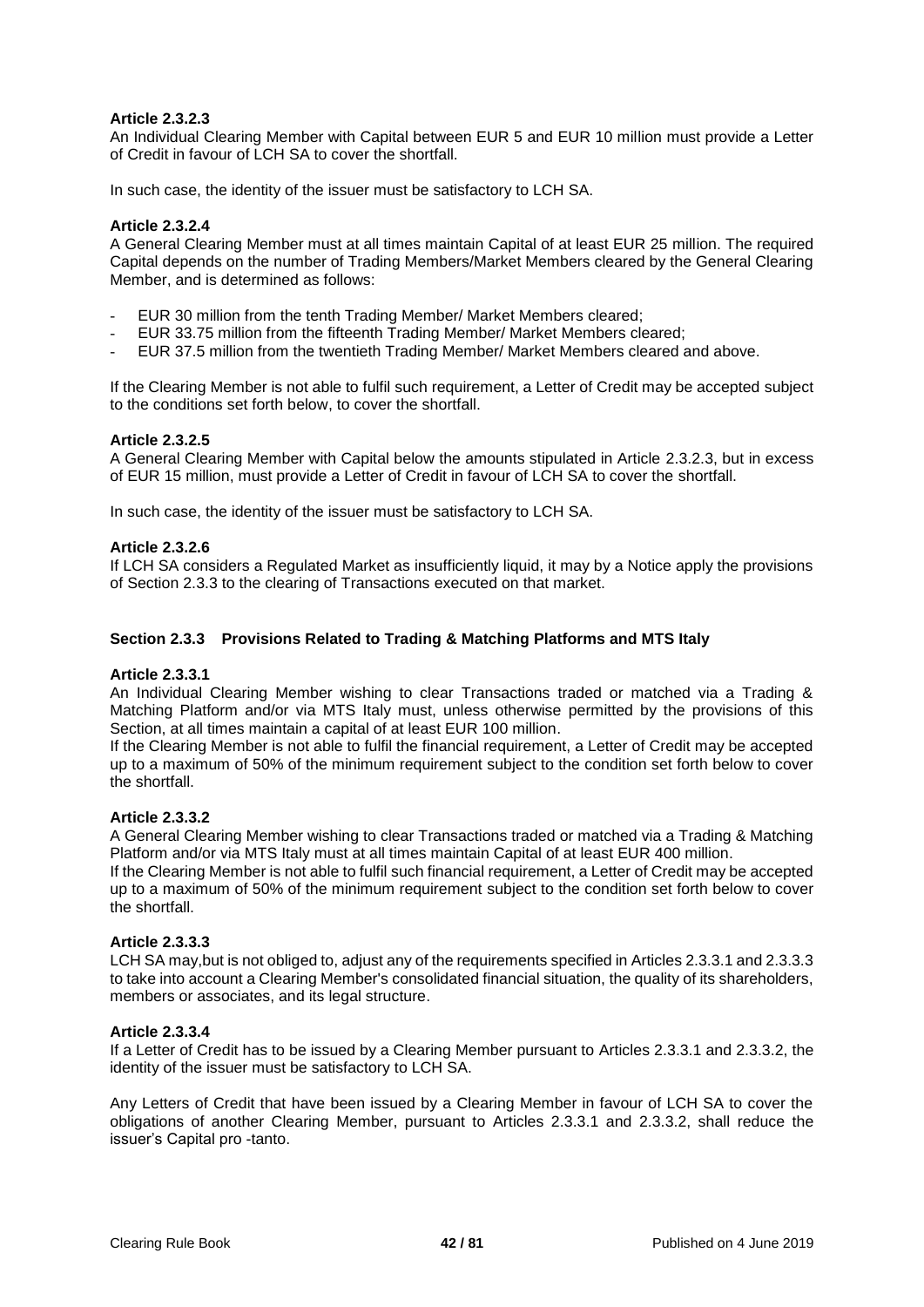**Article 2.3.2.3**

An Individual Clearing Member with Capital between EUR 5 and EUR 10 million must provide a Letter of Credit in favour of LCH SA to cover the shortfall.

In such case, the identity of the issuer must be satisfactory to LCH SA.

**Article 2.3.2.4**

A General Clearing Member must at all times maintain Capital of at least EUR 25 million. The required Capital depends on the number of Trading Members/Market Members cleared by the General Clearing Member, and is determined as follows:

- EUR 30 million from the tenth Trading Member/ Market Members cleared;
- EUR 33.75 million from the fifteenth Trading Member/ Market Members cleared;
- EUR 37.5 million from the twentieth Trading Member/ Market Members cleared and above.

If the Clearing Member is not able to fulfil such requirement, a Letter of Credit may be accepted subject to the conditions set forth below, to cover the shortfall.

**Article 2.3.2.5**

A General Clearing Member with Capital below the amounts stipulated in Article 2.3.2.3, but in excess of EUR 15 million, must provide a Letter of Credit in favour of LCH SA to cover the shortfall.

In such case, the identity of the issuer must be satisfactory to LCH SA.

**Article 2.3.2.6**

If LCH SA considers a Regulated Market as insufficiently liquid, it may by a Notice apply the provisions of Section 2.3.3 to the clearing of Transactions executed on that market.

### Section 2.3.3 Provisions Related to Trading & Matching Platforms and MTS Italy

**Article 2.3.3.1**

An Individual Clearing Member wishing to clear Transactions traded or matched via a Trading & Matching Platform and/or via MTS Italy must, unless otherwise permitted by the provisions of this Section, at all times maintain a capital of at least EUR 100 million.

If the Clearing Member is not able to fulfil the financial requirement, a Letter of Credit may be accepted up to a maximum of 50% of the minimum requirement subject to the condition set forth below to cover the shortfall.

**Article 2.3.3.2**

A General Clearing Member wishing to clear Transactions traded or matched via a Trading & Matching Platform and/or via MTS Italy must at all times maintain Capital of at least EUR 400 million.

If the Clearing Member is not able to fulfil such financial requirement, a Letter of Credit may be accepted up to a maximum of 50% of the minimum requirement subject to the condition set forth below to cover the shortfall.

**Article 2.3.3.3**

LCH SA may,but is not obliged to, adjust any of the requirements specified in Articles 2.3.3.1 and 2.3.3.3 to take into account a Clearing Member's consolidated financial situation, the quality of its shareholders, members or associates, and its legal structure.

**Article 2.3.3.4**

If a Letter of Credit has to be issued by a Clearing Member pursuant to Articles 2.3.3.1 and 2.3.3.2, the identity of the issuer must be satisfactory to LCH SA.

Any Letters of Credit that have been issued by a Clearing Member in favour of LCH SA to cover the obligations of another Clearing Member, pursuant to Articles 2.3.3.1 and 2.3.3.2, shall reduce the issuer's Capital pro -tanto.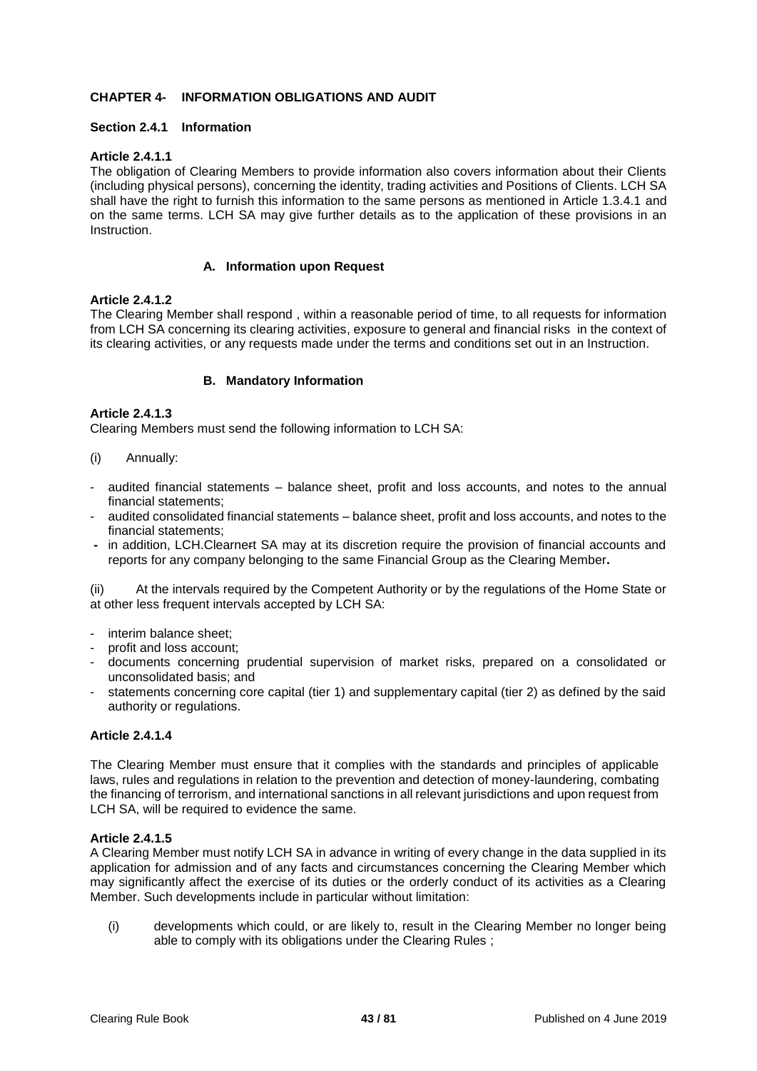## CHAPTER 4- INFORMATION OBLIGATIONS AND AUDIT

### Section 2.4.1 Information

**Article 2.4.1.1**

The obligation of Clearing Members to provide information also covers information about their Clients (including physical persons), concerning the identity, trading activities and Positions of Clients. LCH SA shall have the right to furnish this information to the same persons as mentioned in Article 1.3.4.1 and on the same terms. LCH SA may give further details as to the application of these provisions in an Instruction.

#### A. Information upon Request

**Article 2.4.1.2**

The Clearing Member shall respond , within a reasonable period of time, to all requests for information from LCH SA concerning its clearing activities, exposure to general and financial risks in the context of its clearing activities, or any requests made under the terms and conditions set out in an Instruction.

#### B. Mandatory Information

**Article 2.4.1.3**

Clearing Members must send the following information to LCH SA:

(i) Annually:

- audited financial statements – balance sheet, profit and loss accounts, and notes to the annual financial statements;
- audited consolidated financial statements – balance sheet, profit and loss accounts, and notes to the financial statements;
- in addition, LCH.Clearnet SA may at its discretion require the provision of financial accounts and reports for any company belonging to the same Financial Group as the Clearing Member**.**

(ii) At the intervals required by the Competent Authority or by the regulations of the Home State or at other less frequent intervals accepted by LCH SA:

- interim balance sheet;
- profit and loss account;
- documents concerning prudential supervision of market risks, prepared on a consolidated or unconsolidated basis; and
- statements concerning core capital (tier 1) and supplementary capital (tier 2) as defined by the said authority or regulations.

**Article 2.4.1.4**

The Clearing Member must ensure that it complies with the standards and principles of applicable laws, rules and regulations in relation to the prevention and detection of money-laundering, combating the financing of terrorism, and international sanctions in all relevant jurisdictions and upon request from LCH SA, will be required to evidence the same.

**Article 2.4.1.5**

A Clearing Member must notify LCH SA in advance in writing of every change in the data supplied in its application for admission and of any facts and circumstances concerning the Clearing Member which may significantly affect the exercise of its duties or the orderly conduct of its activities as a Clearing Member. Such developments include in particular without limitation:

(i) developments which could, or are likely to, result in the Clearing Member no longer being able to comply with its obligations under the Clearing Rules ;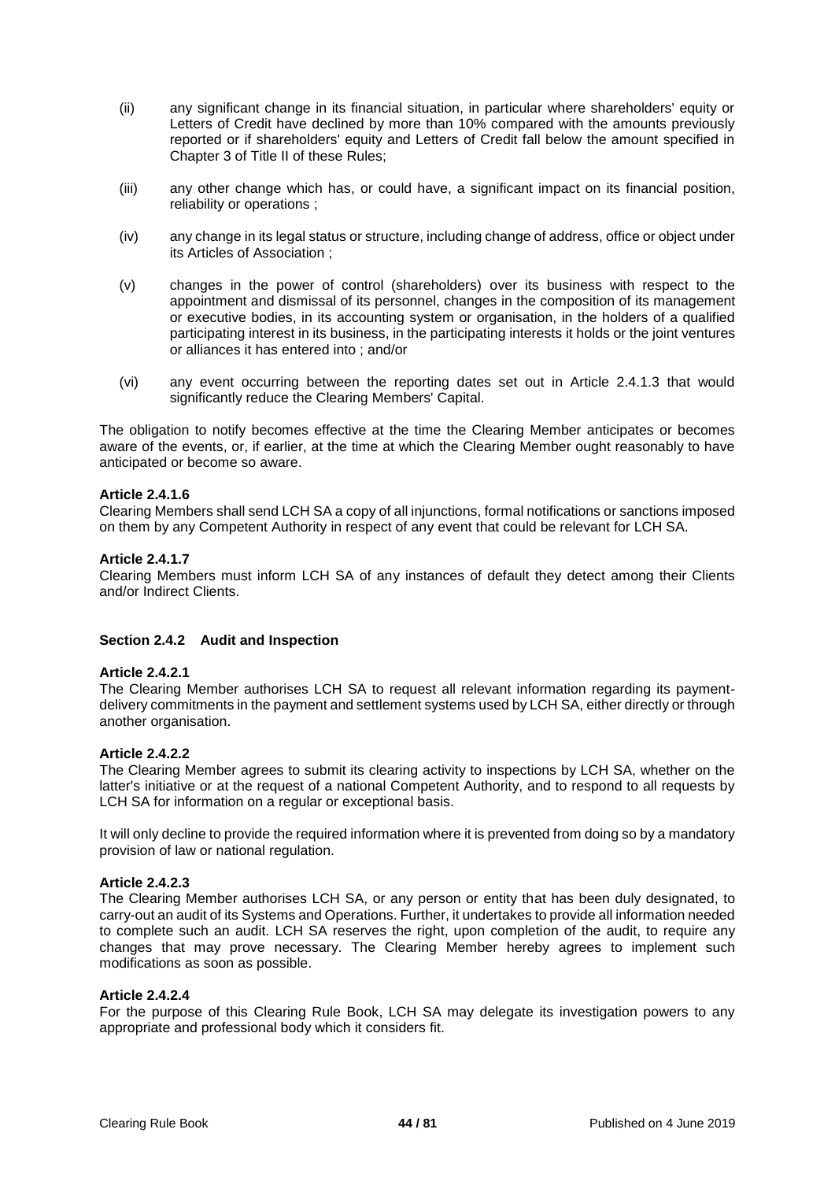(ii) any significant change in its financial situation, in particular where shareholders' equity or Letters of Credit have declined by more than 10% compared with the amounts previously reported or if shareholders' equity and Letters of Credit fall below the amount specified in Chapter 3 of Title II of these Rules;

(iii) any other change which has, or could have, a significant impact on its financial position, reliability or operations ;

(iv) any change in its legal status or structure, including change of address, office or object under its Articles of Association ;

(v) changes in the power of control (shareholders) over its business with respect to the appointment and dismissal of its personnel, changes in the composition of its management or executive bodies, in its accounting system or organisation, in the holders of a qualified participating interest in its business, in the participating interests it holds or the joint ventures or alliances it has entered into ; and/or

(vi) any event occurring between the reporting dates set out in Article 2.4.1.3 that would significantly reduce the Clearing Members' Capital.

The obligation to notify becomes effective at the time the Clearing Member anticipates or becomes aware of the events, or, if earlier, at the time at which the Clearing Member ought reasonably to have anticipated or become so aware.

**Article 2.4.1.6**

Clearing Members shall send LCH SA a copy of all injunctions, formal notifications or sanctions imposed on them by any Competent Authority in respect of any event that could be relevant for LCH SA.

**Article 2.4.1.7**

Clearing Members must inform LCH SA of any instances of default they detect among their Clients and/or Indirect Clients.

### Section 2.4.2 Audit and Inspection

**Article 2.4.2.1**

The Clearing Member authorises LCH SA to request all relevant information regarding its payment-delivery commitments in the payment and settlement systems used by LCH SA, either directly or through another organisation.

**Article 2.4.2.2**

The Clearing Member agrees to submit its clearing activity to inspections by LCH SA, whether on the latter's initiative or at the request of a national Competent Authority, and to respond to all requests by LCH SA for information on a regular or exceptional basis.

It will only decline to provide the required information where it is prevented from doing so by a mandatory provision of law or national regulation.

**Article 2.4.2.3**

The Clearing Member authorises LCH SA, or any person or entity that has been duly designated, to carry-out an audit of its Systems and Operations. Further, it undertakes to provide all information needed to complete such an audit. LCH SA reserves the right, upon completion of the audit, to require any changes that may prove necessary. The Clearing Member hereby agrees to implement such modifications as soon as possible.

**Article 2.4.2.4**

For the purpose of this Clearing Rule Book, LCH SA may delegate its investigation powers to any appropriate and professional body which it considers fit.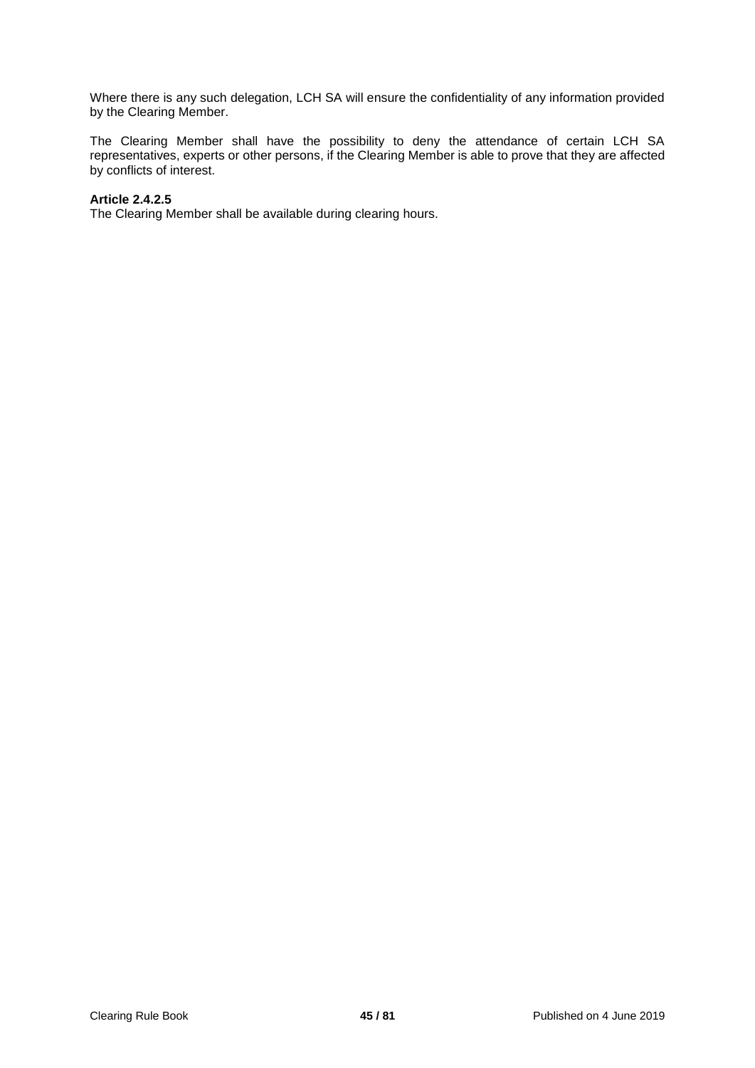Where there is any such delegation, LCH SA will ensure the confidentiality of any information provided by the Clearing Member.

The Clearing Member shall have the possibility to deny the attendance of certain LCH SA representatives, experts or other persons, if the Clearing Member is able to prove that they are affected by conflicts of interest.

**Article 2.4.2.5**
The Clearing Member shall be available during clearing hours.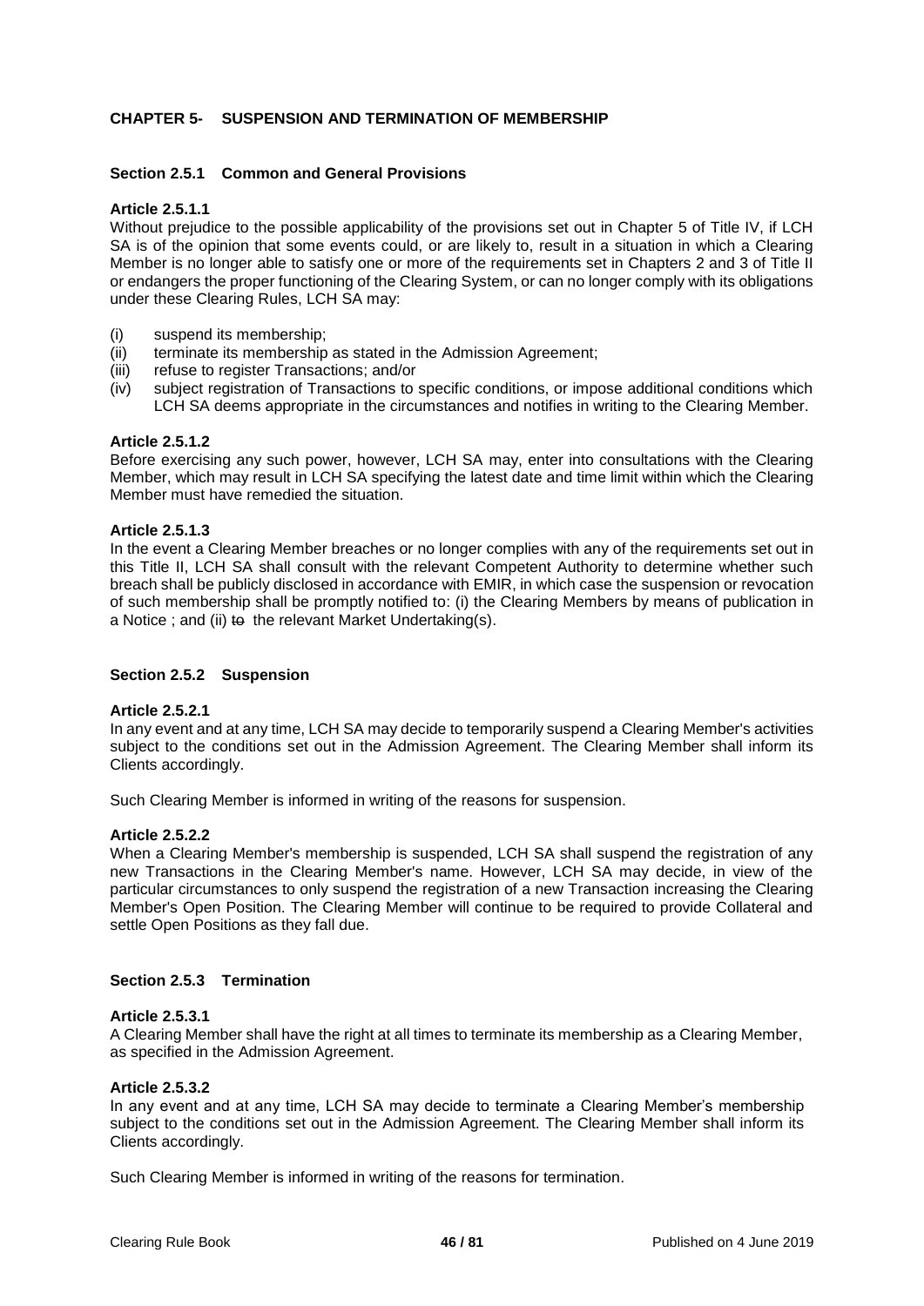## CHAPTER 5- SUSPENSION AND TERMINATION OF MEMBERSHIP

### Section 2.5.1 Common and General Provisions

**Article 2.5.1.1**

Without prejudice to the possible applicability of the provisions set out in Chapter 5 of Title IV, if LCH SA is of the opinion that some events could, or are likely to, result in a situation in which a Clearing Member is no longer able to satisfy one or more of the requirements set in Chapters 2 and 3 of Title II or endangers the proper functioning of the Clearing System, or can no longer comply with its obligations under these Clearing Rules, LCH SA may:

(i) suspend its membership;

(ii) terminate its membership as stated in the Admission Agreement;

(iii) refuse to register Transactions; and/or

(iv) subject registration of Transactions to specific conditions, or impose additional conditions which LCH SA deems appropriate in the circumstances and notifies in writing to the Clearing Member.

**Article 2.5.1.2**

Before exercising any such power, however, LCH SA may, enter into consultations with the Clearing Member, which may result in LCH SA specifying the latest date and time limit within which the Clearing Member must have remedied the situation.

**Article 2.5.1.3**

In the event a Clearing Member breaches or no longer complies with any of the requirements set out in this Title II, LCH SA shall consult with the relevant Competent Authority to determine whether such breach shall be publicly disclosed in accordance with EMIR, in which case the suspension or revocation of such membership shall be promptly notified to: (i) the Clearing Members by means of publication in a Notice ; and (ii) ~~to~~ the relevant Market Undertaking(s).

### Section 2.5.2 Suspension

**Article 2.5.2.1**

In any event and at any time, LCH SA may decide to temporarily suspend a Clearing Member's activities subject to the conditions set out in the Admission Agreement. The Clearing Member shall inform its Clients accordingly.

Such Clearing Member is informed in writing of the reasons for suspension.

**Article 2.5.2.2**

When a Clearing Member's membership is suspended, LCH SA shall suspend the registration of any new Transactions in the Clearing Member's name. However, LCH SA may decide, in view of the particular circumstances to only suspend the registration of a new Transaction increasing the Clearing Member's Open Position. The Clearing Member will continue to be required to provide Collateral and settle Open Positions as they fall due.

### Section 2.5.3 Termination

**Article 2.5.3.1**

A Clearing Member shall have the right at all times to terminate its membership as a Clearing Member, as specified in the Admission Agreement.

**Article 2.5.3.2**

In any event and at any time, LCH SA may decide to terminate a Clearing Member's membership subject to the conditions set out in the Admission Agreement. The Clearing Member shall inform its Clients accordingly.

Such Clearing Member is informed in writing of the reasons for termination.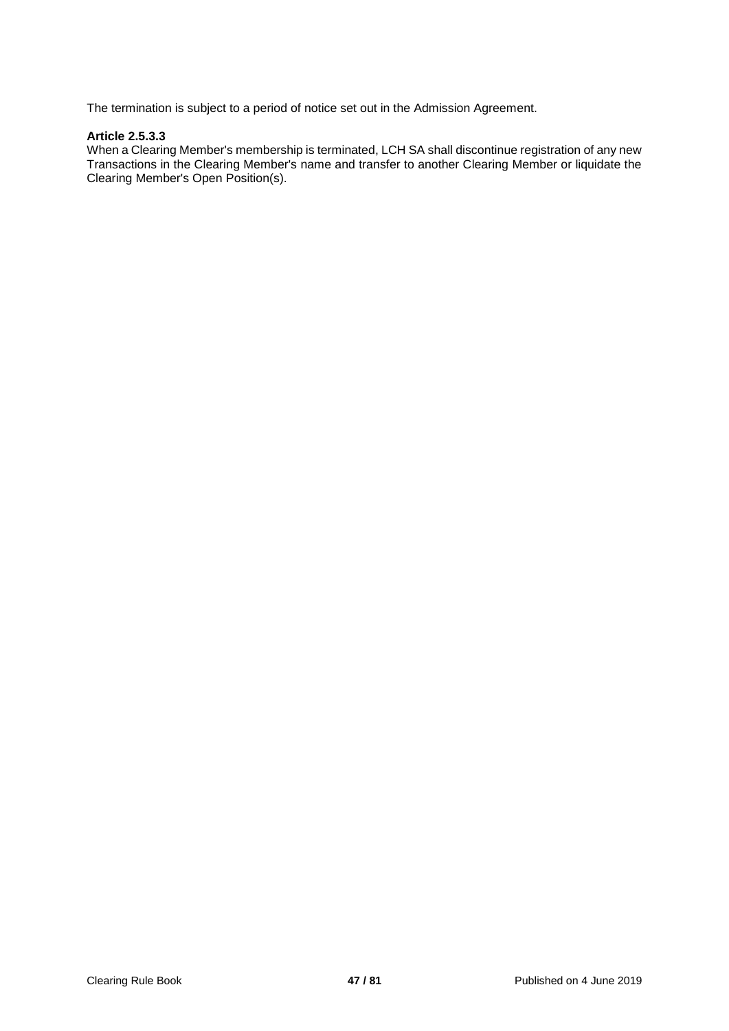The termination is subject to a period of notice set out in the Admission Agreement.

**Article 2.5.3.3**

When a Clearing Member's membership is terminated, LCH SA shall discontinue registration of any new Transactions in the Clearing Member's name and transfer to another Clearing Member or liquidate the Clearing Member's Open Position(s).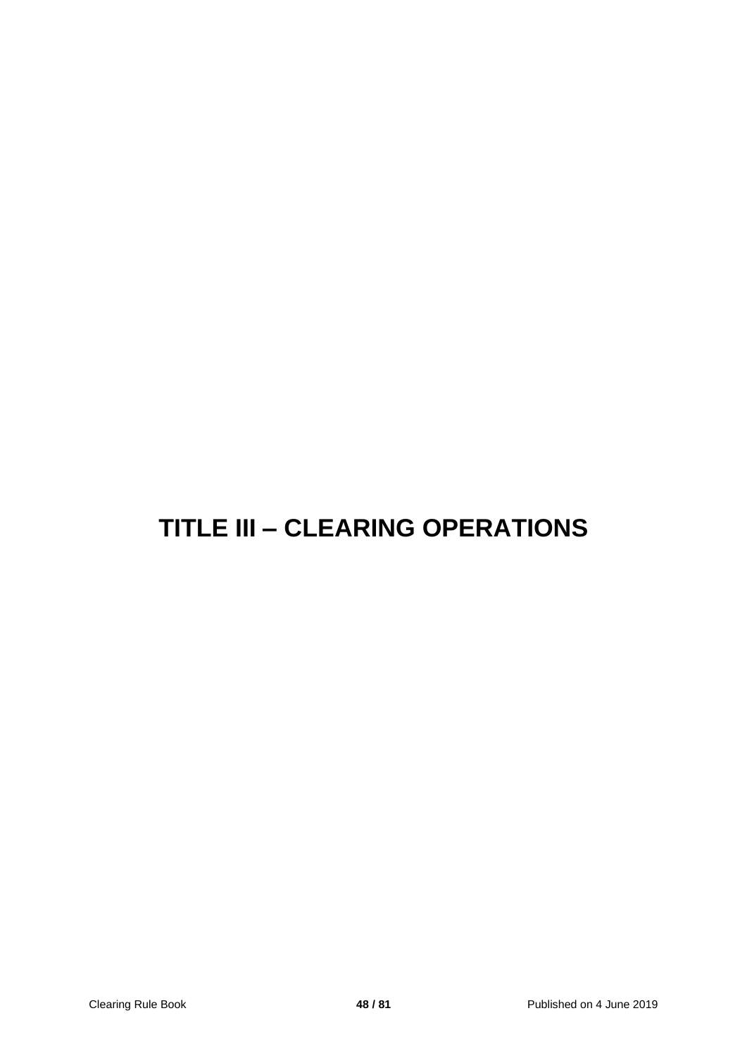# TITLE III – CLEARING OPERATIONS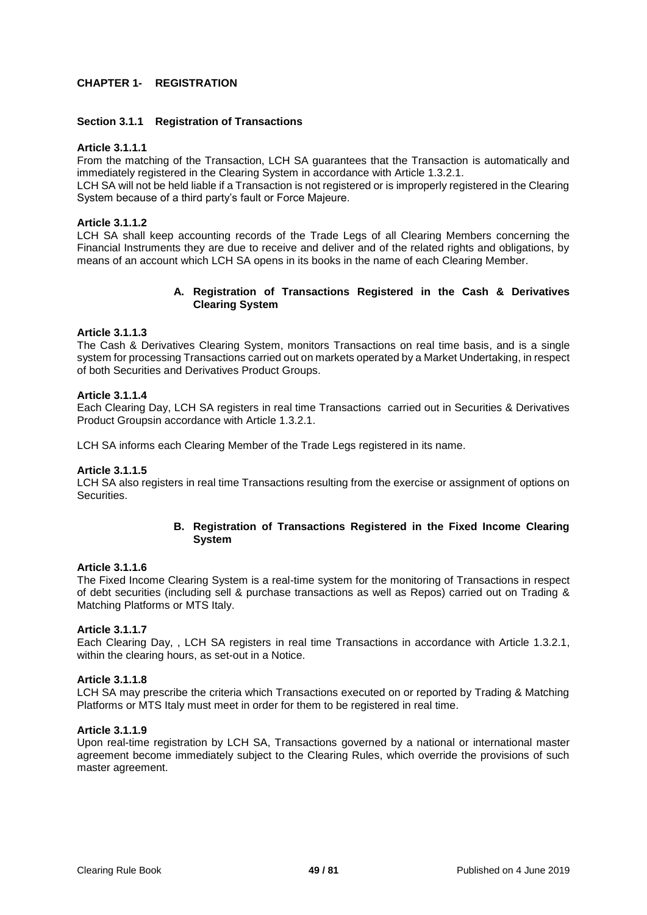## CHAPTER 1- REGISTRATION

### Section 3.1.1 Registration of Transactions

**Article 3.1.1.1**

From the matching of the Transaction, LCH SA guarantees that the Transaction is automatically and immediately registered in the Clearing System in accordance with Article 1.3.2.1.

LCH SA will not be held liable if a Transaction is not registered or is improperly registered in the Clearing System because of a third party's fault or Force Majeure.

**Article 3.1.1.2**

LCH SA shall keep accounting records of the Trade Legs of all Clearing Members concerning the Financial Instruments they are due to receive and deliver and of the related rights and obligations, by means of an account which LCH SA opens in its books in the name of each Clearing Member.

#### A. Registration of Transactions Registered in the Cash & Derivatives Clearing System

**Article 3.1.1.3**

The Cash & Derivatives Clearing System, monitors Transactions on real time basis, and is a single system for processing Transactions carried out on markets operated by a Market Undertaking, in respect of both Securities and Derivatives Product Groups.

**Article 3.1.1.4**

Each Clearing Day, LCH SA registers in real time Transactions  carried out in Securities & Derivatives Product Groupsin accordance with Article 1.3.2.1.

LCH SA informs each Clearing Member of the Trade Legs registered in its name.

**Article 3.1.1.5**

LCH SA also registers in real time Transactions resulting from the exercise or assignment of options on Securities.

#### B. Registration of Transactions Registered in the Fixed Income Clearing System

**Article 3.1.1.6**

The Fixed Income Clearing System is a real-time system for the monitoring of Transactions in respect of debt securities (including sell & purchase transactions as well as Repos) carried out on Trading & Matching Platforms or MTS Italy.

**Article 3.1.1.7**

Each Clearing Day, , LCH SA registers in real time Transactions in accordance with Article 1.3.2.1, within the clearing hours, as set-out in a Notice.

**Article 3.1.1.8**

LCH SA may prescribe the criteria which Transactions executed on or reported by Trading & Matching Platforms or MTS Italy must meet in order for them to be registered in real time.

**Article 3.1.1.9**

Upon real-time registration by LCH SA, Transactions governed by a national or international master agreement become immediately subject to the Clearing Rules, which override the provisions of such master agreement.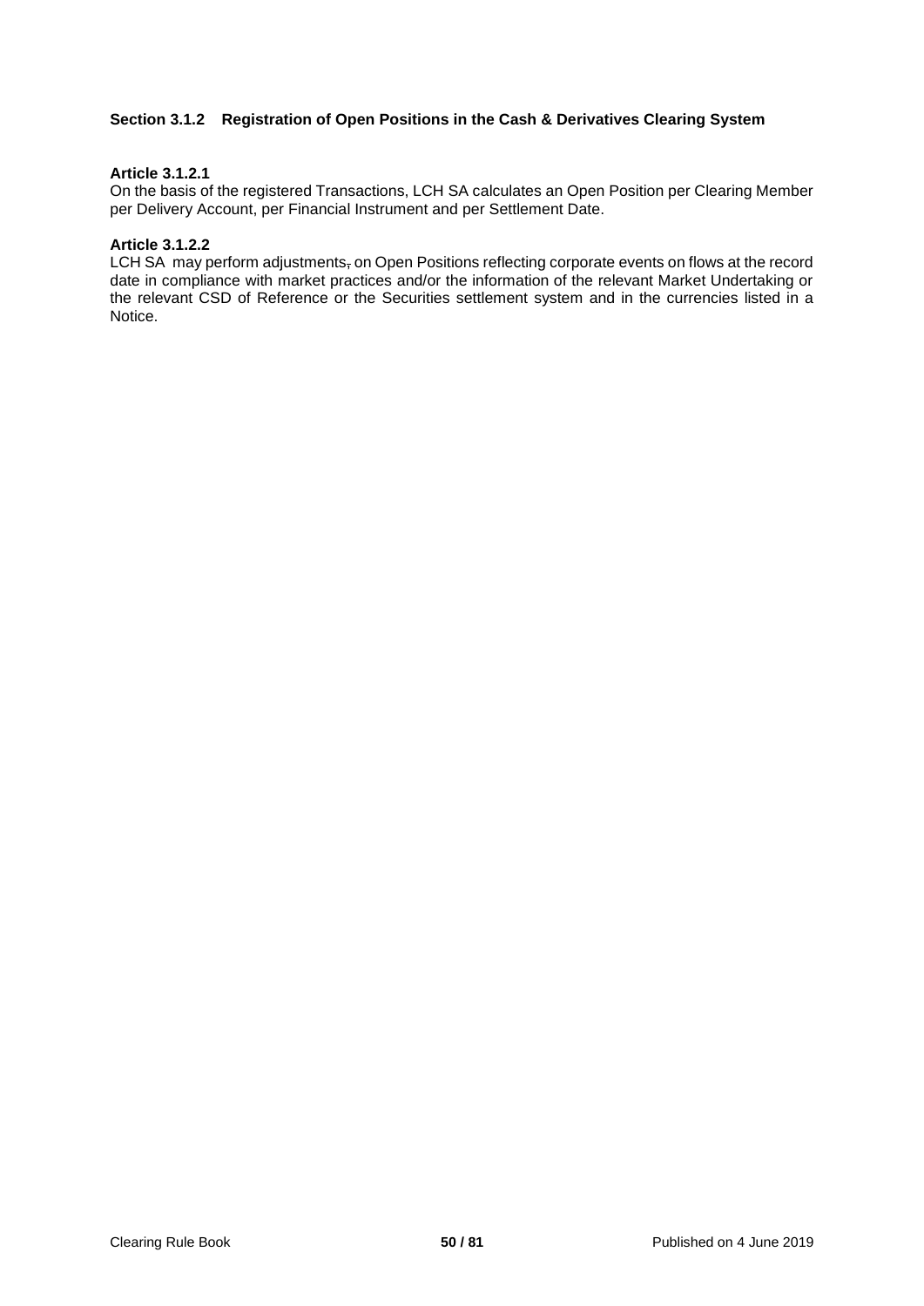### Section 3.1.2 Registration of Open Positions in the Cash & Derivatives Clearing System

**Article 3.1.2.1**

On the basis of the registered Transactions, LCH SA calculates an Open Position per Clearing Member per Delivery Account, per Financial Instrument and per Settlement Date.

**Article 3.1.2.2**

LCH SA may perform adjustments, on Open Positions reflecting corporate events on flows at the record date in compliance with market practices and/or the information of the relevant Market Undertaking or the relevant CSD of Reference or the Securities settlement system and in the currencies listed in a Notice.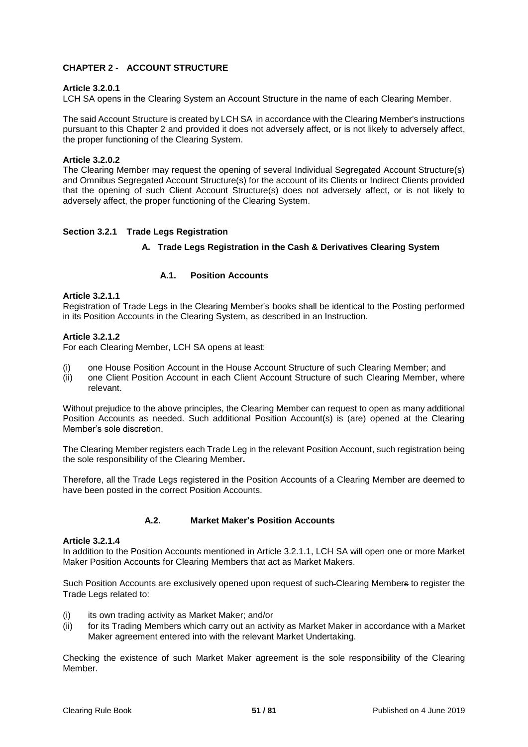## CHAPTER 2 - ACCOUNT STRUCTURE

**Article 3.2.0.1**

LCH SA opens in the Clearing System an Account Structure in the name of each Clearing Member.

The said Account Structure is created by LCH SA in accordance with the Clearing Member's instructions pursuant to this Chapter 2 and provided it does not adversely affect, or is not likely to adversely affect, the proper functioning of the Clearing System.

**Article 3.2.0.2**

The Clearing Member may request the opening of several Individual Segregated Account Structure(s) and Omnibus Segregated Account Structure(s) for the account of its Clients or Indirect Clients provided that the opening of such Client Account Structure(s) does not adversely affect, or is not likely to adversely affect, the proper functioning of the Clearing System.

### Section 3.2.1 Trade Legs Registration

#### A. Trade Legs Registration in the Cash & Derivatives Clearing System

##### A.1. Position Accounts

**Article 3.2.1.1**

Registration of Trade Legs in the Clearing Member's books shall be identical to the Posting performed in its Position Accounts in the Clearing System, as described in an Instruction.

**Article 3.2.1.2**

For each Clearing Member, LCH SA opens at least:

(i) one House Position Account in the House Account Structure of such Clearing Member; and
(ii) one Client Position Account in each Client Account Structure of such Clearing Member, where relevant.

Without prejudice to the above principles, the Clearing Member can request to open as many additional Position Accounts as needed. Such additional Position Account(s) is (are) opened at the Clearing Member's sole discretion.

The Clearing Member registers each Trade Leg in the relevant Position Account, such registration being the sole responsibility of the Clearing Member**.**

Therefore, all the Trade Legs registered in the Position Accounts of a Clearing Member are deemed to have been posted in the correct Position Accounts.

##### A.2. Market Maker's Position Accounts

**Article 3.2.1.4**

In addition to the Position Accounts mentioned in Article 3.2.1.1, LCH SA will open one or more Market Maker Position Accounts for Clearing Members that act as Market Makers.

Such Position Accounts are exclusively opened upon request of such Clearing Members to register the Trade Legs related to:

(i) its own trading activity as Market Maker; and/or
(ii) for its Trading Members which carry out an activity as Market Maker in accordance with a Market Maker agreement entered into with the relevant Market Undertaking.

Checking the existence of such Market Maker agreement is the sole responsibility of the Clearing Member.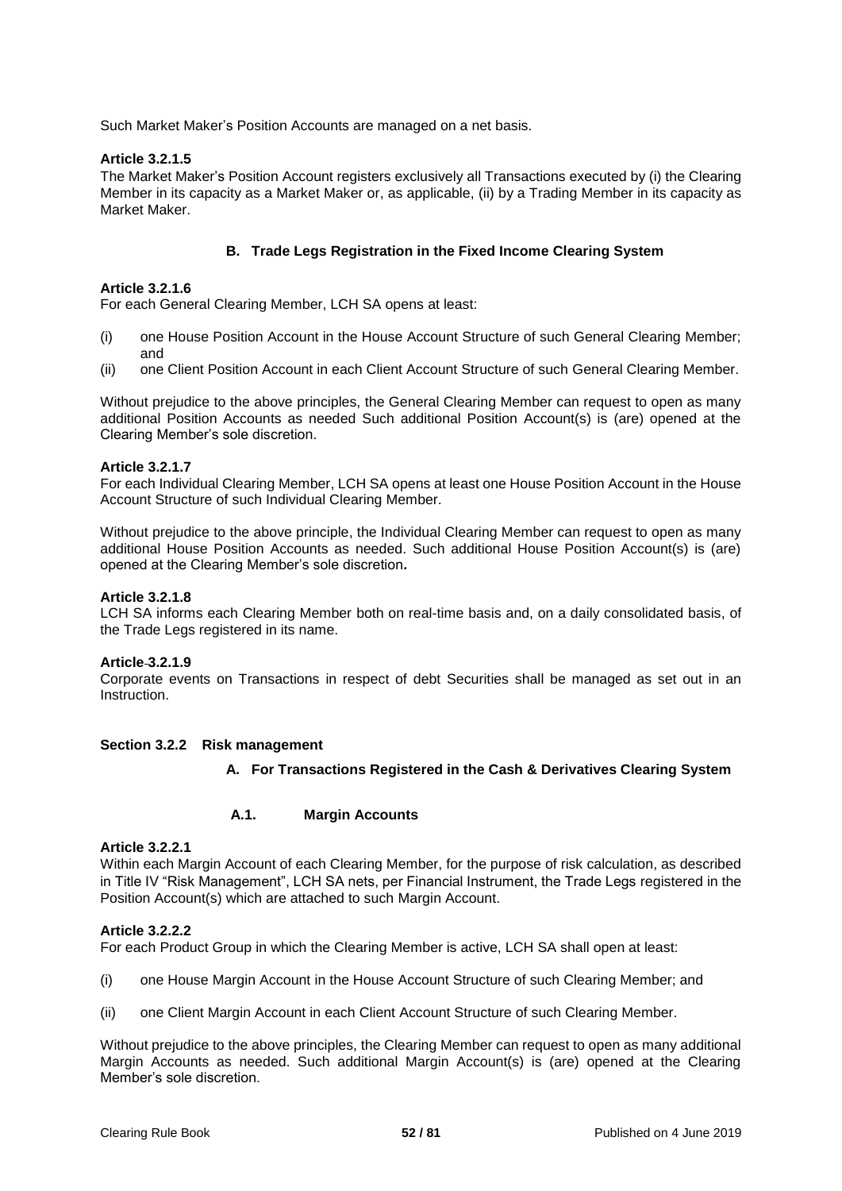Such Market Maker's Position Accounts are managed on a net basis.

**Article 3.2.1.5**
The Market Maker's Position Account registers exclusively all Transactions executed by (i) the Clearing Member in its capacity as a Market Maker or, as applicable, (ii) by a Trading Member in its capacity as Market Maker.

### B. Trade Legs Registration in the Fixed Income Clearing System

**Article 3.2.1.6**
For each General Clearing Member, LCH SA opens at least:

(i) one House Position Account in the House Account Structure of such General Clearing Member; and
(ii) one Client Position Account in each Client Account Structure of such General Clearing Member.

Without prejudice to the above principles, the General Clearing Member can request to open as many additional Position Accounts as needed Such additional Position Account(s) is (are) opened at the Clearing Member's sole discretion.

**Article 3.2.1.7**
For each Individual Clearing Member, LCH SA opens at least one House Position Account in the House Account Structure of such Individual Clearing Member.

Without prejudice to the above principle, the Individual Clearing Member can request to open as many additional House Position Accounts as needed. Such additional House Position Account(s) is (are) opened at the Clearing Member's sole discretion**.**

**Article 3.2.1.8**
LCH SA informs each Clearing Member both on real-time basis and, on a daily consolidated basis, of the Trade Legs registered in its name.

**Article 3.2.1.9**
Corporate events on Transactions in respect of debt Securities shall be managed as set out in an Instruction.

## Section 3.2.2 Risk management

### A. For Transactions Registered in the Cash & Derivatives Clearing System

#### A.1. Margin Accounts

**Article 3.2.2.1**
Within each Margin Account of each Clearing Member, for the purpose of risk calculation, as described in Title IV "Risk Management", LCH SA nets, per Financial Instrument, the Trade Legs registered in the Position Account(s) which are attached to such Margin Account.

**Article 3.2.2.2**
For each Product Group in which the Clearing Member is active, LCH SA shall open at least:

(i) one House Margin Account in the House Account Structure of such Clearing Member; and

(ii) one Client Margin Account in each Client Account Structure of such Clearing Member.

Without prejudice to the above principles, the Clearing Member can request to open as many additional Margin Accounts as needed. Such additional Margin Account(s) is (are) opened at the Clearing Member's sole discretion.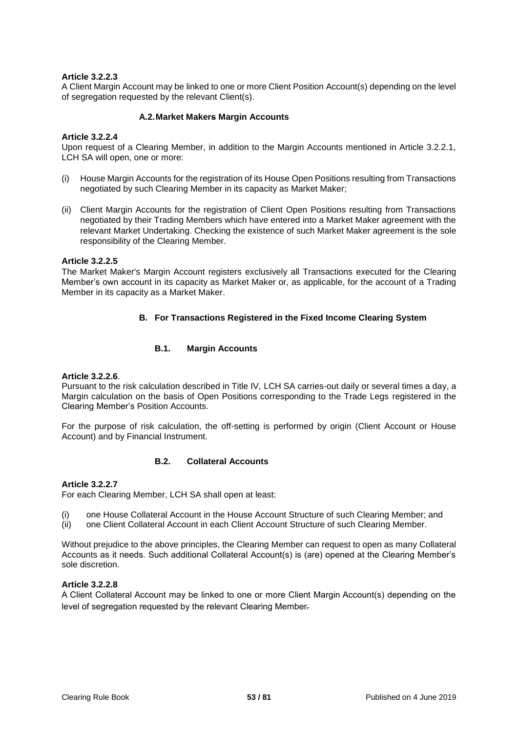**Article 3.2.2.3**
A Client Margin Account may be linked to one or more Client Position Account(s) depending on the level of segregation requested by the relevant Client(s).

### A.2. Market Makers Margin Accounts

**Article 3.2.2.4**
Upon request of a Clearing Member, in addition to the Margin Accounts mentioned in Article 3.2.2.1, LCH SA will open, one or more:

(i) House Margin Accounts for the registration of its House Open Positions resulting from Transactions negotiated by such Clearing Member in its capacity as Market Maker;

(ii) Client Margin Accounts for the registration of Client Open Positions resulting from Transactions negotiated by their Trading Members which have entered into a Market Maker agreement with the relevant Market Undertaking. Checking the existence of such Market Maker agreement is the sole responsibility of the Clearing Member.

**Article 3.2.2.5**
The Market Maker's Margin Account registers exclusively all Transactions executed for the Clearing Member's own account in its capacity as Market Maker or, as applicable, for the account of a Trading Member in its capacity as a Market Maker.

## B. For Transactions Registered in the Fixed Income Clearing System

### B.1. Margin Accounts

**Article 3.2.2.6**.
Pursuant to the risk calculation described in Title IV, LCH SA carries-out daily or several times a day, a Margin calculation on the basis of Open Positions corresponding to the Trade Legs registered in the Clearing Member's Position Accounts.

For the purpose of risk calculation, the off-setting is performed by origin (Client Account or House Account) and by Financial Instrument.

### B.2. Collateral Accounts

**Article 3.2.2.7**
For each Clearing Member, LCH SA shall open at least:

(i) one House Collateral Account in the House Account Structure of such Clearing Member; and
(ii) one Client Collateral Account in each Client Account Structure of such Clearing Member.

Without prejudice to the above principles, the Clearing Member can request to open as many Collateral Accounts as it needs. Such additional Collateral Account(s) is (are) opened at the Clearing Member's sole discretion.

**Article 3.2.2.8**
A Client Collateral Account may be linked to one or more Client Margin Account(s) depending on the level of segregation requested by the relevant Clearing Member.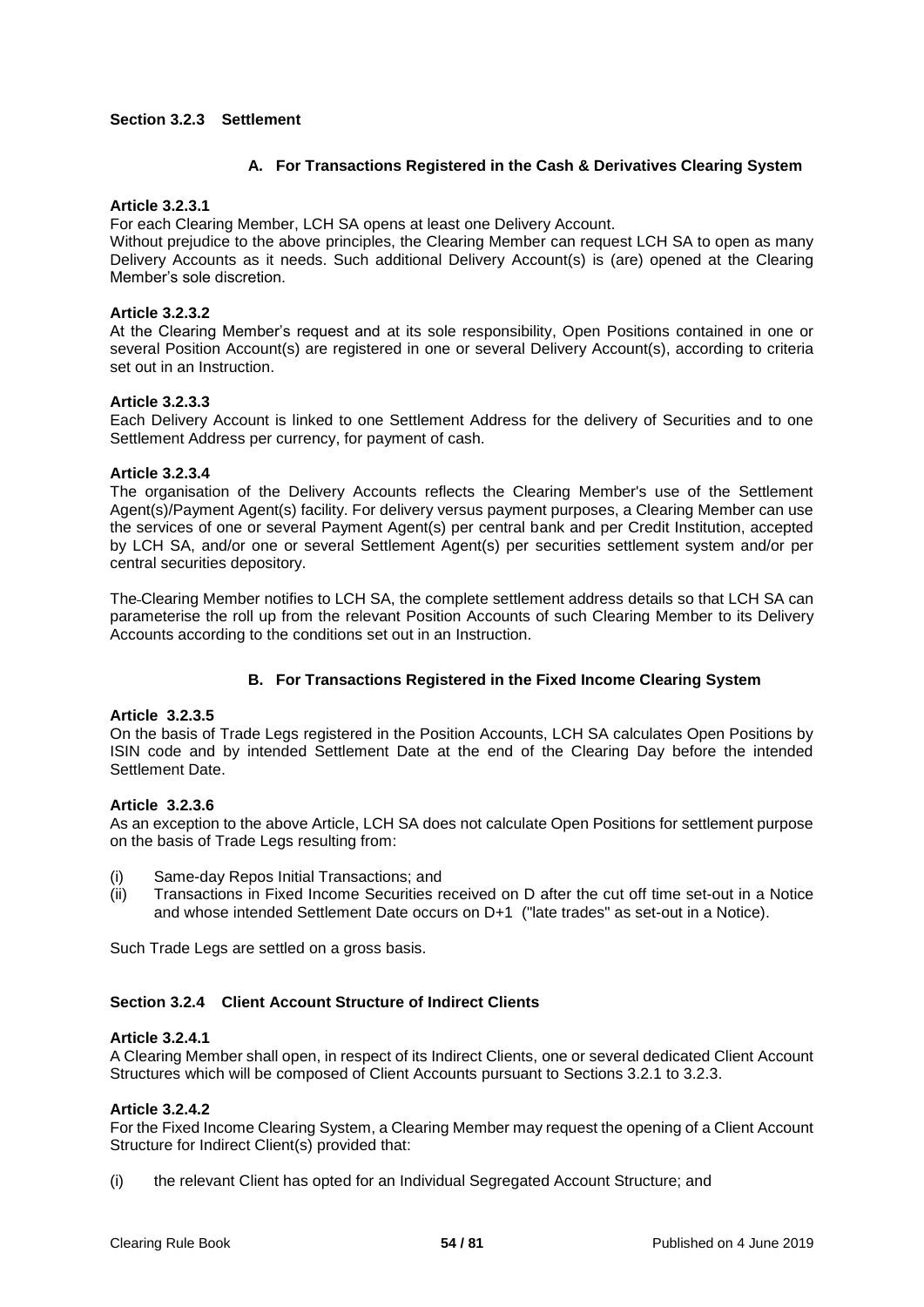### Section 3.2.3 Settlement

#### A. For Transactions Registered in the Cash & Derivatives Clearing System

**Article 3.2.3.1**

For each Clearing Member, LCH SA opens at least one Delivery Account.

Without prejudice to the above principles, the Clearing Member can request LCH SA to open as many Delivery Accounts as it needs. Such additional Delivery Account(s) is (are) opened at the Clearing Member's sole discretion.

**Article 3.2.3.2**

At the Clearing Member's request and at its sole responsibility, Open Positions contained in one or several Position Account(s) are registered in one or several Delivery Account(s), according to criteria set out in an Instruction.

**Article 3.2.3.3**

Each Delivery Account is linked to one Settlement Address for the delivery of Securities and to one Settlement Address per currency, for payment of cash.

**Article 3.2.3.4**

The organisation of the Delivery Accounts reflects the Clearing Member's use of the Settlement Agent(s)/Payment Agent(s) facility. For delivery versus payment purposes, a Clearing Member can use the services of one or several Payment Agent(s) per central bank and per Credit Institution, accepted by LCH SA, and/or one or several Settlement Agent(s) per securities settlement system and/or per central securities depository.

The Clearing Member notifies to LCH SA, the complete settlement address details so that LCH SA can parameterise the roll up from the relevant Position Accounts of such Clearing Member to its Delivery Accounts according to the conditions set out in an Instruction.

#### B. For Transactions Registered in the Fixed Income Clearing System

**Article 3.2.3.5**

On the basis of Trade Legs registered in the Position Accounts, LCH SA calculates Open Positions by ISIN code and by intended Settlement Date at the end of the Clearing Day before the intended Settlement Date.

**Article 3.2.3.6**

As an exception to the above Article, LCH SA does not calculate Open Positions for settlement purpose on the basis of Trade Legs resulting from:

(i) Same-day Repos Initial Transactions; and
(ii) Transactions in Fixed Income Securities received on D after the cut off time set-out in a Notice and whose intended Settlement Date occurs on D+1 ("late trades" as set-out in a Notice).

Such Trade Legs are settled on a gross basis.

### Section 3.2.4 Client Account Structure of Indirect Clients

**Article 3.2.4.1**

A Clearing Member shall open, in respect of its Indirect Clients, one or several dedicated Client Account Structures which will be composed of Client Accounts pursuant to Sections 3.2.1 to 3.2.3.

**Article 3.2.4.2**

For the Fixed Income Clearing System, a Clearing Member may request the opening of a Client Account Structure for Indirect Client(s) provided that:

(i) the relevant Client has opted for an Individual Segregated Account Structure; and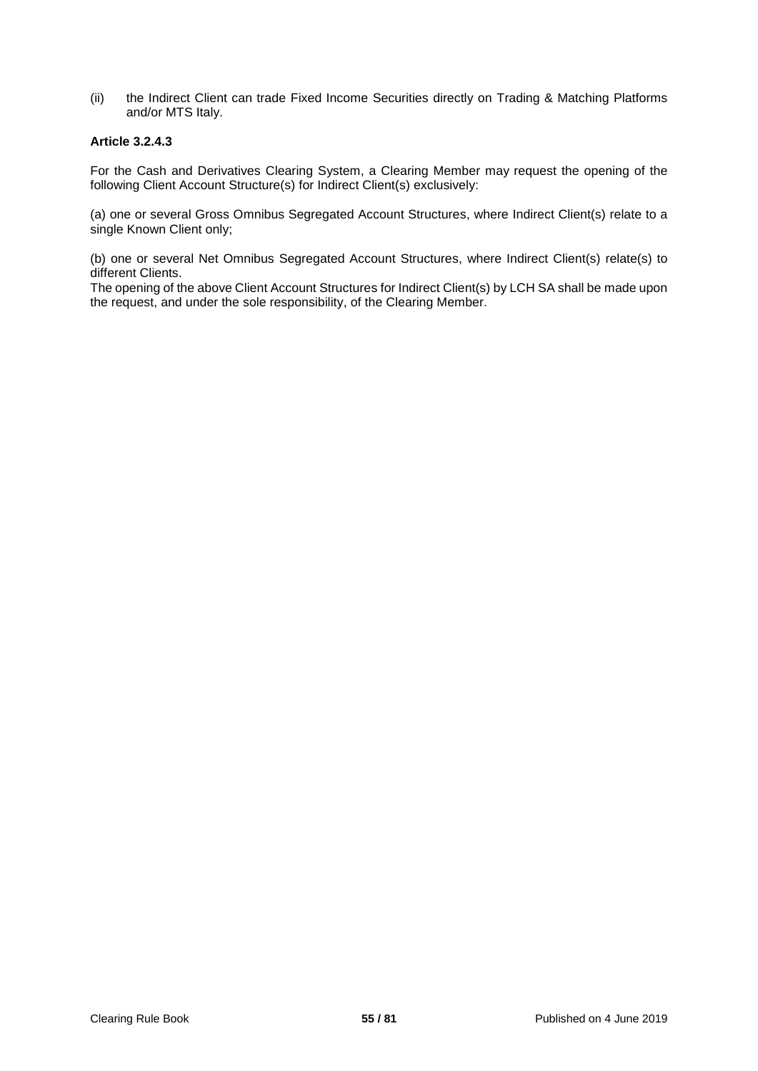(ii) the Indirect Client can trade Fixed Income Securities directly on Trading & Matching Platforms and/or MTS Italy.

**Article 3.2.4.3**

For the Cash and Derivatives Clearing System, a Clearing Member may request the opening of the following Client Account Structure(s) for Indirect Client(s) exclusively:

(a) one or several Gross Omnibus Segregated Account Structures, where Indirect Client(s) relate to a single Known Client only;

(b) one or several Net Omnibus Segregated Account Structures, where Indirect Client(s) relate(s) to different Clients.

The opening of the above Client Account Structures for Indirect Client(s) by LCH SA shall be made upon the request, and under the sole responsibility, of the Clearing Member.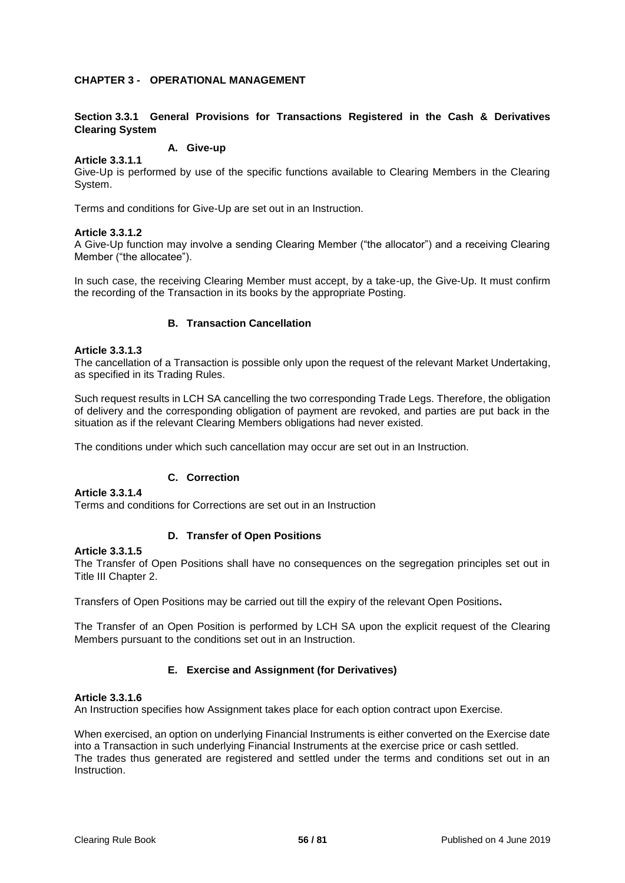# CHAPTER 3 - OPERATIONAL MANAGEMENT

## Section 3.3.1 General Provisions for Transactions Registered in the Cash & Derivatives Clearing System

### A. Give-up

**Article 3.3.1.1**

Give-Up is performed by use of the specific functions available to Clearing Members in the Clearing System.

Terms and conditions for Give-Up are set out in an Instruction.

**Article 3.3.1.2**

A Give-Up function may involve a sending Clearing Member ("the allocator") and a receiving Clearing Member ("the allocatee").

In such case, the receiving Clearing Member must accept, by a take-up, the Give-Up. It must confirm the recording of the Transaction in its books by the appropriate Posting.

### B. Transaction Cancellation

**Article 3.3.1.3**

The cancellation of a Transaction is possible only upon the request of the relevant Market Undertaking, as specified in its Trading Rules.

Such request results in LCH SA cancelling the two corresponding Trade Legs. Therefore, the obligation of delivery and the corresponding obligation of payment are revoked, and parties are put back in the situation as if the relevant Clearing Members obligations had never existed.

The conditions under which such cancellation may occur are set out in an Instruction.

### C. Correction

**Article 3.3.1.4**

Terms and conditions for Corrections are set out in an Instruction

### D. Transfer of Open Positions

**Article 3.3.1.5**

The Transfer of Open Positions shall have no consequences on the segregation principles set out in Title III Chapter 2.

Transfers of Open Positions may be carried out till the expiry of the relevant Open Positions**.**

The Transfer of an Open Position is performed by LCH SA upon the explicit request of the Clearing Members pursuant to the conditions set out in an Instruction.

### E. Exercise and Assignment (for Derivatives)

**Article 3.3.1.6**

An Instruction specifies how Assignment takes place for each option contract upon Exercise.

When exercised, an option on underlying Financial Instruments is either converted on the Exercise date into a Transaction in such underlying Financial Instruments at the exercise price or cash settled.
The trades thus generated are registered and settled under the terms and conditions set out in an Instruction.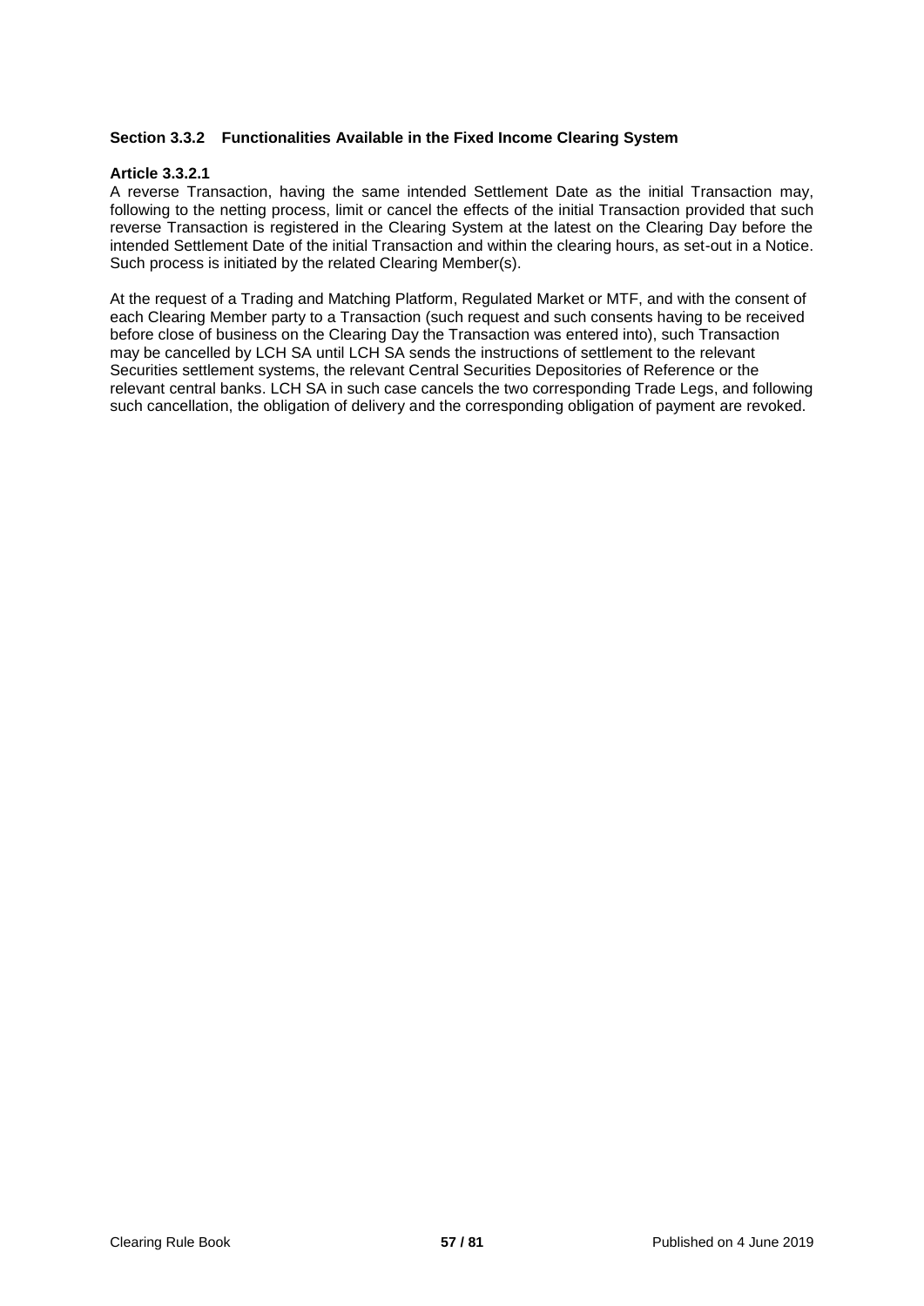### Section 3.3.2 Functionalities Available in the Fixed Income Clearing System

**Article 3.3.2.1**

A reverse Transaction, having the same intended Settlement Date as the initial Transaction may, following to the netting process, limit or cancel the effects of the initial Transaction provided that such reverse Transaction is registered in the Clearing System at the latest on the Clearing Day before the intended Settlement Date of the initial Transaction and within the clearing hours, as set-out in a Notice. Such process is initiated by the related Clearing Member(s).

At the request of a Trading and Matching Platform, Regulated Market or MTF, and with the consent of each Clearing Member party to a Transaction (such request and such consents having to be received before close of business on the Clearing Day the Transaction was entered into), such Transaction may be cancelled by LCH SA until LCH SA sends the instructions of settlement to the relevant Securities settlement systems, the relevant Central Securities Depositories of Reference or the relevant central banks. LCH SA in such case cancels the two corresponding Trade Legs, and following such cancellation, the obligation of delivery and the corresponding obligation of payment are revoked.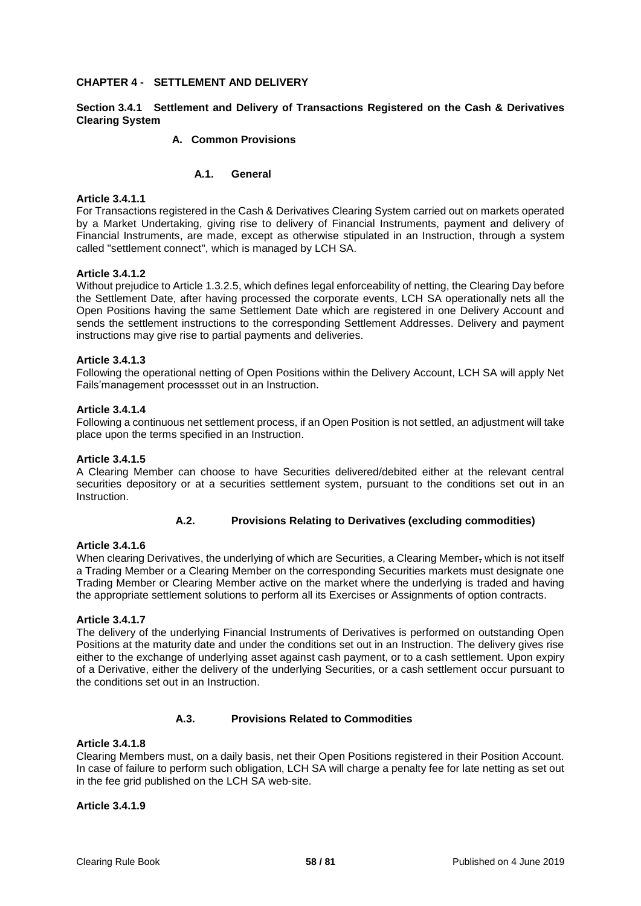# CHAPTER 4 - SETTLEMENT AND DELIVERY

## Section 3.4.1 Settlement and Delivery of Transactions Registered on the Cash & Derivatives Clearing System

### A. Common Provisions

#### A.1. General

**Article 3.4.1.1**

For Transactions registered in the Cash & Derivatives Clearing System carried out on markets operated by a Market Undertaking, giving rise to delivery of Financial Instruments, payment and delivery of Financial Instruments, are made, except as otherwise stipulated in an Instruction, through a system called "settlement connect", which is managed by LCH SA.

**Article 3.4.1.2**

Without prejudice to Article 1.3.2.5, which defines legal enforceability of netting, the Clearing Day before the Settlement Date, after having processed the corporate events, LCH SA operationally nets all the Open Positions having the same Settlement Date which are registered in one Delivery Account and sends the settlement instructions to the corresponding Settlement Addresses. Delivery and payment instructions may give rise to partial payments and deliveries.

**Article 3.4.1.3**

Following the operational netting of Open Positions within the Delivery Account, LCH SA will apply Net Fails'management processset out in an Instruction.

**Article 3.4.1.4**

Following a continuous net settlement process, if an Open Position is not settled, an adjustment will take place upon the terms specified in an Instruction.

**Article 3.4.1.5**

A Clearing Member can choose to have Securities delivered/debited either at the relevant central securities depository or at a securities settlement system, pursuant to the conditions set out in an Instruction.

#### A.2. Provisions Relating to Derivatives (excluding commodities)

**Article 3.4.1.6**

When clearing Derivatives, the underlying of which are Securities, a Clearing Member~~,~~ which is not itself a Trading Member or a Clearing Member on the corresponding Securities markets must designate one Trading Member or Clearing Member active on the market where the underlying is traded and having the appropriate settlement solutions to perform all its Exercises or Assignments of option contracts.

**Article 3.4.1.7**

The delivery of the underlying Financial Instruments of Derivatives is performed on outstanding Open Positions at the maturity date and under the conditions set out in an Instruction. The delivery gives rise either to the exchange of underlying asset against cash payment, or to a cash settlement. Upon expiry of a Derivative, either the delivery of the underlying Securities, or a cash settlement occur pursuant to the conditions set out in an Instruction.

#### A.3. Provisions Related to Commodities

**Article 3.4.1.8**

Clearing Members must, on a daily basis, net their Open Positions registered in their Position Account. In case of failure to perform such obligation, LCH SA will charge a penalty fee for late netting as set out in the fee grid published on the LCH SA web-site.

**Article 3.4.1.9**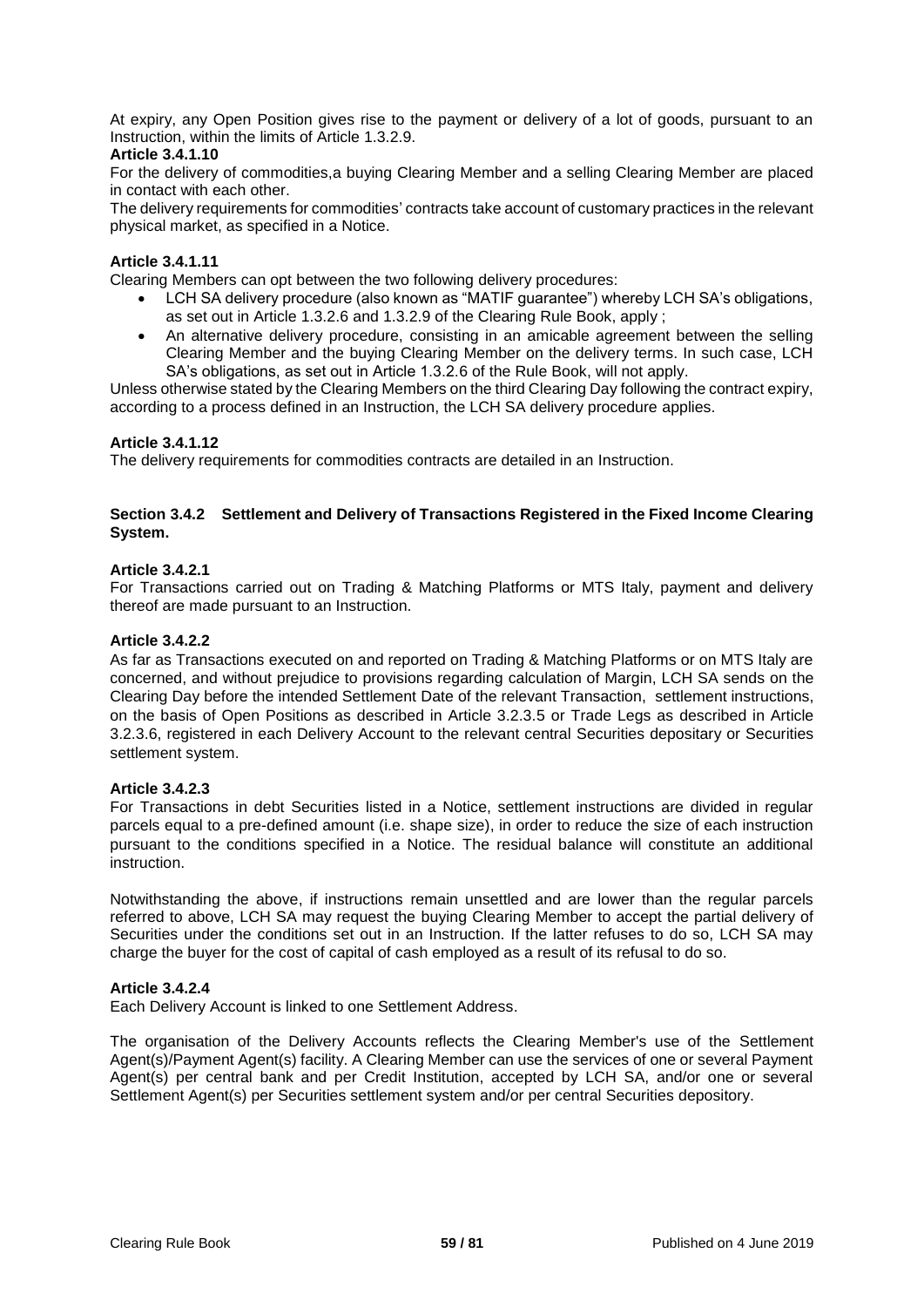At expiry, any Open Position gives rise to the payment or delivery of a lot of goods, pursuant to an Instruction, within the limits of Article 1.3.2.9.

**Article 3.4.1.10**

For the delivery of commodities,a buying Clearing Member and a selling Clearing Member are placed in contact with each other.

The delivery requirements for commodities' contracts take account of customary practices in the relevant physical market, as specified in a Notice.

**Article 3.4.1.11**

Clearing Members can opt between the two following delivery procedures:

- LCH SA delivery procedure (also known as "MATIF guarantee") whereby LCH SA's obligations, as set out in Article 1.3.2.6 and 1.3.2.9 of the Clearing Rule Book, apply ;
- An alternative delivery procedure, consisting in an amicable agreement between the selling Clearing Member and the buying Clearing Member on the delivery terms. In such case, LCH SA's obligations, as set out in Article 1.3.2.6 of the Rule Book, will not apply.

Unless otherwise stated by the Clearing Members on the third Clearing Day following the contract expiry, according to a process defined in an Instruction, the LCH SA delivery procedure applies.

**Article 3.4.1.12**

The delivery requirements for commodities contracts are detailed in an Instruction.

### Section 3.4.2 Settlement and Delivery of Transactions Registered in the Fixed Income Clearing System.

**Article 3.4.2.1**

For Transactions carried out on Trading & Matching Platforms or MTS Italy, payment and delivery thereof are made pursuant to an Instruction.

**Article 3.4.2.2**

As far as Transactions executed on and reported on Trading & Matching Platforms or on MTS Italy are concerned, and without prejudice to provisions regarding calculation of Margin, LCH SA sends on the Clearing Day before the intended Settlement Date of the relevant Transaction, settlement instructions, on the basis of Open Positions as described in Article 3.2.3.5 or Trade Legs as described in Article 3.2.3.6, registered in each Delivery Account to the relevant central Securities depositary or Securities settlement system.

**Article 3.4.2.3**

For Transactions in debt Securities listed in a Notice, settlement instructions are divided in regular parcels equal to a pre-defined amount (i.e. shape size), in order to reduce the size of each instruction pursuant to the conditions specified in a Notice. The residual balance will constitute an additional instruction.

Notwithstanding the above, if instructions remain unsettled and are lower than the regular parcels referred to above, LCH SA may request the buying Clearing Member to accept the partial delivery of Securities under the conditions set out in an Instruction. If the latter refuses to do so, LCH SA may charge the buyer for the cost of capital of cash employed as a result of its refusal to do so.

**Article 3.4.2.4**

Each Delivery Account is linked to one Settlement Address.

The organisation of the Delivery Accounts reflects the Clearing Member's use of the Settlement Agent(s)/Payment Agent(s) facility. A Clearing Member can use the services of one or several Payment Agent(s) per central bank and per Credit Institution, accepted by LCH SA, and/or one or several Settlement Agent(s) per Securities settlement system and/or per central Securities depository.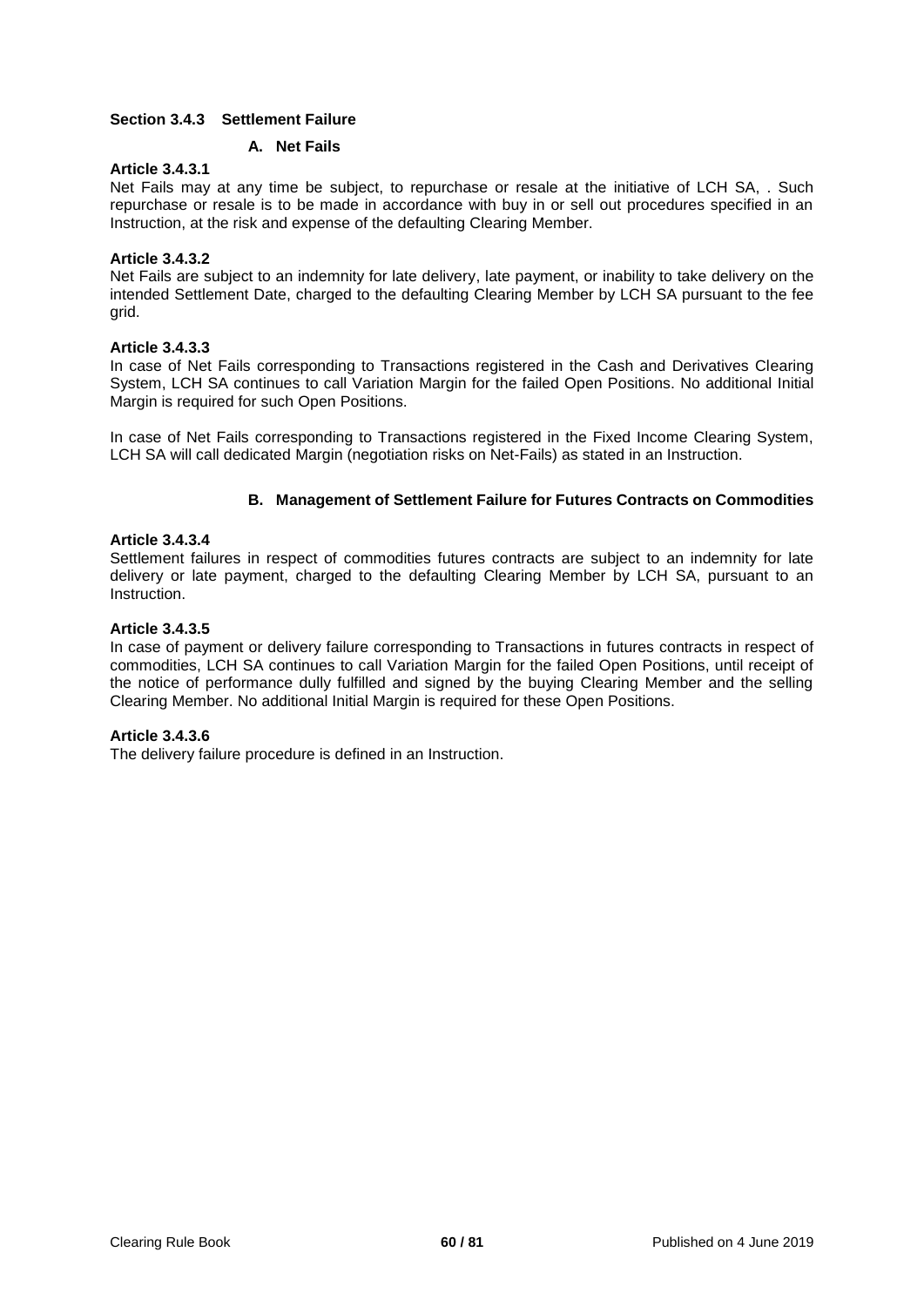### Section 3.4.3 Settlement Failure

#### A. Net Fails

**Article 3.4.3.1**

Net Fails may at any time be subject, to repurchase or resale at the initiative of LCH SA, . Such repurchase or resale is to be made in accordance with buy in or sell out procedures specified in an Instruction, at the risk and expense of the defaulting Clearing Member.

**Article 3.4.3.2**

Net Fails are subject to an indemnity for late delivery, late payment, or inability to take delivery on the intended Settlement Date, charged to the defaulting Clearing Member by LCH SA pursuant to the fee grid.

**Article 3.4.3.3**

In case of Net Fails corresponding to Transactions registered in the Cash and Derivatives Clearing System, LCH SA continues to call Variation Margin for the failed Open Positions. No additional Initial Margin is required for such Open Positions.

In case of Net Fails corresponding to Transactions registered in the Fixed Income Clearing System, LCH SA will call dedicated Margin (negotiation risks on Net-Fails) as stated in an Instruction.

#### B. Management of Settlement Failure for Futures Contracts on Commodities

**Article 3.4.3.4**

Settlement failures in respect of commodities futures contracts are subject to an indemnity for late delivery or late payment, charged to the defaulting Clearing Member by LCH SA, pursuant to an Instruction.

**Article 3.4.3.5**

In case of payment or delivery failure corresponding to Transactions in futures contracts in respect of commodities, LCH SA continues to call Variation Margin for the failed Open Positions, until receipt of the notice of performance dully fulfilled and signed by the buying Clearing Member and the selling Clearing Member. No additional Initial Margin is required for these Open Positions.

**Article 3.4.3.6**

The delivery failure procedure is defined in an Instruction.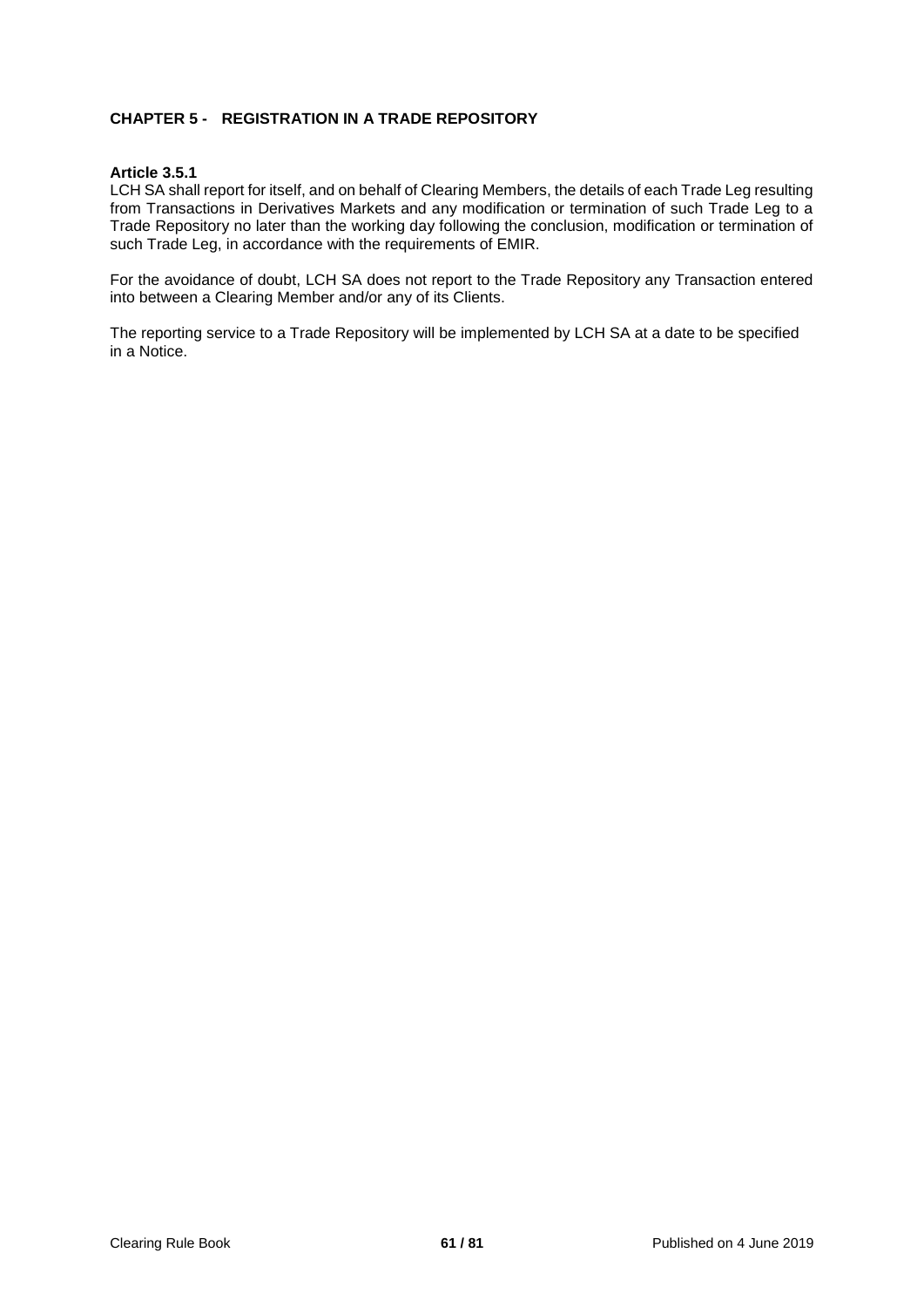## CHAPTER 5 - REGISTRATION IN A TRADE REPOSITORY

### Article 3.5.1

LCH SA shall report for itself, and on behalf of Clearing Members, the details of each Trade Leg resulting from Transactions in Derivatives Markets and any modification or termination of such Trade Leg to a Trade Repository no later than the working day following the conclusion, modification or termination of such Trade Leg, in accordance with the requirements of EMIR.

For the avoidance of doubt, LCH SA does not report to the Trade Repository any Transaction entered into between a Clearing Member and/or any of its Clients.

The reporting service to a Trade Repository will be implemented by LCH SA at a date to be specified in a Notice.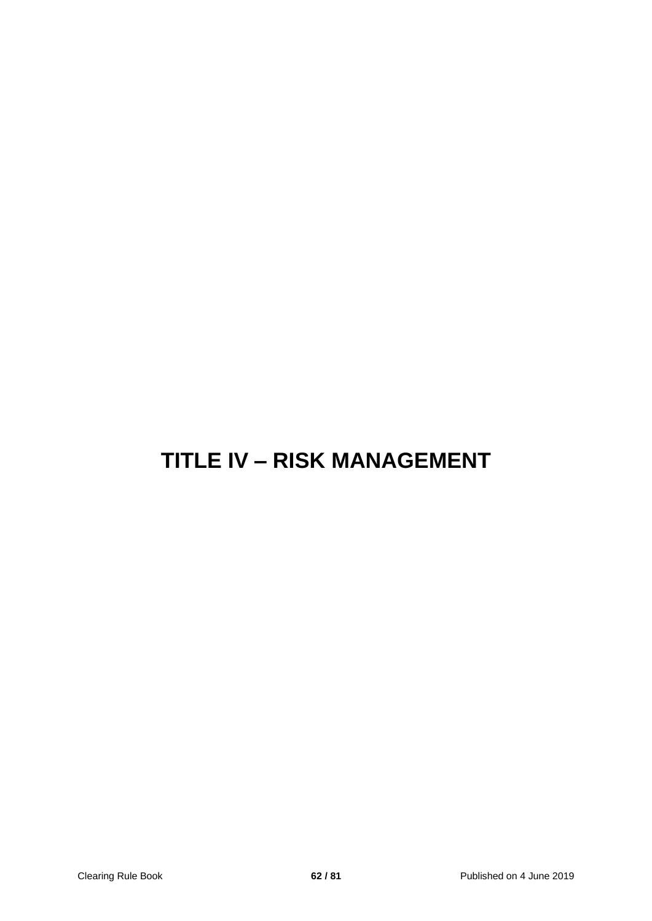# TITLE IV – RISK MANAGEMENT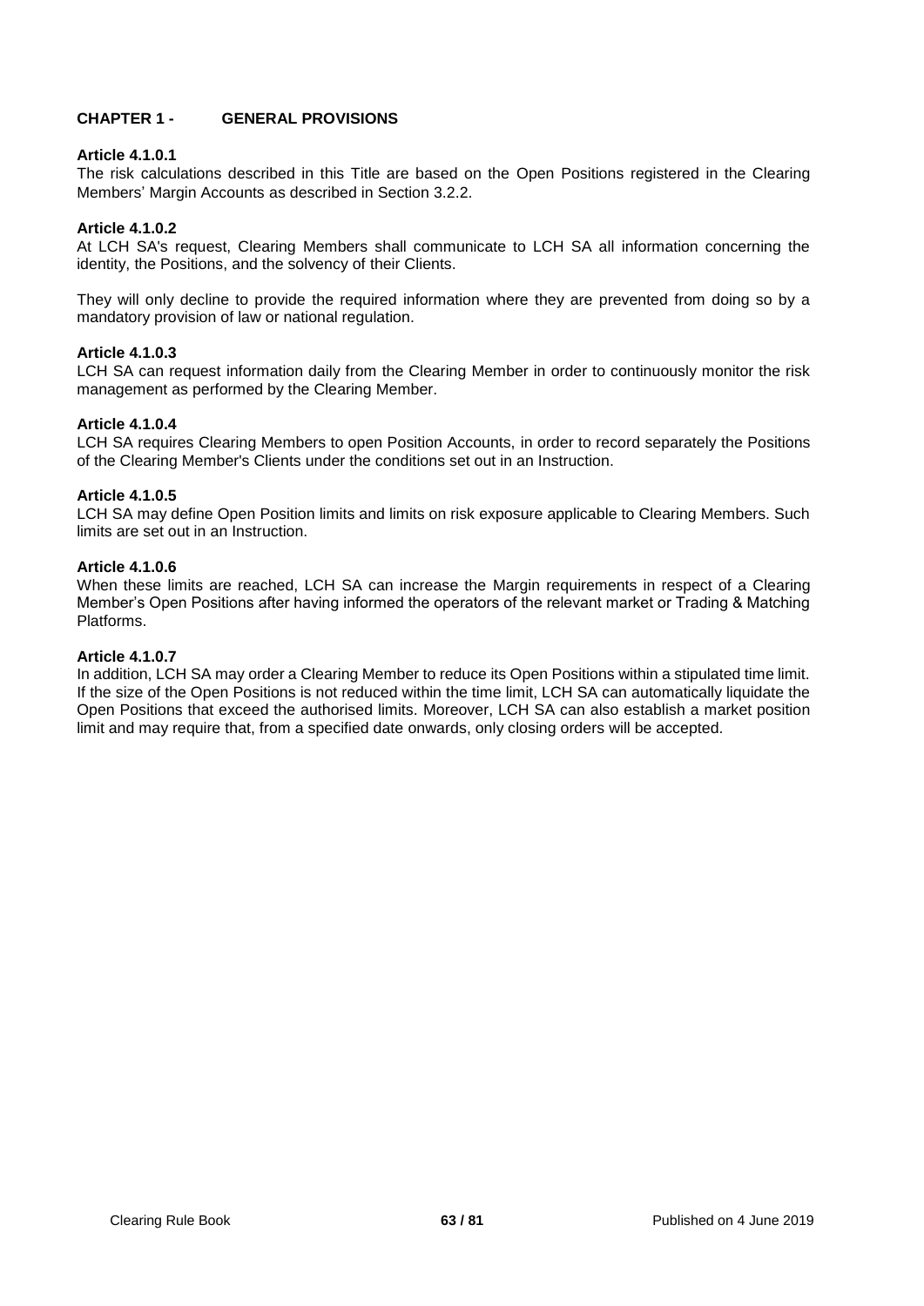## CHAPTER 1 - GENERAL PROVISIONS

**Article 4.1.0.1**

The risk calculations described in this Title are based on the Open Positions registered in the Clearing Members' Margin Accounts as described in Section 3.2.2.

**Article 4.1.0.2**

At LCH SA's request, Clearing Members shall communicate to LCH SA all information concerning the identity, the Positions, and the solvency of their Clients.

They will only decline to provide the required information where they are prevented from doing so by a mandatory provision of law or national regulation.

**Article 4.1.0.3**

LCH SA can request information daily from the Clearing Member in order to continuously monitor the risk management as performed by the Clearing Member.

**Article 4.1.0.4**

LCH SA requires Clearing Members to open Position Accounts, in order to record separately the Positions of the Clearing Member's Clients under the conditions set out in an Instruction.

**Article 4.1.0.5**

LCH SA may define Open Position limits and limits on risk exposure applicable to Clearing Members. Such limits are set out in an Instruction.

**Article 4.1.0.6**

When these limits are reached, LCH SA can increase the Margin requirements in respect of a Clearing Member's Open Positions after having informed the operators of the relevant market or Trading & Matching Platforms.

**Article 4.1.0.7**

In addition, LCH SA may order a Clearing Member to reduce its Open Positions within a stipulated time limit. If the size of the Open Positions is not reduced within the time limit, LCH SA can automatically liquidate the Open Positions that exceed the authorised limits. Moreover, LCH SA can also establish a market position limit and may require that, from a specified date onwards, only closing orders will be accepted.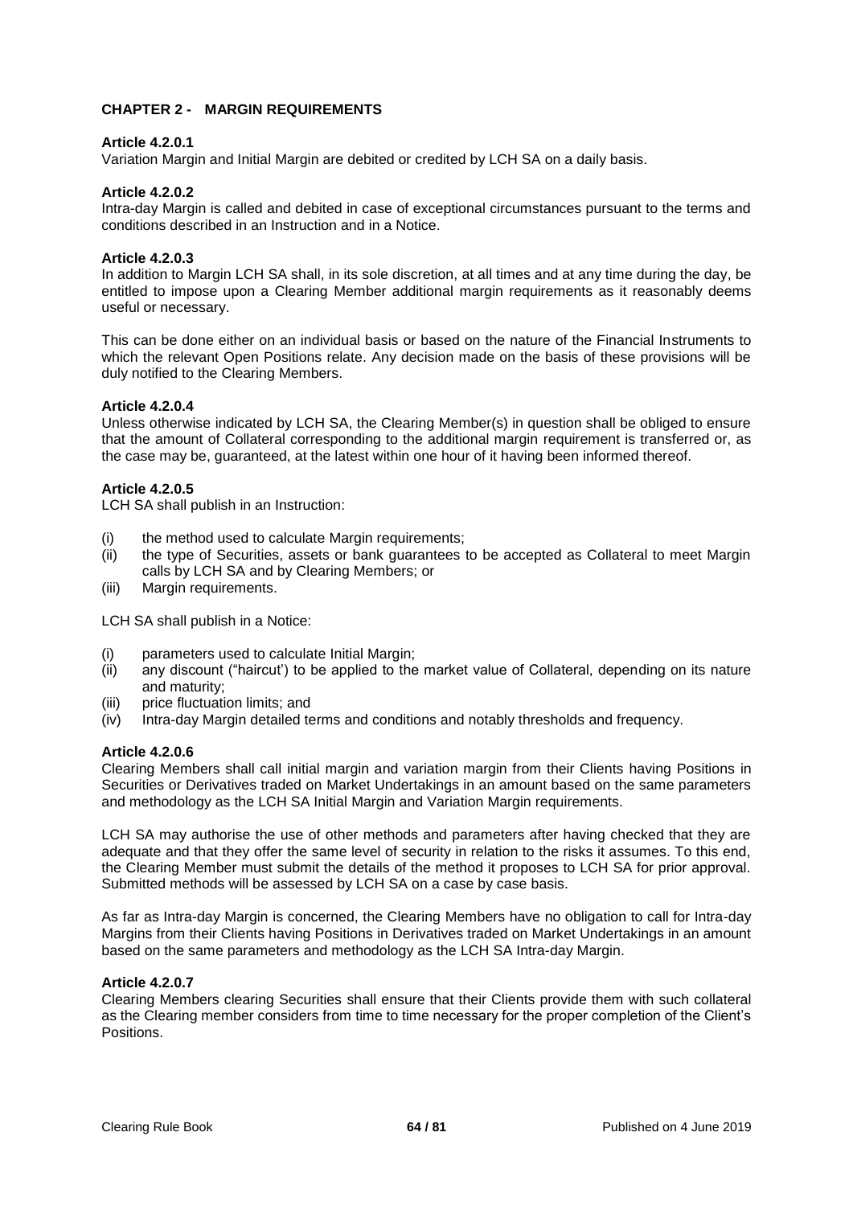## CHAPTER 2 - MARGIN REQUIREMENTS

### Article 4.2.0.1

Variation Margin and Initial Margin are debited or credited by LCH SA on a daily basis.

### Article 4.2.0.2

Intra-day Margin is called and debited in case of exceptional circumstances pursuant to the terms and conditions described in an Instruction and in a Notice.

### Article 4.2.0.3

In addition to Margin LCH SA shall, in its sole discretion, at all times and at any time during the day, be entitled to impose upon a Clearing Member additional margin requirements as it reasonably deems useful or necessary.

This can be done either on an individual basis or based on the nature of the Financial Instruments to which the relevant Open Positions relate. Any decision made on the basis of these provisions will be duly notified to the Clearing Members.

### Article 4.2.0.4

Unless otherwise indicated by LCH SA, the Clearing Member(s) in question shall be obliged to ensure that the amount of Collateral corresponding to the additional margin requirement is transferred or, as the case may be, guaranteed, at the latest within one hour of it having been informed thereof.

### Article 4.2.0.5

LCH SA shall publish in an Instruction:

- (i) the method used to calculate Margin requirements;
- (ii) the type of Securities, assets or bank guarantees to be accepted as Collateral to meet Margin calls by LCH SA and by Clearing Members; or
- (iii) Margin requirements.

LCH SA shall publish in a Notice:

- (i) parameters used to calculate Initial Margin;
- (ii) any discount ("haircut') to be applied to the market value of Collateral, depending on its nature and maturity;
- (iii) price fluctuation limits; and
- (iv) Intra-day Margin detailed terms and conditions and notably thresholds and frequency.

### Article 4.2.0.6

Clearing Members shall call initial margin and variation margin from their Clients having Positions in Securities or Derivatives traded on Market Undertakings in an amount based on the same parameters and methodology as the LCH SA Initial Margin and Variation Margin requirements.

LCH SA may authorise the use of other methods and parameters after having checked that they are adequate and that they offer the same level of security in relation to the risks it assumes. To this end, the Clearing Member must submit the details of the method it proposes to LCH SA for prior approval. Submitted methods will be assessed by LCH SA on a case by case basis.

As far as Intra-day Margin is concerned, the Clearing Members have no obligation to call for Intra-day Margins from their Clients having Positions in Derivatives traded on Market Undertakings in an amount based on the same parameters and methodology as the LCH SA Intra-day Margin.

### Article 4.2.0.7

Clearing Members clearing Securities shall ensure that their Clients provide them with such collateral as the Clearing member considers from time to time necessary for the proper completion of the Client's Positions.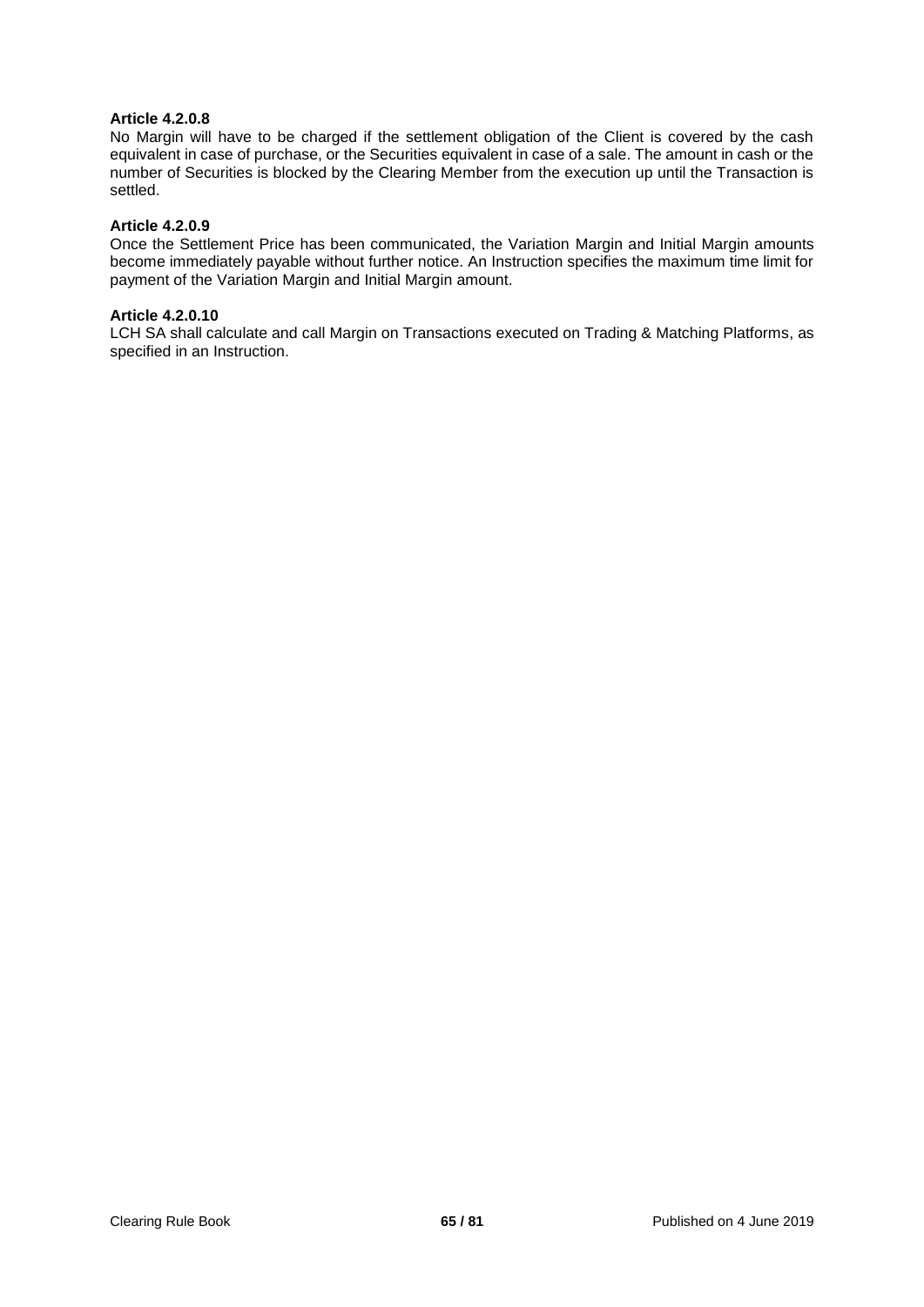**Article 4.2.0.8**

No Margin will have to be charged if the settlement obligation of the Client is covered by the cash equivalent in case of purchase, or the Securities equivalent in case of a sale. The amount in cash or the number of Securities is blocked by the Clearing Member from the execution up until the Transaction is settled.

**Article 4.2.0.9**

Once the Settlement Price has been communicated, the Variation Margin and Initial Margin amounts become immediately payable without further notice. An Instruction specifies the maximum time limit for payment of the Variation Margin and Initial Margin amount.

**Article 4.2.0.10**

LCH SA shall calculate and call Margin on Transactions executed on Trading & Matching Platforms, as specified in an Instruction.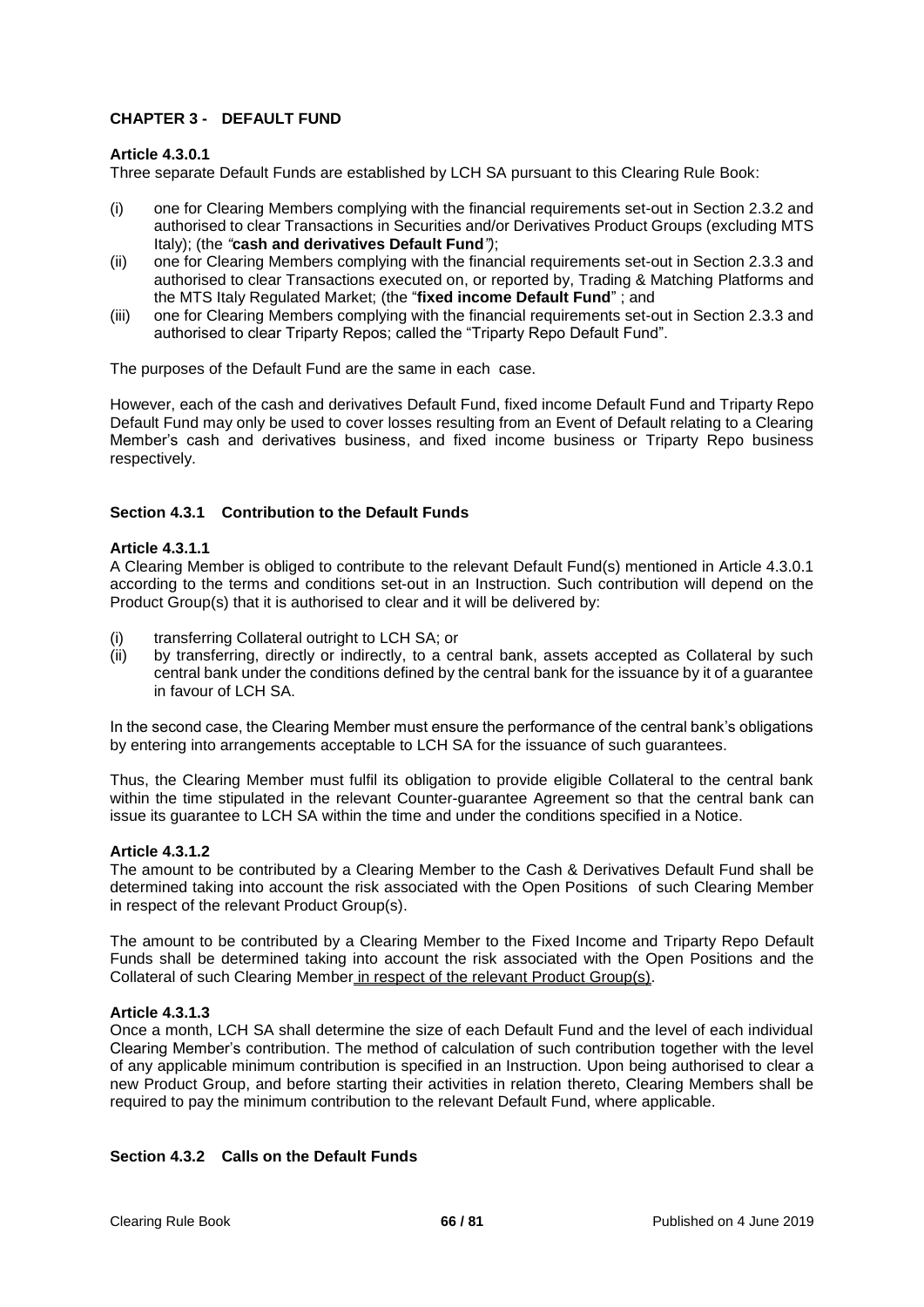## CHAPTER 3 - DEFAULT FUND

### Article 4.3.0.1

Three separate Default Funds are established by LCH SA pursuant to this Clearing Rule Book:

(i) one for Clearing Members complying with the financial requirements set-out in Section 2.3.2 and authorised to clear Transactions in Securities and/or Derivatives Product Groups (excluding MTS Italy); (the *"***cash and derivatives Default Fund***"*);

(ii) one for Clearing Members complying with the financial requirements set-out in Section 2.3.3 and authorised to clear Transactions executed on, or reported by, Trading & Matching Platforms and the MTS Italy Regulated Market; (the "**fixed income Default Fund**" ; and

(iii) one for Clearing Members complying with the financial requirements set-out in Section 2.3.3 and authorised to clear Triparty Repos; called the "Triparty Repo Default Fund".

The purposes of the Default Fund are the same in each case.

However, each of the cash and derivatives Default Fund, fixed income Default Fund and Triparty Repo Default Fund may only be used to cover losses resulting from an Event of Default relating to a Clearing Member's cash and derivatives business, and fixed income business or Triparty Repo business respectively.

### Section 4.3.1 Contribution to the Default Funds

#### Article 4.3.1.1

A Clearing Member is obliged to contribute to the relevant Default Fund(s) mentioned in Article 4.3.0.1 according to the terms and conditions set-out in an Instruction. Such contribution will depend on the Product Group(s) that it is authorised to clear and it will be delivered by:

(i) transferring Collateral outright to LCH SA; or

(ii) by transferring, directly or indirectly, to a central bank, assets accepted as Collateral by such central bank under the conditions defined by the central bank for the issuance by it of a guarantee in favour of LCH SA.

In the second case, the Clearing Member must ensure the performance of the central bank's obligations by entering into arrangements acceptable to LCH SA for the issuance of such guarantees.

Thus, the Clearing Member must fulfil its obligation to provide eligible Collateral to the central bank within the time stipulated in the relevant Counter-guarantee Agreement so that the central bank can issue its guarantee to LCH SA within the time and under the conditions specified in a Notice.

#### Article 4.3.1.2

The amount to be contributed by a Clearing Member to the Cash & Derivatives Default Fund shall be determined taking into account the risk associated with the Open Positions of such Clearing Member in respect of the relevant Product Group(s).

The amount to be contributed by a Clearing Member to the Fixed Income and Triparty Repo Default Funds shall be determined taking into account the risk associated with the Open Positions and the Collateral of such Clearing Member in respect of the relevant Product Group(s).

#### Article 4.3.1.3

Once a month, LCH SA shall determine the size of each Default Fund and the level of each individual Clearing Member's contribution. The method of calculation of such contribution together with the level of any applicable minimum contribution is specified in an Instruction. Upon being authorised to clear a new Product Group, and before starting their activities in relation thereto, Clearing Members shall be required to pay the minimum contribution to the relevant Default Fund, where applicable.

### Section 4.3.2 Calls on the Default Funds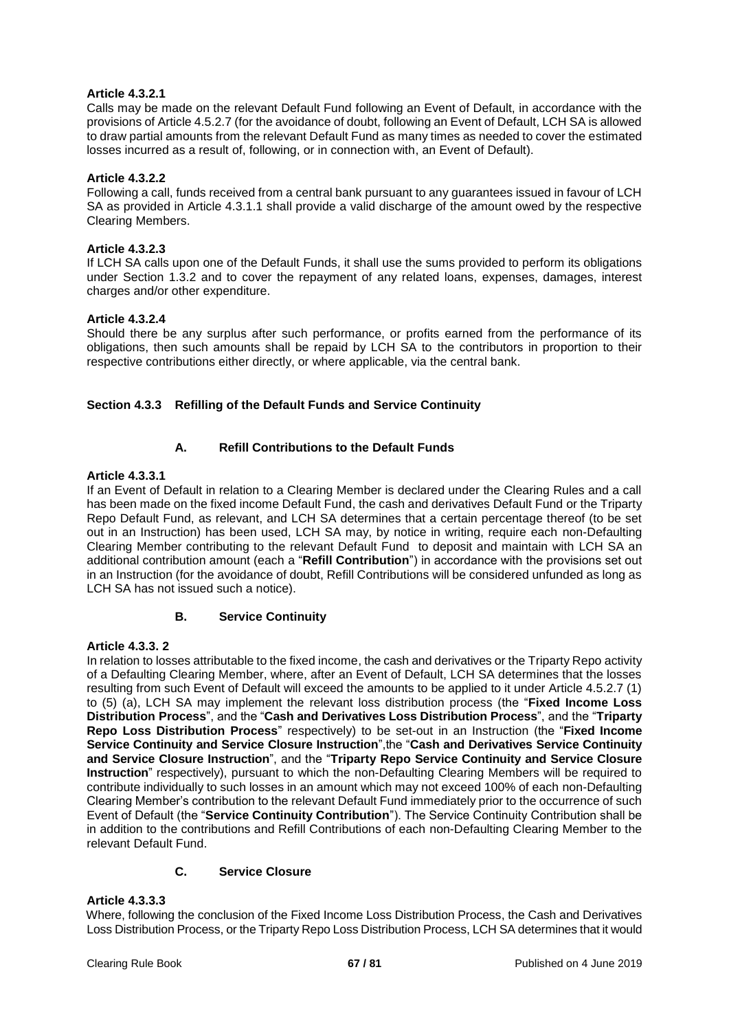**Article 4.3.2.1**

Calls may be made on the relevant Default Fund following an Event of Default, in accordance with the provisions of Article 4.5.2.7 (for the avoidance of doubt, following an Event of Default, LCH SA is allowed to draw partial amounts from the relevant Default Fund as many times as needed to cover the estimated losses incurred as a result of, following, or in connection with, an Event of Default).

**Article 4.3.2.2**

Following a call, funds received from a central bank pursuant to any guarantees issued in favour of LCH SA as provided in Article 4.3.1.1 shall provide a valid discharge of the amount owed by the respective Clearing Members.

**Article 4.3.2.3**

If LCH SA calls upon one of the Default Funds, it shall use the sums provided to perform its obligations under Section 1.3.2 and to cover the repayment of any related loans, expenses, damages, interest charges and/or other expenditure.

**Article 4.3.2.4**

Should there be any surplus after such performance, or profits earned from the performance of its obligations, then such amounts shall be repaid by LCH SA to the contributors in proportion to their respective contributions either directly, or where applicable, via the central bank.

## Section 4.3.3 Refilling of the Default Funds and Service Continuity

### A. Refill Contributions to the Default Funds

**Article 4.3.3.1**

If an Event of Default in relation to a Clearing Member is declared under the Clearing Rules and a call has been made on the fixed income Default Fund, the cash and derivatives Default Fund or the Triparty Repo Default Fund, as relevant, and LCH SA determines that a certain percentage thereof (to be set out in an Instruction) has been used, LCH SA may, by notice in writing, require each non-Defaulting Clearing Member contributing to the relevant Default Fund to deposit and maintain with LCH SA an additional contribution amount (each a "**Refill Contribution**") in accordance with the provisions set out in an Instruction (for the avoidance of doubt, Refill Contributions will be considered unfunded as long as LCH SA has not issued such a notice).

### B. Service Continuity

**Article 4.3.3. 2**

In relation to losses attributable to the fixed income, the cash and derivatives or the Triparty Repo activity of a Defaulting Clearing Member, where, after an Event of Default, LCH SA determines that the losses resulting from such Event of Default will exceed the amounts to be applied to it under Article 4.5.2.7 (1) to (5) (a), LCH SA may implement the relevant loss distribution process (the "**Fixed Income Loss Distribution Process**", and the "**Cash and Derivatives Loss Distribution Process**", and the "**Triparty Repo Loss Distribution Process**" respectively) to be set-out in an Instruction (the "**Fixed Income Service Continuity and Service Closure Instruction**",the "**Cash and Derivatives Service Continuity and Service Closure Instruction**", and the "**Triparty Repo Service Continuity and Service Closure Instruction**" respectively), pursuant to which the non-Defaulting Clearing Members will be required to contribute individually to such losses in an amount which may not exceed 100% of each non-Defaulting Clearing Member's contribution to the relevant Default Fund immediately prior to the occurrence of such Event of Default (the "**Service Continuity Contribution**"). The Service Continuity Contribution shall be in addition to the contributions and Refill Contributions of each non-Defaulting Clearing Member to the relevant Default Fund.

### C. Service Closure

**Article 4.3.3.3**

Where, following the conclusion of the Fixed Income Loss Distribution Process, the Cash and Derivatives Loss Distribution Process, or the Triparty Repo Loss Distribution Process, LCH SA determines that it would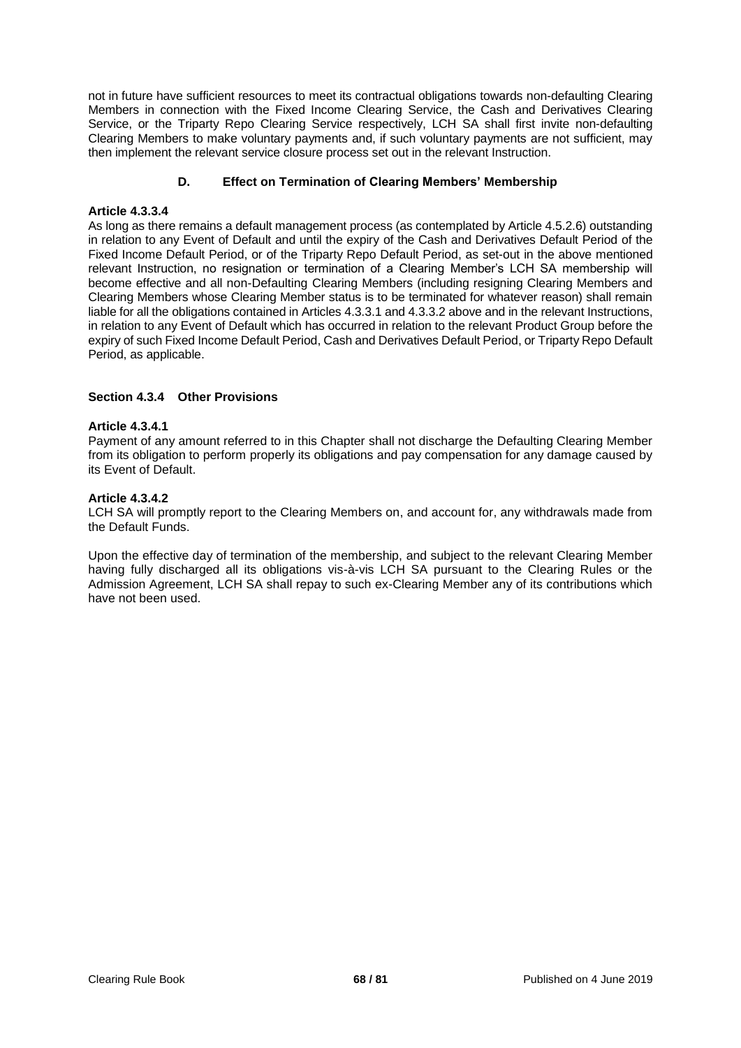not in future have sufficient resources to meet its contractual obligations towards non-defaulting Clearing Members in connection with the Fixed Income Clearing Service, the Cash and Derivatives Clearing Service, or the Triparty Repo Clearing Service respectively, LCH SA shall first invite non-defaulting Clearing Members to make voluntary payments and, if such voluntary payments are not sufficient, may then implement the relevant service closure process set out in the relevant Instruction.

### D. Effect on Termination of Clearing Members' Membership

**Article 4.3.3.4**

As long as there remains a default management process (as contemplated by Article 4.5.2.6) outstanding in relation to any Event of Default and until the expiry of the Cash and Derivatives Default Period of the Fixed Income Default Period, or of the Triparty Repo Default Period, as set-out in the above mentioned relevant Instruction, no resignation or termination of a Clearing Member's LCH SA membership will become effective and all non-Defaulting Clearing Members (including resigning Clearing Members and Clearing Members whose Clearing Member status is to be terminated for whatever reason) shall remain liable for all the obligations contained in Articles 4.3.3.1 and 4.3.3.2 above and in the relevant Instructions, in relation to any Event of Default which has occurred in relation to the relevant Product Group before the expiry of such Fixed Income Default Period, Cash and Derivatives Default Period, or Triparty Repo Default Period, as applicable.

## Section 4.3.4 Other Provisions

**Article 4.3.4.1**

Payment of any amount referred to in this Chapter shall not discharge the Defaulting Clearing Member from its obligation to perform properly its obligations and pay compensation for any damage caused by its Event of Default.

**Article 4.3.4.2**

LCH SA will promptly report to the Clearing Members on, and account for, any withdrawals made from the Default Funds.

Upon the effective day of termination of the membership, and subject to the relevant Clearing Member having fully discharged all its obligations vis-à-vis LCH SA pursuant to the Clearing Rules or the Admission Agreement, LCH SA shall repay to such ex-Clearing Member any of its contributions which have not been used.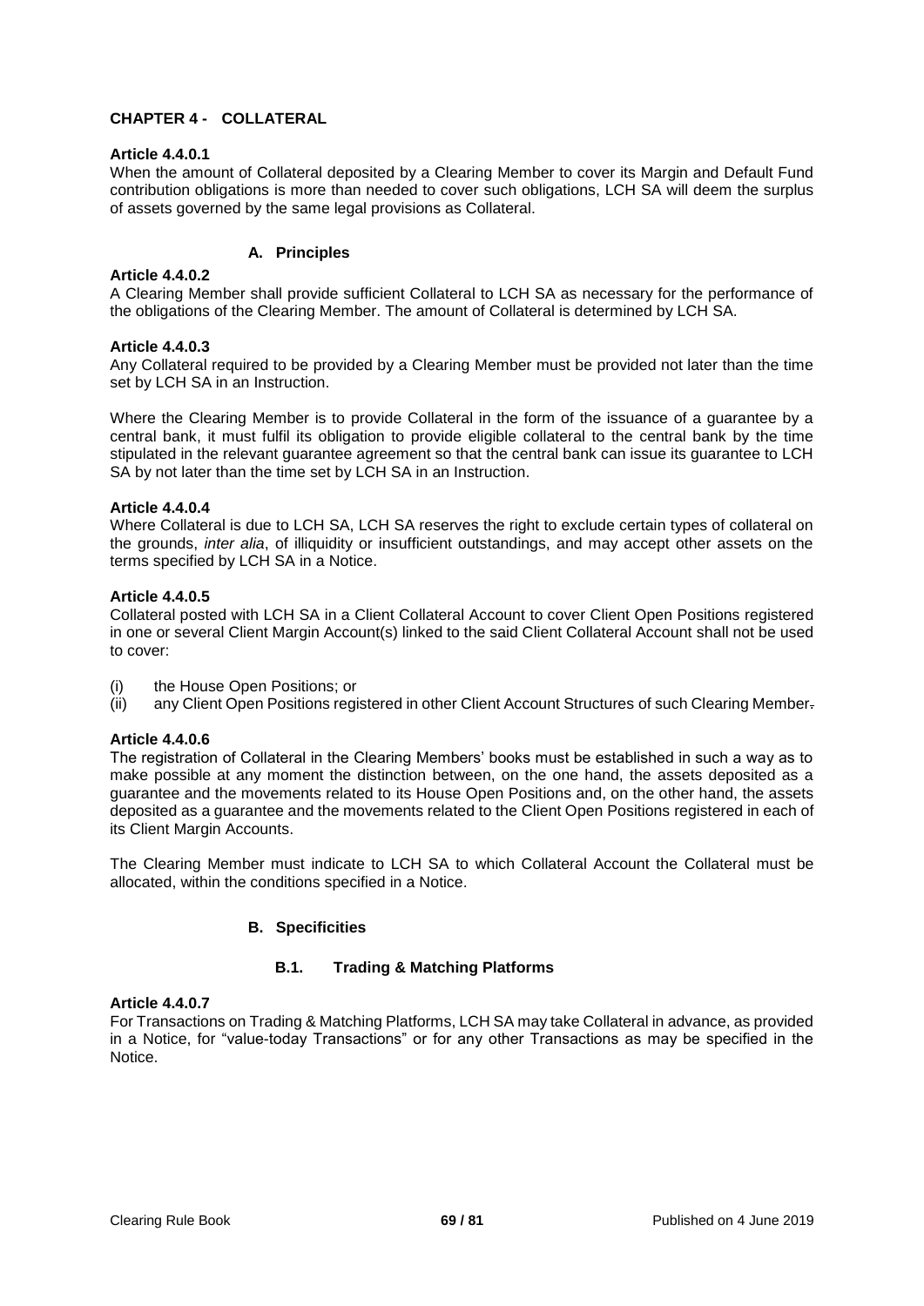## CHAPTER 4 - COLLATERAL

**Article 4.4.0.1**
When the amount of Collateral deposited by a Clearing Member to cover its Margin and Default Fund contribution obligations is more than needed to cover such obligations, LCH SA will deem the surplus of assets governed by the same legal provisions as Collateral.

### A. Principles

**Article 4.4.0.2**
A Clearing Member shall provide sufficient Collateral to LCH SA as necessary for the performance of the obligations of the Clearing Member. The amount of Collateral is determined by LCH SA.

**Article 4.4.0.3**
Any Collateral required to be provided by a Clearing Member must be provided not later than the time set by LCH SA in an Instruction.

Where the Clearing Member is to provide Collateral in the form of the issuance of a guarantee by a central bank, it must fulfil its obligation to provide eligible collateral to the central bank by the time stipulated in the relevant guarantee agreement so that the central bank can issue its guarantee to LCH SA by not later than the time set by LCH SA in an Instruction.

**Article 4.4.0.4**
Where Collateral is due to LCH SA, LCH SA reserves the right to exclude certain types of collateral on the grounds, *inter alia*, of illiquidity or insufficient outstandings, and may accept other assets on the terms specified by LCH SA in a Notice.

**Article 4.4.0.5**
Collateral posted with LCH SA in a Client Collateral Account to cover Client Open Positions registered in one or several Client Margin Account(s) linked to the said Client Collateral Account shall not be used to cover:

(i) the House Open Positions; or
(ii) any Client Open Positions registered in other Client Account Structures of such Clearing Member.

**Article 4.4.0.6**
The registration of Collateral in the Clearing Members' books must be established in such a way as to make possible at any moment the distinction between, on the one hand, the assets deposited as a guarantee and the movements related to its House Open Positions and, on the other hand, the assets deposited as a guarantee and the movements related to the Client Open Positions registered in each of its Client Margin Accounts.

The Clearing Member must indicate to LCH SA to which Collateral Account the Collateral must be allocated, within the conditions specified in a Notice.

### B. Specificities

#### B.1. Trading & Matching Platforms

**Article 4.4.0.7**
For Transactions on Trading & Matching Platforms, LCH SA may take Collateral in advance, as provided in a Notice, for "value-today Transactions" or for any other Transactions as may be specified in the Notice.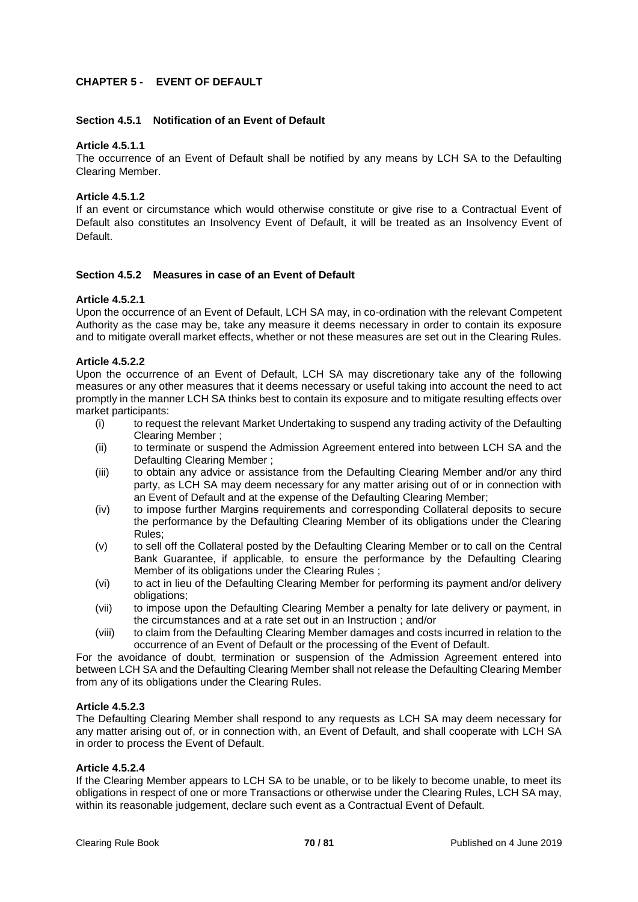## CHAPTER 5 - EVENT OF DEFAULT

### Section 4.5.1 Notification of an Event of Default

**Article 4.5.1.1**

The occurrence of an Event of Default shall be notified by any means by LCH SA to the Defaulting Clearing Member.

**Article 4.5.1.2**

If an event or circumstance which would otherwise constitute or give rise to a Contractual Event of Default also constitutes an Insolvency Event of Default, it will be treated as an Insolvency Event of Default.

### Section 4.5.2 Measures in case of an Event of Default

**Article 4.5.2.1**

Upon the occurrence of an Event of Default, LCH SA may, in co-ordination with the relevant Competent Authority as the case may be, take any measure it deems necessary in order to contain its exposure and to mitigate overall market effects, whether or not these measures are set out in the Clearing Rules.

**Article 4.5.2.2**

Upon the occurrence of an Event of Default, LCH SA may discretionary take any of the following measures or any other measures that it deems necessary or useful taking into account the need to act promptly in the manner LCH SA thinks best to contain its exposure and to mitigate resulting effects over market participants:

- (i) to request the relevant Market Undertaking to suspend any trading activity of the Defaulting Clearing Member ;
- (ii) to terminate or suspend the Admission Agreement entered into between LCH SA and the Defaulting Clearing Member ;
- (iii) to obtain any advice or assistance from the Defaulting Clearing Member and/or any third party, as LCH SA may deem necessary for any matter arising out of or in connection with an Event of Default and at the expense of the Defaulting Clearing Member;
- (iv) to impose further Margins requirements and corresponding Collateral deposits to secure the performance by the Defaulting Clearing Member of its obligations under the Clearing Rules;
- (v) to sell off the Collateral posted by the Defaulting Clearing Member or to call on the Central Bank Guarantee, if applicable, to ensure the performance by the Defaulting Clearing Member of its obligations under the Clearing Rules ;
- (vi) to act in lieu of the Defaulting Clearing Member for performing its payment and/or delivery obligations;
- (vii) to impose upon the Defaulting Clearing Member a penalty for late delivery or payment, in the circumstances and at a rate set out in an Instruction ; and/or
- (viii) to claim from the Defaulting Clearing Member damages and costs incurred in relation to the occurrence of an Event of Default or the processing of the Event of Default.

For the avoidance of doubt, termination or suspension of the Admission Agreement entered into between LCH SA and the Defaulting Clearing Member shall not release the Defaulting Clearing Member from any of its obligations under the Clearing Rules.

**Article 4.5.2.3**

The Defaulting Clearing Member shall respond to any requests as LCH SA may deem necessary for any matter arising out of, or in connection with, an Event of Default, and shall cooperate with LCH SA in order to process the Event of Default.

**Article 4.5.2.4**

If the Clearing Member appears to LCH SA to be unable, or to be likely to become unable, to meet its obligations in respect of one or more Transactions or otherwise under the Clearing Rules, LCH SA may, within its reasonable judgement, declare such event as a Contractual Event of Default.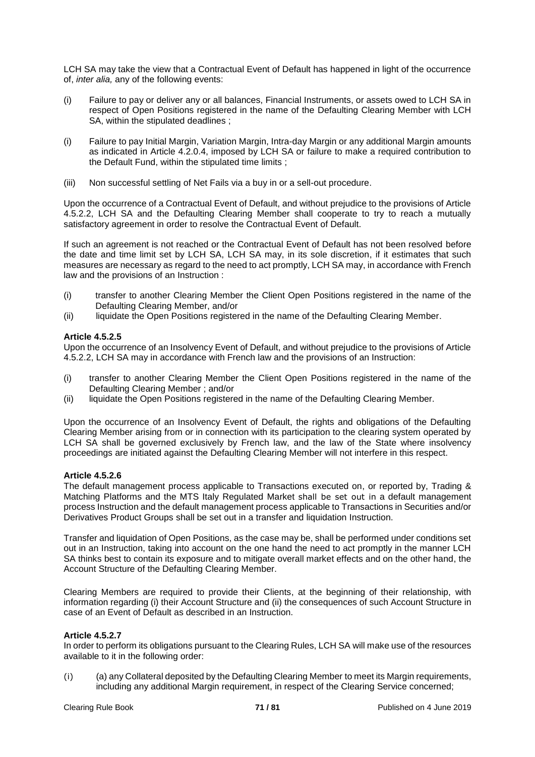LCH SA may take the view that a Contractual Event of Default has happened in light of the occurrence of, *inter alia,* any of the following events:

(i) Failure to pay or deliver any or all balances, Financial Instruments, or assets owed to LCH SA in respect of Open Positions registered in the name of the Defaulting Clearing Member with LCH SA, within the stipulated deadlines ;

(i) Failure to pay Initial Margin, Variation Margin, Intra-day Margin or any additional Margin amounts as indicated in Article 4.2.0.4, imposed by LCH SA or failure to make a required contribution to the Default Fund, within the stipulated time limits ;

(iii) Non successful settling of Net Fails via a buy in or a sell-out procedure.

Upon the occurrence of a Contractual Event of Default, and without prejudice to the provisions of Article 4.5.2.2, LCH SA and the Defaulting Clearing Member shall cooperate to try to reach a mutually satisfactory agreement in order to resolve the Contractual Event of Default.

If such an agreement is not reached or the Contractual Event of Default has not been resolved before the date and time limit set by LCH SA, LCH SA may, in its sole discretion, if it estimates that such measures are necessary as regard to the need to act promptly, LCH SA may, in accordance with French law and the provisions of an Instruction :

(i) transfer to another Clearing Member the Client Open Positions registered in the name of the Defaulting Clearing Member, and/or
(ii) liquidate the Open Positions registered in the name of the Defaulting Clearing Member.

**Article 4.5.2.5**
Upon the occurrence of an Insolvency Event of Default, and without prejudice to the provisions of Article 4.5.2.2, LCH SA may in accordance with French law and the provisions of an Instruction:

(i) transfer to another Clearing Member the Client Open Positions registered in the name of the Defaulting Clearing Member ; and/or
(ii) liquidate the Open Positions registered in the name of the Defaulting Clearing Member.

Upon the occurrence of an Insolvency Event of Default, the rights and obligations of the Defaulting Clearing Member arising from or in connection with its participation to the clearing system operated by LCH SA shall be governed exclusively by French law, and the law of the State where insolvency proceedings are initiated against the Defaulting Clearing Member will not interfere in this respect.

**Article 4.5.2.6**
The default management process applicable to Transactions executed on, or reported by, Trading & Matching Platforms and the MTS Italy Regulated Market shall be set out in a default management process Instruction and the default management process applicable to Transactions in Securities and/or Derivatives Product Groups shall be set out in a transfer and liquidation Instruction.

Transfer and liquidation of Open Positions, as the case may be, shall be performed under conditions set out in an Instruction, taking into account on the one hand the need to act promptly in the manner LCH SA thinks best to contain its exposure and to mitigate overall market effects and on the other hand, the Account Structure of the Defaulting Clearing Member.

Clearing Members are required to provide their Clients, at the beginning of their relationship, with information regarding (i) their Account Structure and (ii) the consequences of such Account Structure in case of an Event of Default as described in an Instruction.

**Article 4.5.2.7**
In order to perform its obligations pursuant to the Clearing Rules, LCH SA will make use of the resources available to it in the following order:

(i) (a) any Collateral deposited by the Defaulting Clearing Member to meet its Margin requirements, including any additional Margin requirement, in respect of the Clearing Service concerned;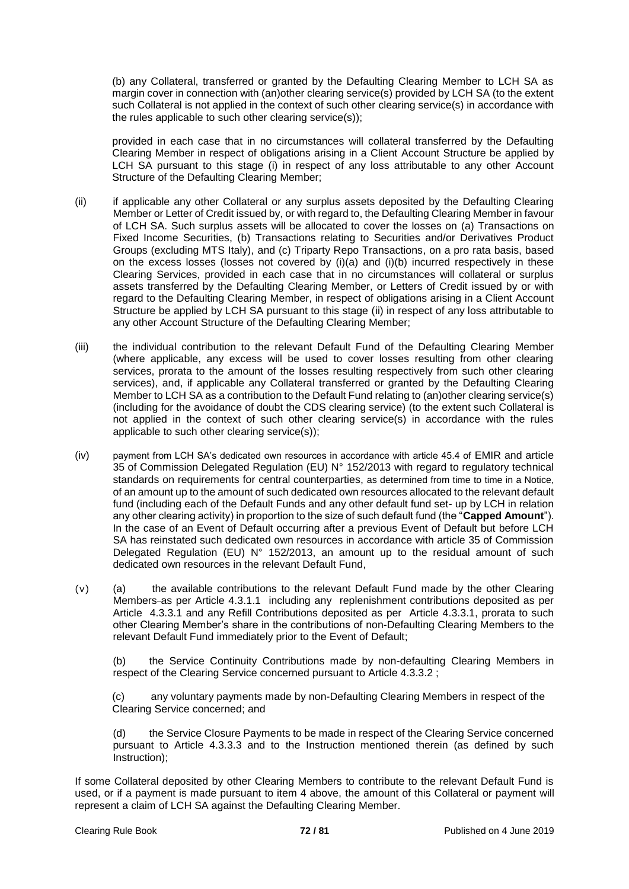(b) any Collateral, transferred or granted by the Defaulting Clearing Member to LCH SA as margin cover in connection with (an)other clearing service(s) provided by LCH SA (to the extent such Collateral is not applied in the context of such other clearing service(s) in accordance with the rules applicable to such other clearing service(s));

provided in each case that in no circumstances will collateral transferred by the Defaulting Clearing Member in respect of obligations arising in a Client Account Structure be applied by LCH SA pursuant to this stage (i) in respect of any loss attributable to any other Account Structure of the Defaulting Clearing Member;

(ii) if applicable any other Collateral or any surplus assets deposited by the Defaulting Clearing Member or Letter of Credit issued by, or with regard to, the Defaulting Clearing Member in favour of LCH SA. Such surplus assets will be allocated to cover the losses on (a) Transactions on Fixed Income Securities, (b) Transactions relating to Securities and/or Derivatives Product Groups (excluding MTS Italy), and (c) Triparty Repo Transactions, on a pro rata basis, based on the excess losses (losses not covered by (i)(a) and (i)(b) incurred respectively in these Clearing Services, provided in each case that in no circumstances will collateral or surplus assets transferred by the Defaulting Clearing Member, or Letters of Credit issued by or with regard to the Defaulting Clearing Member, in respect of obligations arising in a Client Account Structure be applied by LCH SA pursuant to this stage (ii) in respect of any loss attributable to any other Account Structure of the Defaulting Clearing Member;

(iii) the individual contribution to the relevant Default Fund of the Defaulting Clearing Member (where applicable, any excess will be used to cover losses resulting from other clearing services, prorata to the amount of the losses resulting respectively from such other clearing services), and, if applicable any Collateral transferred or granted by the Defaulting Clearing Member to LCH SA as a contribution to the Default Fund relating to (an)other clearing service(s) (including for the avoidance of doubt the CDS clearing service) (to the extent such Collateral is not applied in the context of such other clearing service(s) in accordance with the rules applicable to such other clearing service(s));

(iv) payment from LCH SA's dedicated own resources in accordance with article 45.4 of EMIR and article 35 of Commission Delegated Regulation (EU) N° 152/2013 with regard to regulatory technical standards on requirements for central counterparties, as determined from time to time in a Notice, of an amount up to the amount of such dedicated own resources allocated to the relevant default fund (including each of the Default Funds and any other default fund set- up by LCH in relation any other clearing activity) in proportion to the size of such default fund (the "**Capped Amount**"). In the case of an Event of Default occurring after a previous Event of Default but before LCH SA has reinstated such dedicated own resources in accordance with article 35 of Commission Delegated Regulation (EU) N° 152/2013, an amount up to the residual amount of such dedicated own resources in the relevant Default Fund,

(v) (a) the available contributions to the relevant Default Fund made by the other Clearing Members as per Article 4.3.1.1 including any replenishment contributions deposited as per Article 4.3.3.1 and any Refill Contributions deposited as per Article 4.3.3.1, prorata to such other Clearing Member's share in the contributions of non-Defaulting Clearing Members to the relevant Default Fund immediately prior to the Event of Default;

(b) the Service Continuity Contributions made by non-defaulting Clearing Members in respect of the Clearing Service concerned pursuant to Article 4.3.3.2 ;

(c) any voluntary payments made by non-Defaulting Clearing Members in respect of the Clearing Service concerned; and

(d) the Service Closure Payments to be made in respect of the Clearing Service concerned pursuant to Article 4.3.3.3 and to the Instruction mentioned therein (as defined by such Instruction);

If some Collateral deposited by other Clearing Members to contribute to the relevant Default Fund is used, or if a payment is made pursuant to item 4 above, the amount of this Collateral or payment will represent a claim of LCH SA against the Defaulting Clearing Member.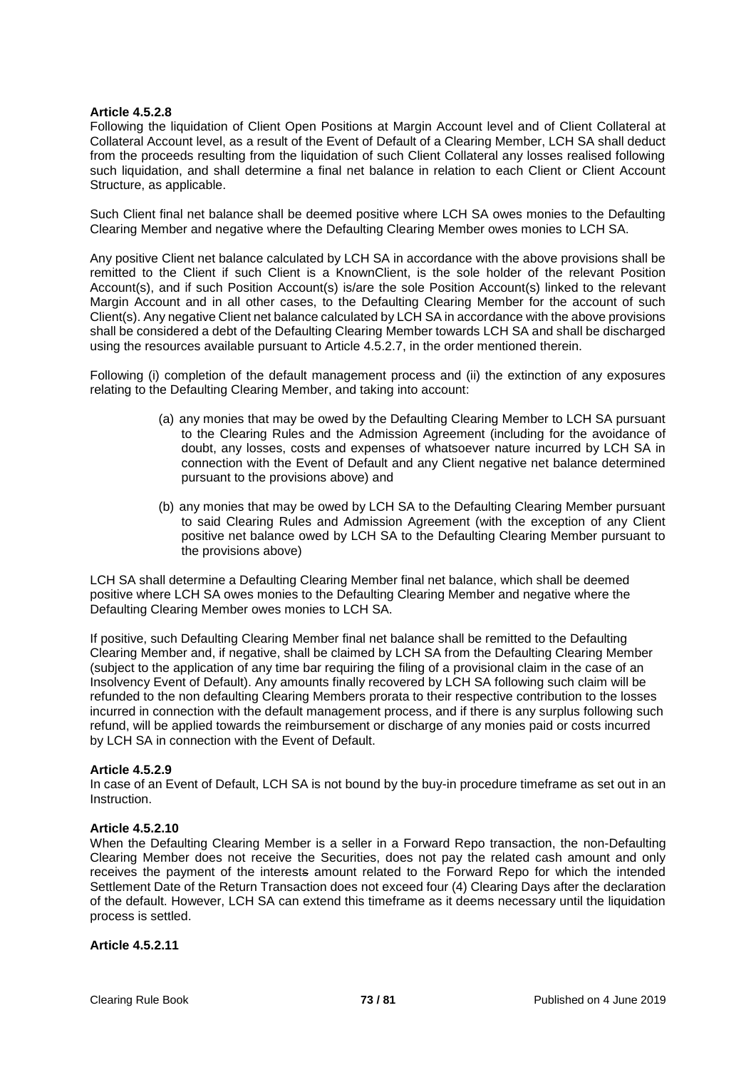**Article 4.5.2.8**

Following the liquidation of Client Open Positions at Margin Account level and of Client Collateral at Collateral Account level, as a result of the Event of Default of a Clearing Member, LCH SA shall deduct from the proceeds resulting from the liquidation of such Client Collateral any losses realised following such liquidation, and shall determine a final net balance in relation to each Client or Client Account Structure, as applicable.

Such Client final net balance shall be deemed positive where LCH SA owes monies to the Defaulting Clearing Member and negative where the Defaulting Clearing Member owes monies to LCH SA.

Any positive Client net balance calculated by LCH SA in accordance with the above provisions shall be remitted to the Client if such Client is a KnownClient, is the sole holder of the relevant Position Account(s), and if such Position Account(s) is/are the sole Position Account(s) linked to the relevant Margin Account and in all other cases, to the Defaulting Clearing Member for the account of such Client(s). Any negative Client net balance calculated by LCH SA in accordance with the above provisions shall be considered a debt of the Defaulting Clearing Member towards LCH SA and shall be discharged using the resources available pursuant to Article 4.5.2.7, in the order mentioned therein.

Following (i) completion of the default management process and (ii) the extinction of any exposures relating to the Defaulting Clearing Member, and taking into account:

(a) any monies that may be owed by the Defaulting Clearing Member to LCH SA pursuant to the Clearing Rules and the Admission Agreement (including for the avoidance of doubt, any losses, costs and expenses of whatsoever nature incurred by LCH SA in connection with the Event of Default and any Client negative net balance determined pursuant to the provisions above) and

(b) any monies that may be owed by LCH SA to the Defaulting Clearing Member pursuant to said Clearing Rules and Admission Agreement (with the exception of any Client positive net balance owed by LCH SA to the Defaulting Clearing Member pursuant to the provisions above)

LCH SA shall determine a Defaulting Clearing Member final net balance, which shall be deemed positive where LCH SA owes monies to the Defaulting Clearing Member and negative where the Defaulting Clearing Member owes monies to LCH SA.

If positive, such Defaulting Clearing Member final net balance shall be remitted to the Defaulting Clearing Member and, if negative, shall be claimed by LCH SA from the Defaulting Clearing Member (subject to the application of any time bar requiring the filing of a provisional claim in the case of an Insolvency Event of Default). Any amounts finally recovered by LCH SA following such claim will be refunded to the non defaulting Clearing Members prorata to their respective contribution to the losses incurred in connection with the default management process, and if there is any surplus following such refund, will be applied towards the reimbursement or discharge of any monies paid or costs incurred by LCH SA in connection with the Event of Default.

**Article 4.5.2.9**

In case of an Event of Default, LCH SA is not bound by the buy-in procedure timeframe as set out in an Instruction.

**Article 4.5.2.10**

When the Defaulting Clearing Member is a seller in a Forward Repo transaction, the non-Defaulting Clearing Member does not receive the Securities, does not pay the related cash amount and only receives the payment of the interests amount related to the Forward Repo for which the intended Settlement Date of the Return Transaction does not exceed four (4) Clearing Days after the declaration of the default. However, LCH SA can extend this timeframe as it deems necessary until the liquidation process is settled.

**Article 4.5.2.11**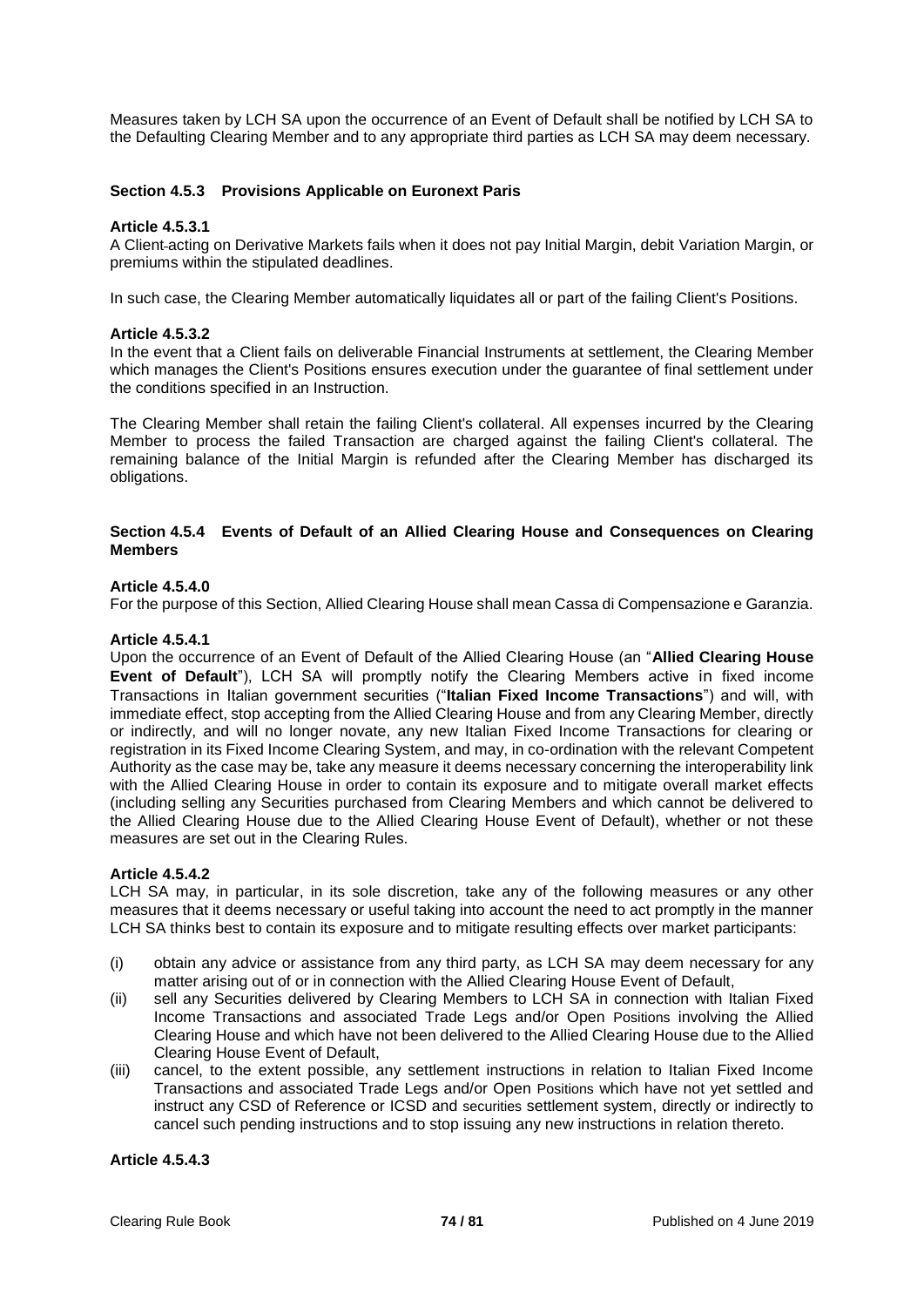Measures taken by LCH SA upon the occurrence of an Event of Default shall be notified by LCH SA to the Defaulting Clearing Member and to any appropriate third parties as LCH SA may deem necessary.

### Section 4.5.3 Provisions Applicable on Euronext Paris

**Article 4.5.3.1**

A Client acting on Derivative Markets fails when it does not pay Initial Margin, debit Variation Margin, or premiums within the stipulated deadlines.

In such case, the Clearing Member automatically liquidates all or part of the failing Client's Positions.

**Article 4.5.3.2**

In the event that a Client fails on deliverable Financial Instruments at settlement, the Clearing Member which manages the Client's Positions ensures execution under the guarantee of final settlement under the conditions specified in an Instruction.

The Clearing Member shall retain the failing Client's collateral. All expenses incurred by the Clearing Member to process the failed Transaction are charged against the failing Client's collateral. The remaining balance of the Initial Margin is refunded after the Clearing Member has discharged its obligations.

### Section 4.5.4 Events of Default of an Allied Clearing House and Consequences on Clearing Members

**Article 4.5.4.0**

For the purpose of this Section, Allied Clearing House shall mean Cassa di Compensazione e Garanzia.

**Article 4.5.4.1**

Upon the occurrence of an Event of Default of the Allied Clearing House (an "**Allied Clearing House Event of Default**"), LCH SA will promptly notify the Clearing Members active in fixed income Transactions in Italian government securities ("**Italian Fixed Income Transactions**") and will, with immediate effect, stop accepting from the Allied Clearing House and from any Clearing Member, directly or indirectly, and will no longer novate, any new Italian Fixed Income Transactions for clearing or registration in its Fixed Income Clearing System, and may, in co-ordination with the relevant Competent Authority as the case may be, take any measure it deems necessary concerning the interoperability link with the Allied Clearing House in order to contain its exposure and to mitigate overall market effects (including selling any Securities purchased from Clearing Members and which cannot be delivered to the Allied Clearing House due to the Allied Clearing House Event of Default), whether or not these measures are set out in the Clearing Rules.

**Article 4.5.4.2**

LCH SA may, in particular, in its sole discretion, take any of the following measures or any other measures that it deems necessary or useful taking into account the need to act promptly in the manner LCH SA thinks best to contain its exposure and to mitigate resulting effects over market participants:

(i) obtain any advice or assistance from any third party, as LCH SA may deem necessary for any matter arising out of or in connection with the Allied Clearing House Event of Default,

(ii) sell any Securities delivered by Clearing Members to LCH SA in connection with Italian Fixed Income Transactions and associated Trade Legs and/or Open Positions involving the Allied Clearing House and which have not been delivered to the Allied Clearing House due to the Allied Clearing House Event of Default,

(iii) cancel, to the extent possible, any settlement instructions in relation to Italian Fixed Income Transactions and associated Trade Legs and/or Open Positions which have not yet settled and instruct any CSD of Reference or ICSD and securities settlement system, directly or indirectly to cancel such pending instructions and to stop issuing any new instructions in relation thereto.

**Article 4.5.4.3**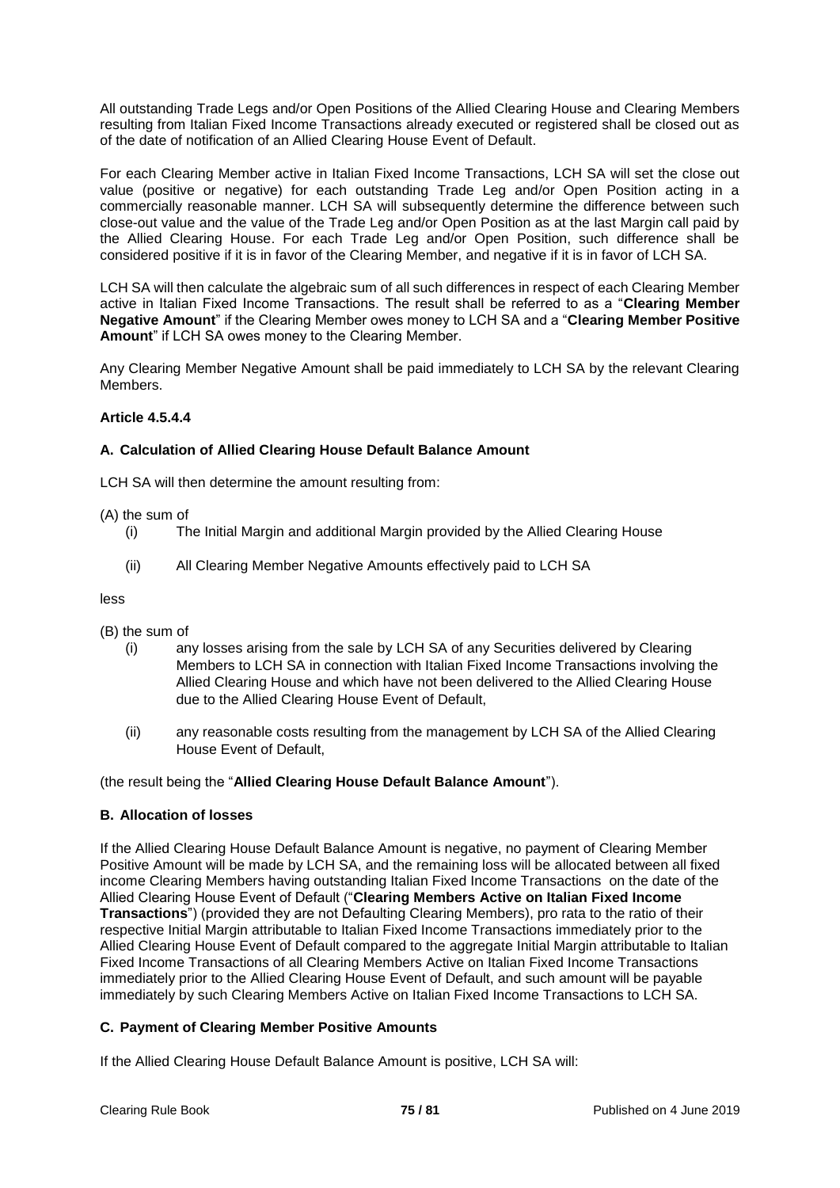All outstanding Trade Legs and/or Open Positions of the Allied Clearing House and Clearing Members resulting from Italian Fixed Income Transactions already executed or registered shall be closed out as of the date of notification of an Allied Clearing House Event of Default.

For each Clearing Member active in Italian Fixed Income Transactions, LCH SA will set the close out value (positive or negative) for each outstanding Trade Leg and/or Open Position acting in a commercially reasonable manner. LCH SA will subsequently determine the difference between such close-out value and the value of the Trade Leg and/or Open Position as at the last Margin call paid by the Allied Clearing House. For each Trade Leg and/or Open Position, such difference shall be considered positive if it is in favor of the Clearing Member, and negative if it is in favor of LCH SA.

LCH SA will then calculate the algebraic sum of all such differences in respect of each Clearing Member active in Italian Fixed Income Transactions. The result shall be referred to as a "**Clearing Member Negative Amount**" if the Clearing Member owes money to LCH SA and a "**Clearing Member Positive Amount**" if LCH SA owes money to the Clearing Member.

Any Clearing Member Negative Amount shall be paid immediately to LCH SA by the relevant Clearing Members.

**Article 4.5.4.4**

**A. Calculation of Allied Clearing House Default Balance Amount**

LCH SA will then determine the amount resulting from:

(A) the sum of

- (i) The Initial Margin and additional Margin provided by the Allied Clearing House
- (ii) All Clearing Member Negative Amounts effectively paid to LCH SA

less

(B) the sum of

- (i) any losses arising from the sale by LCH SA of any Securities delivered by Clearing Members to LCH SA in connection with Italian Fixed Income Transactions involving the Allied Clearing House and which have not been delivered to the Allied Clearing House due to the Allied Clearing House Event of Default,
- (ii) any reasonable costs resulting from the management by LCH SA of the Allied Clearing House Event of Default,

(the result being the "**Allied Clearing House Default Balance Amount**").

**B. Allocation of losses**

If the Allied Clearing House Default Balance Amount is negative, no payment of Clearing Member Positive Amount will be made by LCH SA, and the remaining loss will be allocated between all fixed income Clearing Members having outstanding Italian Fixed Income Transactions on the date of the Allied Clearing House Event of Default ("**Clearing Members Active on Italian Fixed Income Transactions**") (provided they are not Defaulting Clearing Members), pro rata to the ratio of their respective Initial Margin attributable to Italian Fixed Income Transactions immediately prior to the Allied Clearing House Event of Default compared to the aggregate Initial Margin attributable to Italian Fixed Income Transactions of all Clearing Members Active on Italian Fixed Income Transactions immediately prior to the Allied Clearing House Event of Default, and such amount will be payable immediately by such Clearing Members Active on Italian Fixed Income Transactions to LCH SA.

**C. Payment of Clearing Member Positive Amounts**

If the Allied Clearing House Default Balance Amount is positive, LCH SA will: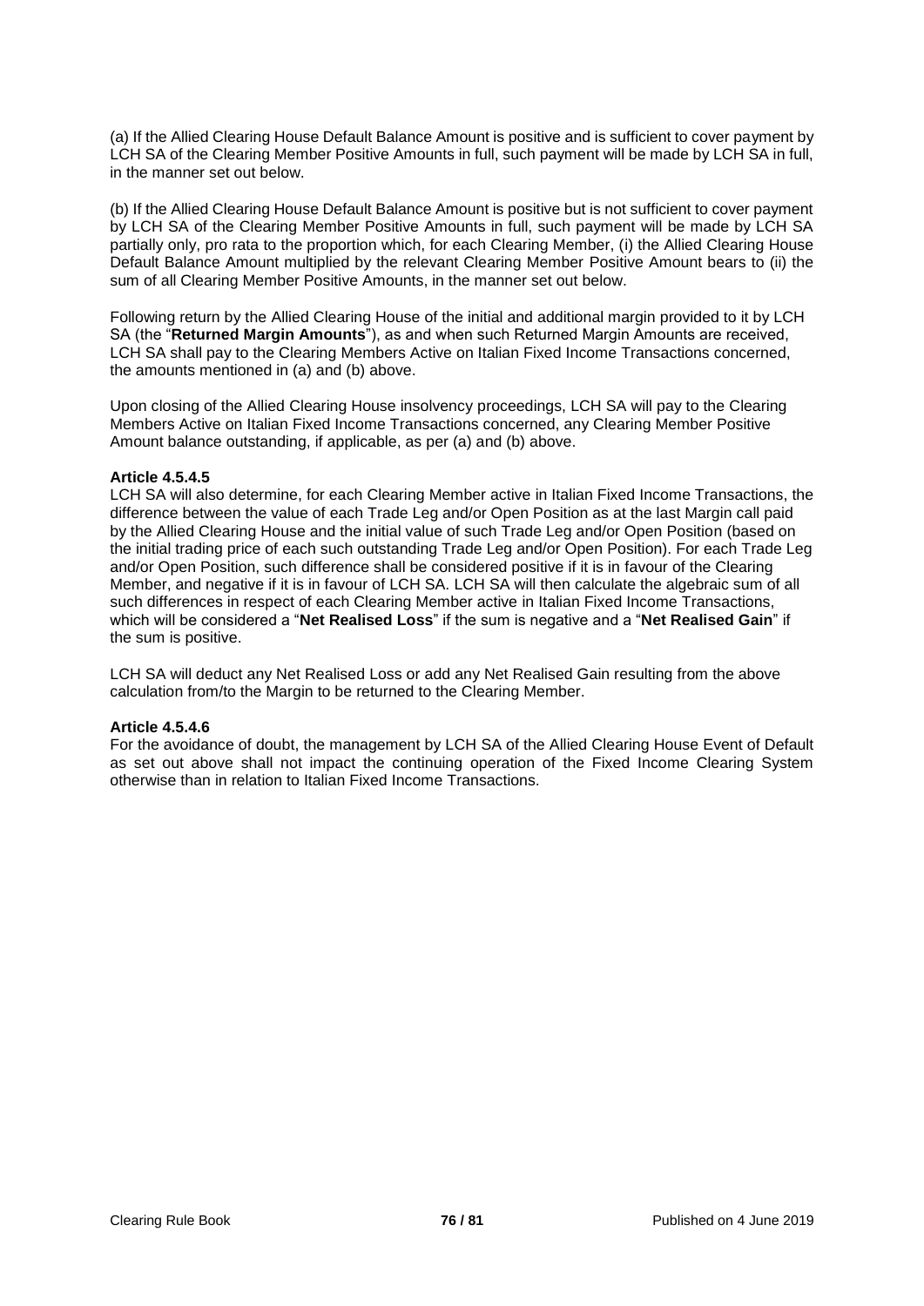(a) If the Allied Clearing House Default Balance Amount is positive and is sufficient to cover payment by LCH SA of the Clearing Member Positive Amounts in full, such payment will be made by LCH SA in full, in the manner set out below.

(b) If the Allied Clearing House Default Balance Amount is positive but is not sufficient to cover payment by LCH SA of the Clearing Member Positive Amounts in full, such payment will be made by LCH SA partially only, pro rata to the proportion which, for each Clearing Member, (i) the Allied Clearing House Default Balance Amount multiplied by the relevant Clearing Member Positive Amount bears to (ii) the sum of all Clearing Member Positive Amounts, in the manner set out below.

Following return by the Allied Clearing House of the initial and additional margin provided to it by LCH SA (the "**Returned Margin Amounts**"), as and when such Returned Margin Amounts are received, LCH SA shall pay to the Clearing Members Active on Italian Fixed Income Transactions concerned, the amounts mentioned in (a) and (b) above.

Upon closing of the Allied Clearing House insolvency proceedings, LCH SA will pay to the Clearing Members Active on Italian Fixed Income Transactions concerned, any Clearing Member Positive Amount balance outstanding, if applicable, as per (a) and (b) above.

**Article 4.5.4.5**

LCH SA will also determine, for each Clearing Member active in Italian Fixed Income Transactions, the difference between the value of each Trade Leg and/or Open Position as at the last Margin call paid by the Allied Clearing House and the initial value of such Trade Leg and/or Open Position (based on the initial trading price of each such outstanding Trade Leg and/or Open Position). For each Trade Leg and/or Open Position, such difference shall be considered positive if it is in favour of the Clearing Member, and negative if it is in favour of LCH SA. LCH SA will then calculate the algebraic sum of all such differences in respect of each Clearing Member active in Italian Fixed Income Transactions, which will be considered a "**Net Realised Loss**" if the sum is negative and a "**Net Realised Gain**" if the sum is positive.

LCH SA will deduct any Net Realised Loss or add any Net Realised Gain resulting from the above calculation from/to the Margin to be returned to the Clearing Member.

**Article 4.5.4.6**

For the avoidance of doubt, the management by LCH SA of the Allied Clearing House Event of Default as set out above shall not impact the continuing operation of the Fixed Income Clearing System otherwise than in relation to Italian Fixed Income Transactions.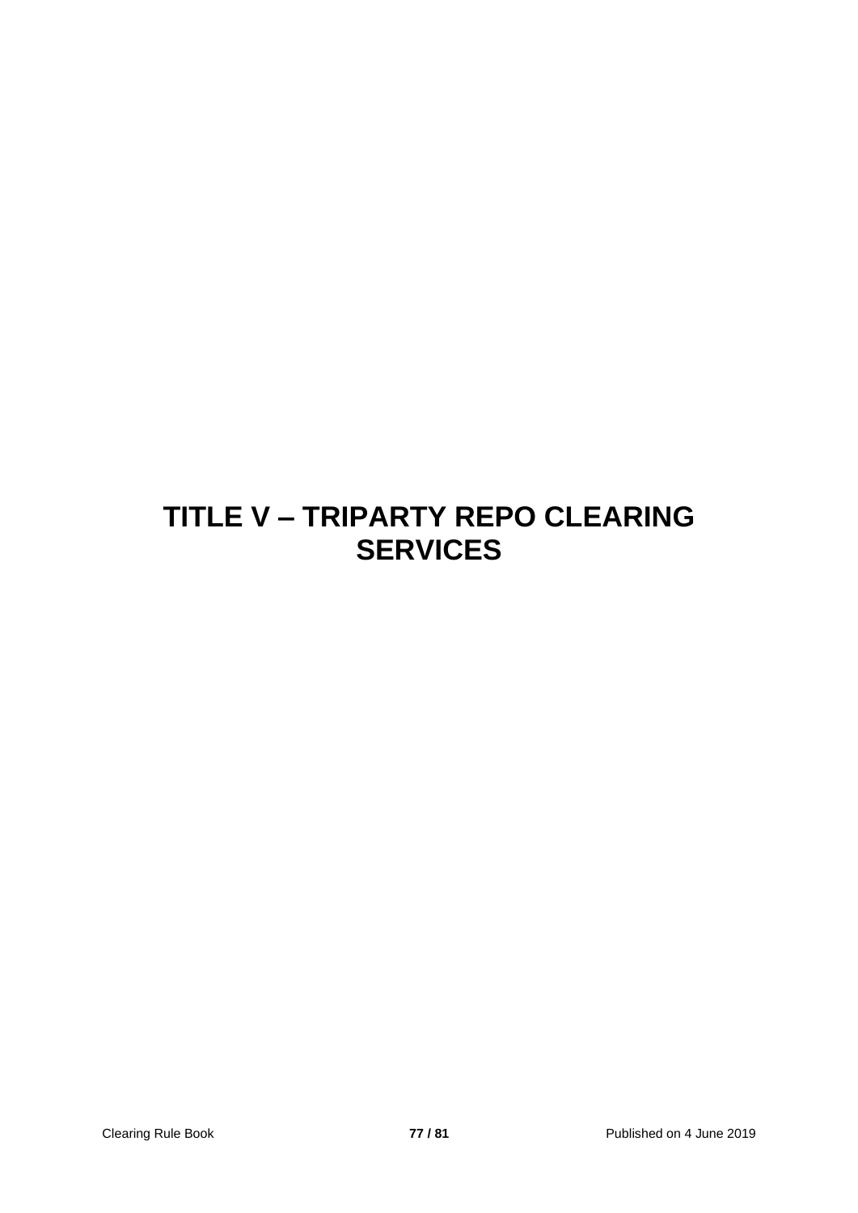# TITLE V – TRIPARTY REPO CLEARING SERVICES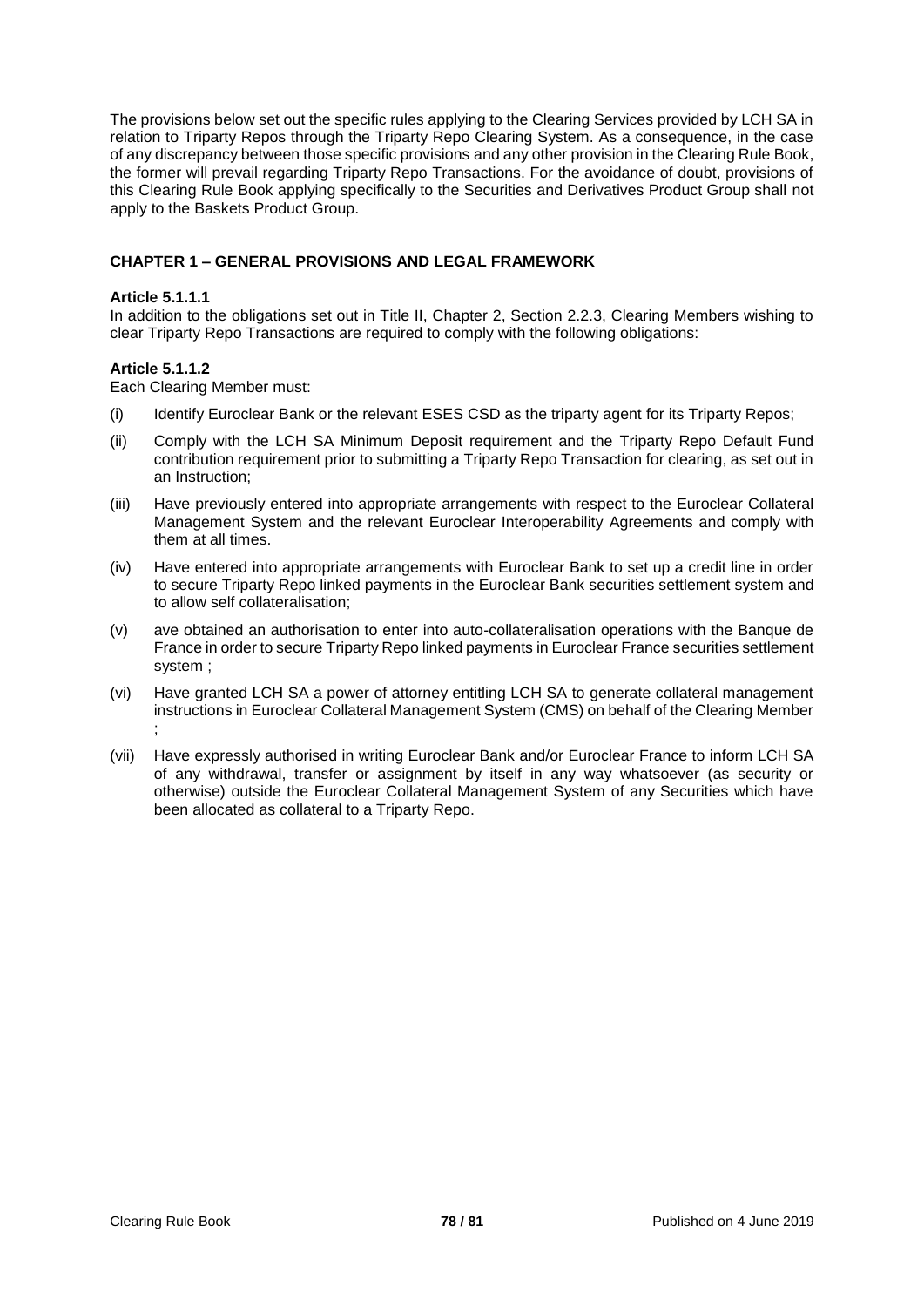The provisions below set out the specific rules applying to the Clearing Services provided by LCH SA in relation to Triparty Repos through the Triparty Repo Clearing System. As a consequence, in the case of any discrepancy between those specific provisions and any other provision in the Clearing Rule Book, the former will prevail regarding Triparty Repo Transactions. For the avoidance of doubt, provisions of this Clearing Rule Book applying specifically to the Securities and Derivatives Product Group shall not apply to the Baskets Product Group.

## CHAPTER 1 – GENERAL PROVISIONS AND LEGAL FRAMEWORK

### Article 5.1.1.1

In addition to the obligations set out in Title II, Chapter 2, Section 2.2.3, Clearing Members wishing to clear Triparty Repo Transactions are required to comply with the following obligations:

### Article 5.1.1.2

Each Clearing Member must:

(i) Identify Euroclear Bank or the relevant ESES CSD as the triparty agent for its Triparty Repos;

(ii) Comply with the LCH SA Minimum Deposit requirement and the Triparty Repo Default Fund contribution requirement prior to submitting a Triparty Repo Transaction for clearing, as set out in an Instruction;

(iii) Have previously entered into appropriate arrangements with respect to the Euroclear Collateral Management System and the relevant Euroclear Interoperability Agreements and comply with them at all times.

(iv) Have entered into appropriate arrangements with Euroclear Bank to set up a credit line in order to secure Triparty Repo linked payments in the Euroclear Bank securities settlement system and to allow self collateralisation;

(v) ave obtained an authorisation to enter into auto-collateralisation operations with the Banque de France in order to secure Triparty Repo linked payments in Euroclear France securities settlement system ;

(vi) Have granted LCH SA a power of attorney entitling LCH SA to generate collateral management instructions in Euroclear Collateral Management System (CMS) on behalf of the Clearing Member ;

(vii) Have expressly authorised in writing Euroclear Bank and/or Euroclear France to inform LCH SA of any withdrawal, transfer or assignment by itself in any way whatsoever (as security or otherwise) outside the Euroclear Collateral Management System of any Securities which have been allocated as collateral to a Triparty Repo.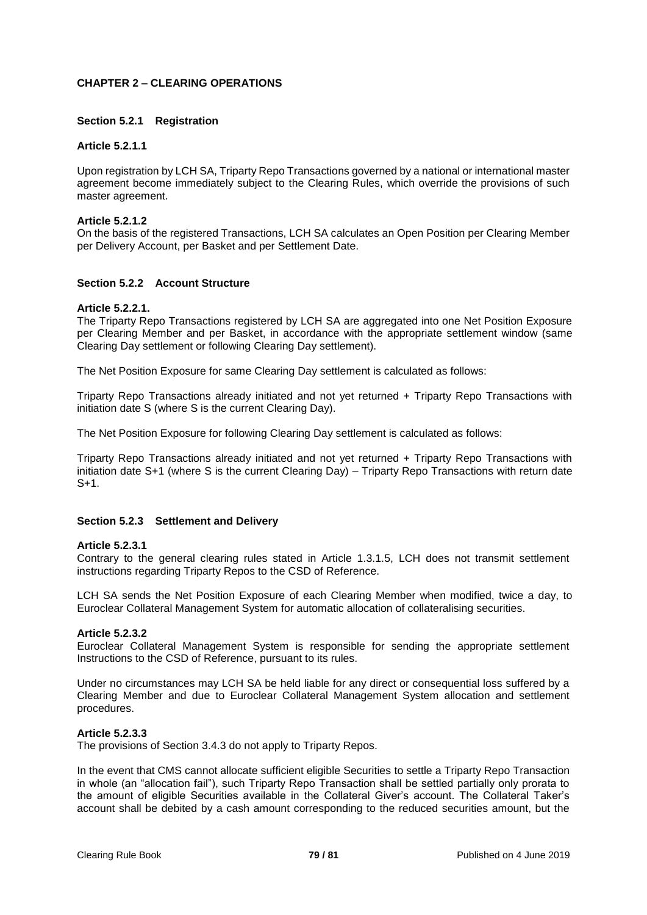## CHAPTER 2 – CLEARING OPERATIONS

### Section 5.2.1 Registration

**Article 5.2.1.1**

Upon registration by LCH SA, Triparty Repo Transactions governed by a national or international master agreement become immediately subject to the Clearing Rules, which override the provisions of such master agreement.

**Article 5.2.1.2**

On the basis of the registered Transactions, LCH SA calculates an Open Position per Clearing Member per Delivery Account, per Basket and per Settlement Date.

### Section 5.2.2 Account Structure

**Article 5.2.2.1.**

The Triparty Repo Transactions registered by LCH SA are aggregated into one Net Position Exposure per Clearing Member and per Basket, in accordance with the appropriate settlement window (same Clearing Day settlement or following Clearing Day settlement).

The Net Position Exposure for same Clearing Day settlement is calculated as follows:

Triparty Repo Transactions already initiated and not yet returned + Triparty Repo Transactions with initiation date S (where S is the current Clearing Day).

The Net Position Exposure for following Clearing Day settlement is calculated as follows:

Triparty Repo Transactions already initiated and not yet returned + Triparty Repo Transactions with initiation date S+1 (where S is the current Clearing Day) – Triparty Repo Transactions with return date S+1.

### Section 5.2.3 Settlement and Delivery

**Article 5.2.3.1**

Contrary to the general clearing rules stated in Article 1.3.1.5, LCH does not transmit settlement instructions regarding Triparty Repos to the CSD of Reference.

LCH SA sends the Net Position Exposure of each Clearing Member when modified, twice a day, to Euroclear Collateral Management System for automatic allocation of collateralising securities.

**Article 5.2.3.2**

Euroclear Collateral Management System is responsible for sending the appropriate settlement Instructions to the CSD of Reference, pursuant to its rules.

Under no circumstances may LCH SA be held liable for any direct or consequential loss suffered by a Clearing Member and due to Euroclear Collateral Management System allocation and settlement procedures.

**Article 5.2.3.3**

The provisions of Section 3.4.3 do not apply to Triparty Repos.

In the event that CMS cannot allocate sufficient eligible Securities to settle a Triparty Repo Transaction in whole (an "allocation fail"), such Triparty Repo Transaction shall be settled partially only prorata to the amount of eligible Securities available in the Collateral Giver's account. The Collateral Taker's account shall be debited by a cash amount corresponding to the reduced securities amount, but the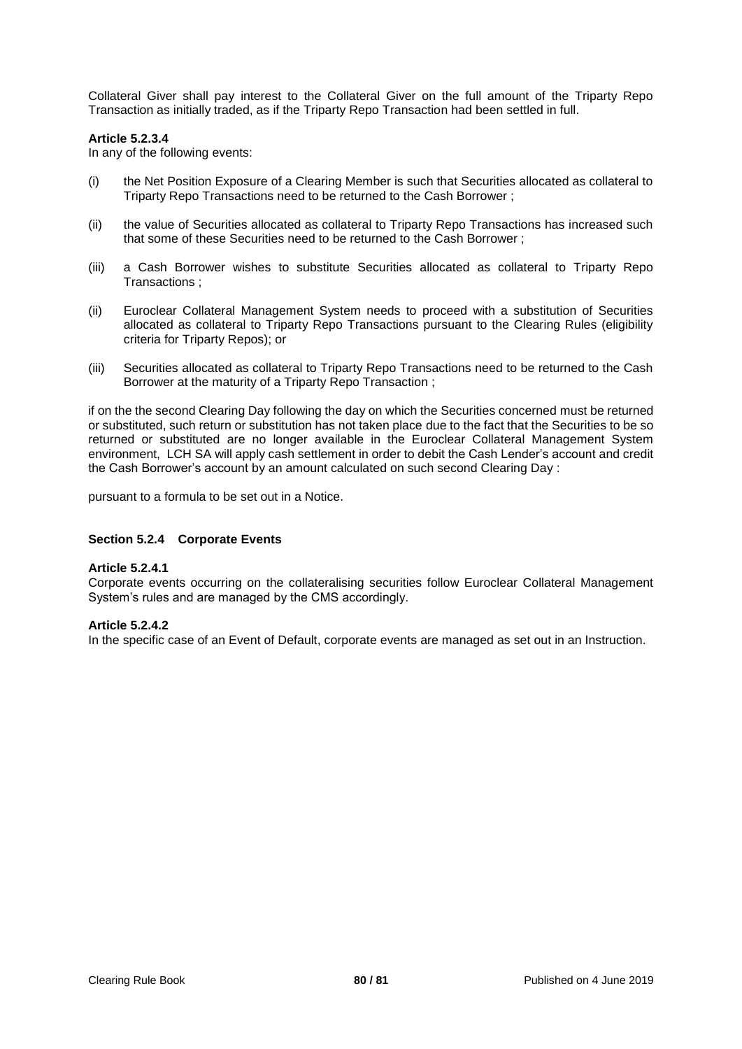Collateral Giver shall pay interest to the Collateral Giver on the full amount of the Triparty Repo Transaction as initially traded, as if the Triparty Repo Transaction had been settled in full.

**Article 5.2.3.4**

In any of the following events:

(i) the Net Position Exposure of a Clearing Member is such that Securities allocated as collateral to Triparty Repo Transactions need to be returned to the Cash Borrower ;

(ii) the value of Securities allocated as collateral to Triparty Repo Transactions has increased such that some of these Securities need to be returned to the Cash Borrower ;

(iii) a Cash Borrower wishes to substitute Securities allocated as collateral to Triparty Repo Transactions ;

(ii) Euroclear Collateral Management System needs to proceed with a substitution of Securities allocated as collateral to Triparty Repo Transactions pursuant to the Clearing Rules (eligibility criteria for Triparty Repos); or

(iii) Securities allocated as collateral to Triparty Repo Transactions need to be returned to the Cash Borrower at the maturity of a Triparty Repo Transaction ;

if on the the second Clearing Day following the day on which the Securities concerned must be returned or substituted, such return or substitution has not taken place due to the fact that the Securities to be so returned or substituted are no longer available in the Euroclear Collateral Management System environment, LCH SA will apply cash settlement in order to debit the Cash Lender's account and credit the Cash Borrower's account by an amount calculated on such second Clearing Day :

pursuant to a formula to be set out in a Notice.

### Section 5.2.4 Corporate Events

**Article 5.2.4.1**

Corporate events occurring on the collateralising securities follow Euroclear Collateral Management System's rules and are managed by the CMS accordingly.

**Article 5.2.4.2**

In the specific case of an Event of Default, corporate events are managed as set out in an Instruction.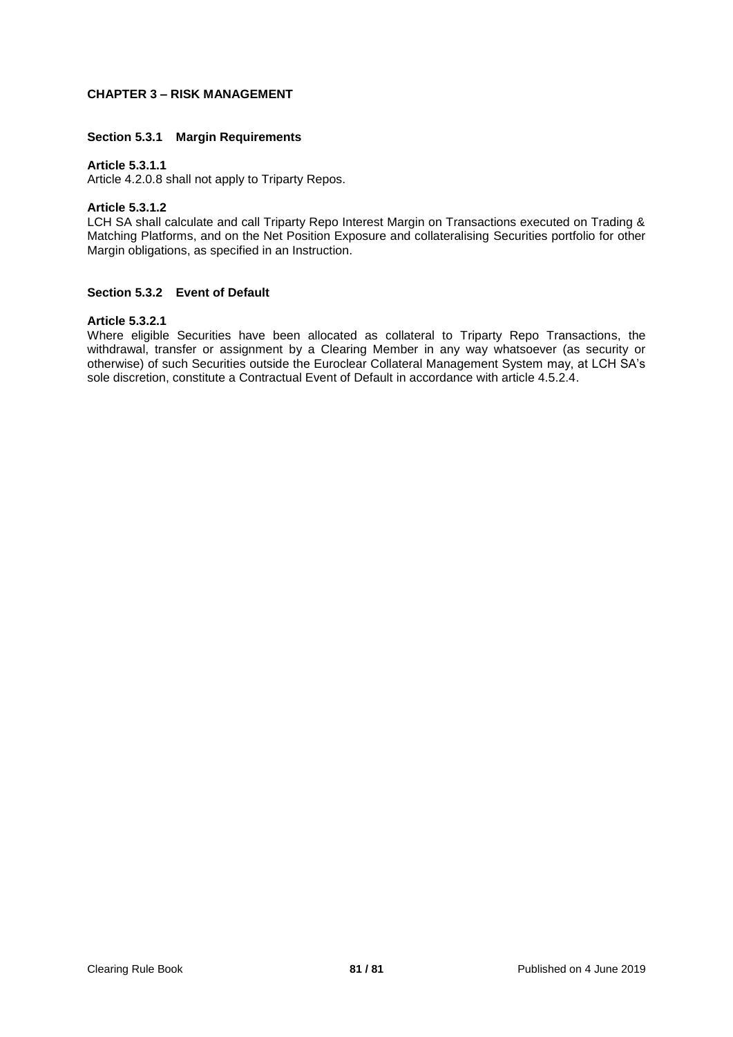## CHAPTER 3 – RISK MANAGEMENT

### Section 5.3.1 Margin Requirements

**Article 5.3.1.1**

Article 4.2.0.8 shall not apply to Triparty Repos.

**Article 5.3.1.2**

LCH SA shall calculate and call Triparty Repo Interest Margin on Transactions executed on Trading & Matching Platforms, and on the Net Position Exposure and collateralising Securities portfolio for other Margin obligations, as specified in an Instruction.

### Section 5.3.2 Event of Default

**Article 5.3.2.1**

Where eligible Securities have been allocated as collateral to Triparty Repo Transactions, the withdrawal, transfer or assignment by a Clearing Member in any way whatsoever (as security or otherwise) of such Securities outside the Euroclear Collateral Management System may, at LCH SA's sole discretion, constitute a Contractual Event of Default in accordance with article 4.5.2.4.